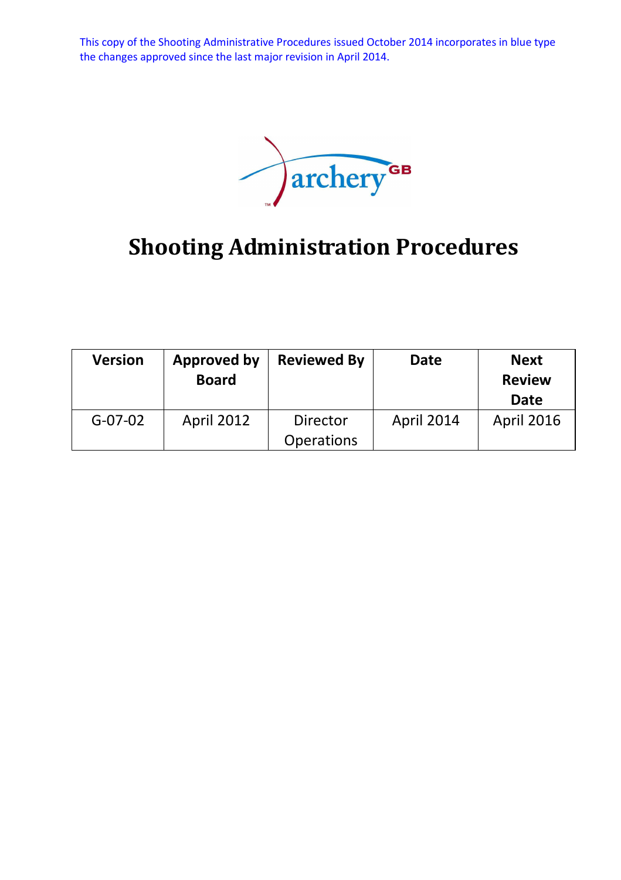This copy of the Shooting Administrative Procedures issued October 2014 incorporates in blue type the changes approved since the last major revision in April 2014.

archery GB

# Shooting Administration Procedures

| Version | Approved by Board | Reviewed By | Date | Next Review Date |
|---|---|---|---|---|
| G-07-02 | April 2012 | Director Operations | April 2014 | April 2016 |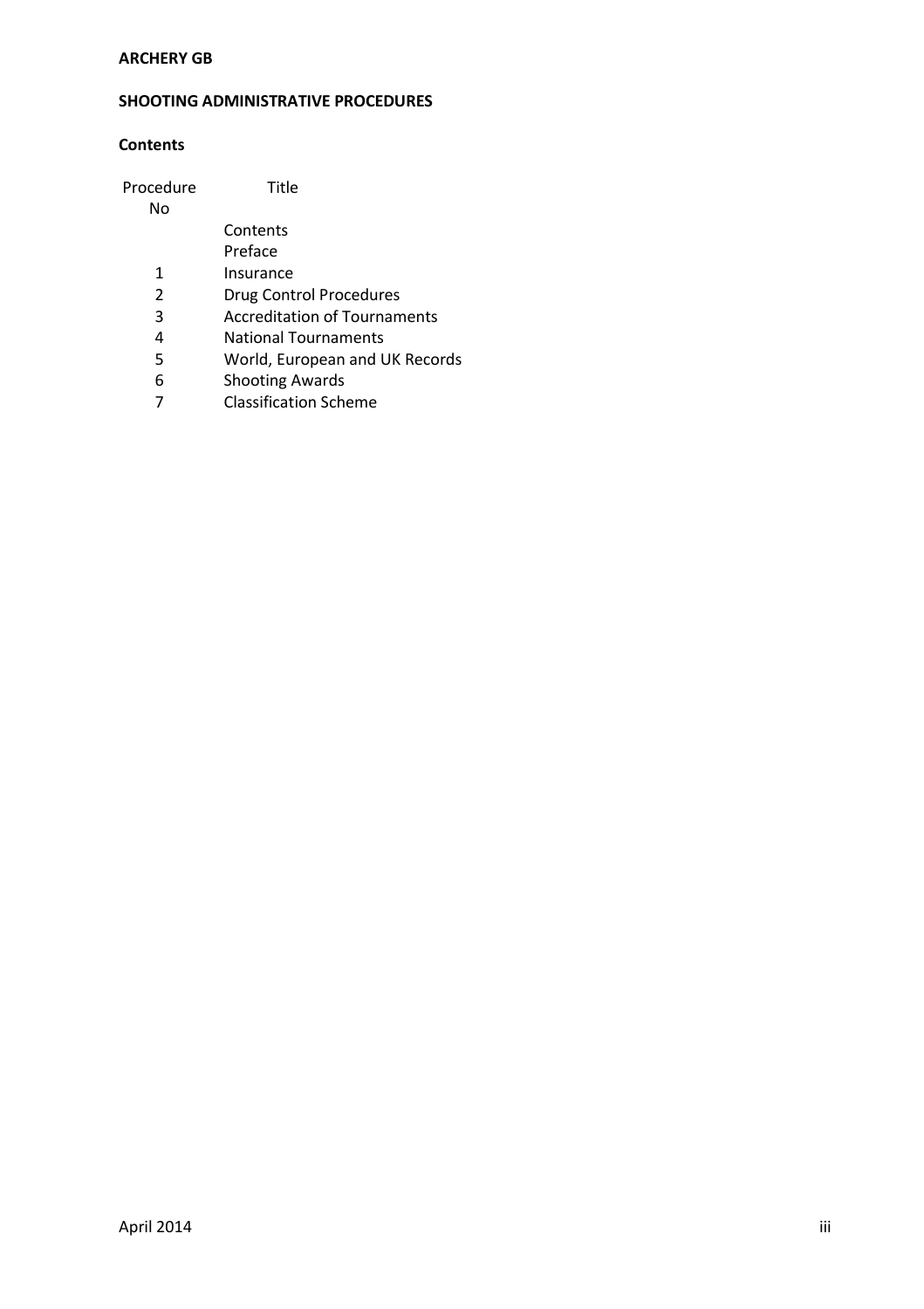**ARCHERY GB**

**SHOOTING ADMINISTRATIVE PROCEDURES**

**Contents**

| Procedure No | Title |
|---|---|
| | Contents |
| | Preface |
| 1 | Insurance |
| 2 | Drug Control Procedures |
| 3 | Accreditation of Tournaments |
| 4 | National Tournaments |
| 5 | World, European and UK Records |
| 6 | Shooting Awards |
| 7 | Classification Scheme |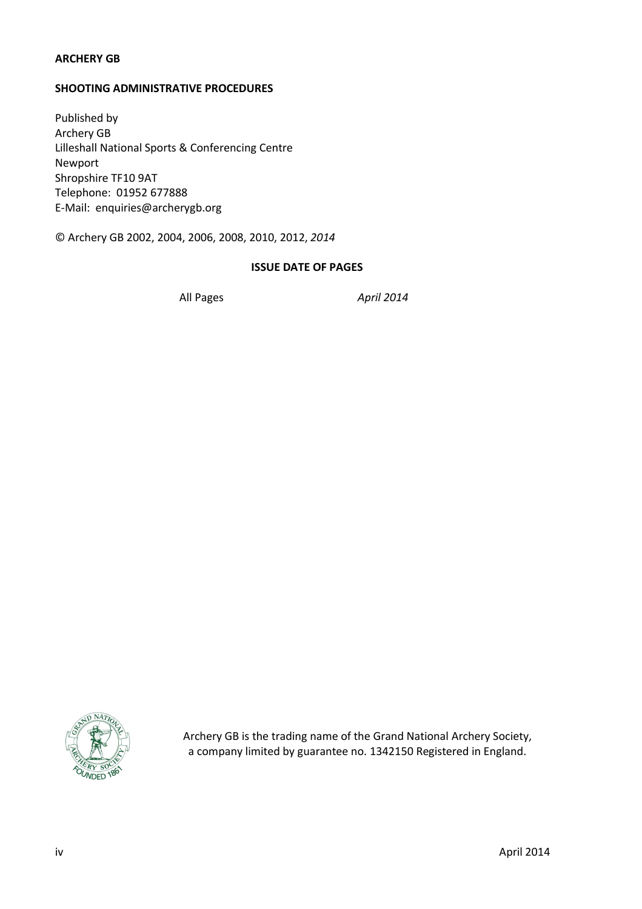**ARCHERY GB**

**SHOOTING ADMINISTRATIVE PROCEDURES**

Published by
Archery GB
Lilleshall National Sports & Conferencing Centre
Newport
Shropshire TF10 9AT
Telephone: 01952 677888
E-Mail: enquiries@archerygb.org

© Archery GB 2002, 2004, 2006, 2008, 2010, 2012, *2014*

**ISSUE DATE OF PAGES**

| | |
|---|---|
| All Pages | *April 2014* |

Archery GB is the trading name of the Grand National Archery Society, a company limited by guarantee no. 1342150 Registered in England.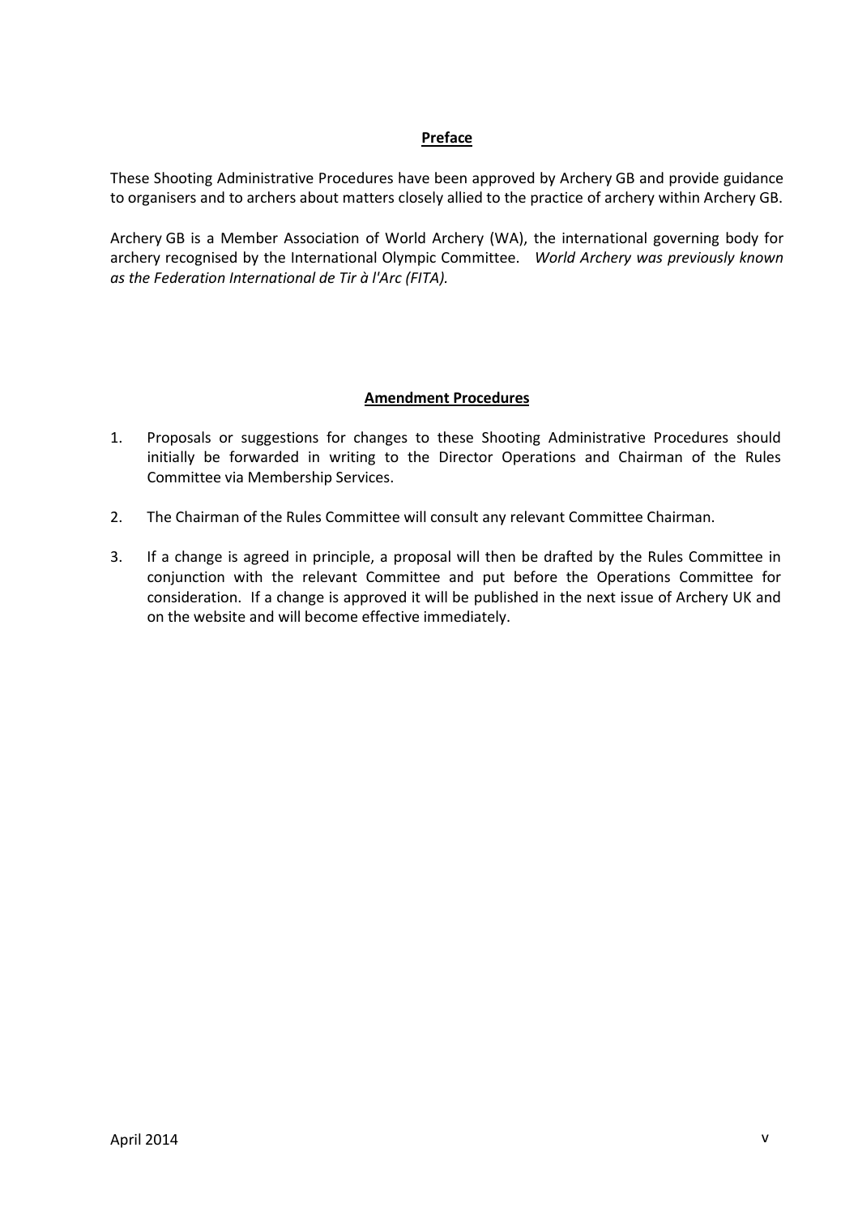## Preface

These Shooting Administrative Procedures have been approved by Archery GB and provide guidance to organisers and to archers about matters closely allied to the practice of archery within Archery GB.

Archery GB is a Member Association of World Archery (WA), the international governing body for archery recognised by the International Olympic Committee. *World Archery was previously known as the Federation International de Tir à l'Arc (FITA).*

## Amendment Procedures

1. Proposals or suggestions for changes to these Shooting Administrative Procedures should initially be forwarded in writing to the Director Operations and Chairman of the Rules Committee via Membership Services.

2. The Chairman of the Rules Committee will consult any relevant Committee Chairman.

3. If a change is agreed in principle, a proposal will then be drafted by the Rules Committee in conjunction with the relevant Committee and put before the Operations Committee for consideration. If a change is approved it will be published in the next issue of Archery UK and on the website and will become effective immediately.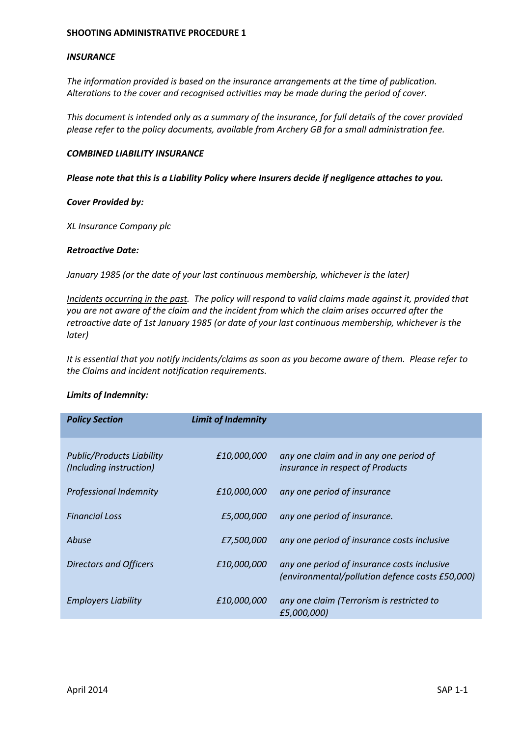**SHOOTING ADMINISTRATIVE PROCEDURE 1**

***INSURANCE***

*The information provided is based on the insurance arrangements at the time of publication. Alterations to the cover and recognised activities may be made during the period of cover.*

*This document is intended only as a summary of the insurance, for full details of the cover provided please refer to the policy documents, available from Archery GB for a small administration fee.*

***COMBINED LIABILITY INSURANCE***

***Please note that this is a Liability Policy where Insurers decide if negligence attaches to you.***

***Cover Provided by:***

*XL Insurance Company plc*

***Retroactive Date:***

*January 1985 (or the date of your last continuous membership, whichever is the later)*

*<u>Incidents occurring in the past</u>. The policy will respond to valid claims made against it, provided that you are not aware of the claim and the incident from which the claim arises occurred after the retroactive date of 1st January 1985 (or date of your last continuous membership, whichever is the later)*

*It is essential that you notify incidents/claims as soon as you become aware of them. Please refer to the Claims and incident notification requirements.*

***Limits of Indemnity:***

| ***Policy Section*** | ***Limit of Indemnity*** | |
|---|---|---|
| *Public/Products Liability (Including instruction)* | *£10,000,000* | *any one claim and in any one period of insurance in respect of Products* |
| *Professional Indemnity* | *£10,000,000* | *any one period of insurance* |
| *Financial Loss* | *£5,000,000* | *any one period of insurance.* |
| *Abuse* | *£7,500,000* | *any one period of insurance costs inclusive* |
| *Directors and Officers* | *£10,000,000* | *any one period of insurance costs inclusive (environmental/pollution defence costs £50,000)* |
| *Employers Liability* | *£10,000,000* | *any one claim (Terrorism is restricted to £5,000,000)* |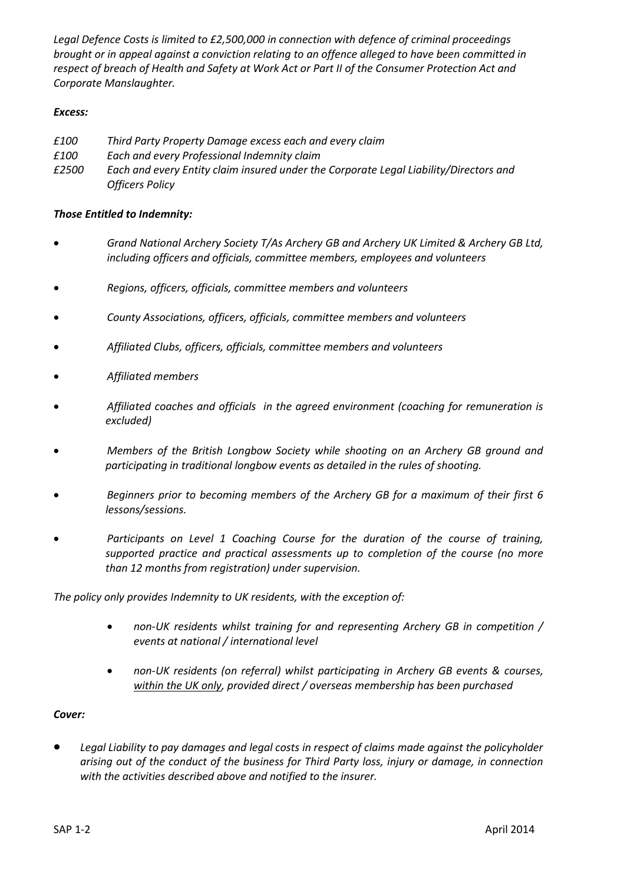*Legal Defence Costs is limited to £2,500,000 in connection with defence of criminal proceedings brought or in appeal against a conviction relating to an offence alleged to have been committed in respect of breach of Health and Safety at Work Act or Part II of the Consumer Protection Act and Corporate Manslaughter.*

***Excess:***

*£100 Third Party Property Damage excess each and every claim*
*£100 Each and every Professional Indemnity claim*
*£2500 Each and every Entity claim insured under the Corporate Legal Liability/Directors and Officers Policy*

***Those Entitled to Indemnity:***

- *Grand National Archery Society T/As Archery GB and Archery UK Limited & Archery GB Ltd, including officers and officials, committee members, employees and volunteers*
- *Regions, officers, officials, committee members and volunteers*
- *County Associations, officers, officials, committee members and volunteers*
- *Affiliated Clubs, officers, officials, committee members and volunteers*
- *Affiliated members*
- *Affiliated coaches and officials in the agreed environment (coaching for remuneration is excluded)*
- *Members of the British Longbow Society while shooting on an Archery GB ground and participating in traditional longbow events as detailed in the rules of shooting.*
- *Beginners prior to becoming members of the Archery GB for a maximum of their first 6 lessons/sessions.*
- *Participants on Level 1 Coaching Course for the duration of the course of training, supported practice and practical assessments up to completion of the course (no more than 12 months from registration) under supervision.*

*The policy only provides Indemnity to UK residents, with the exception of:*

- *non-UK residents whilst training for and representing Archery GB in competition / events at national / international level*
- *non-UK residents (on referral) whilst participating in Archery GB events & courses, within the UK only, provided direct / overseas membership has been purchased*

***Cover:***

- *Legal Liability to pay damages and legal costs in respect of claims made against the policyholder arising out of the conduct of the business for Third Party loss, injury or damage, in connection with the activities described above and notified to the insurer.*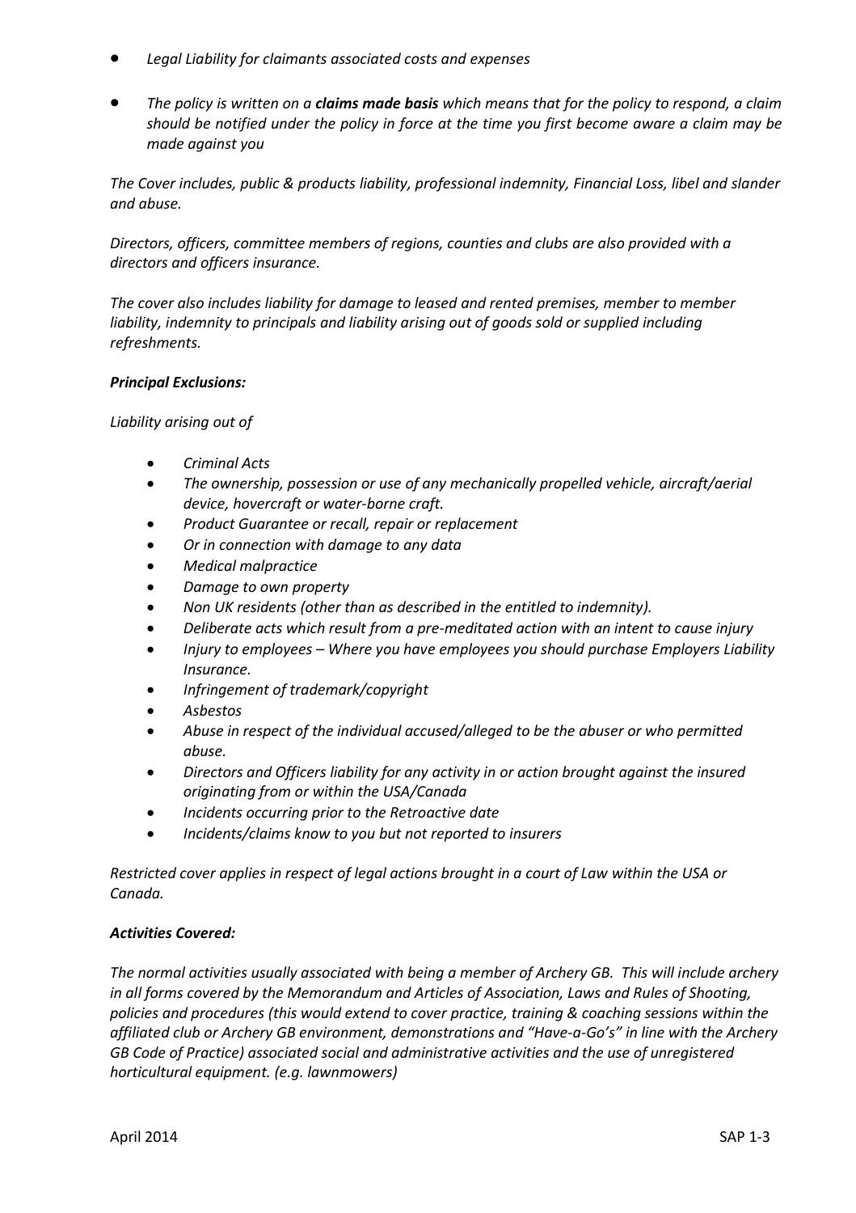- *Legal Liability for claimants associated costs and expenses*

- *The policy is written on a **claims made basis** which means that for the policy to respond, a claim should be notified under the policy in force at the time you first become aware a claim may be made against you*

*The Cover includes, public & products liability, professional indemnity, Financial Loss, libel and slander and abuse.*

*Directors, officers, committee members of regions, counties and clubs are also provided with a directors and officers insurance.*

*The cover also includes liability for damage to leased and rented premises, member to member liability, indemnity to principals and liability arising out of goods sold or supplied including refreshments.*

***Principal Exclusions:***

*Liability arising out of*

- *Criminal Acts*
- *The ownership, possession or use of any mechanically propelled vehicle, aircraft/aerial device, hovercraft or water-borne craft.*
- *Product Guarantee or recall, repair or replacement*
- *Or in connection with damage to any data*
- *Medical malpractice*
- *Damage to own property*
- *Non UK residents (other than as described in the entitled to indemnity).*
- *Deliberate acts which result from a pre-meditated action with an intent to cause injury*
- *Injury to employees – Where you have employees you should purchase Employers Liability Insurance.*
- *Infringement of trademark/copyright*
- *Asbestos*
- *Abuse in respect of the individual accused/alleged to be the abuser or who permitted abuse.*
- *Directors and Officers liability for any activity in or action brought against the insured originating from or within the USA/Canada*
- *Incidents occurring prior to the Retroactive date*
- *Incidents/claims know to you but not reported to insurers*

*Restricted cover applies in respect of legal actions brought in a court of Law within the USA or Canada.*

***Activities Covered:***

*The normal activities usually associated with being a member of Archery GB. This will include archery in all forms covered by the Memorandum and Articles of Association, Laws and Rules of Shooting, policies and procedures (this would extend to cover practice, training & coaching sessions within the affiliated club or Archery GB environment, demonstrations and "Have-a-Go's" in line with the Archery GB Code of Practice) associated social and administrative activities and the use of unregistered horticultural equipment. (e.g. lawnmowers)*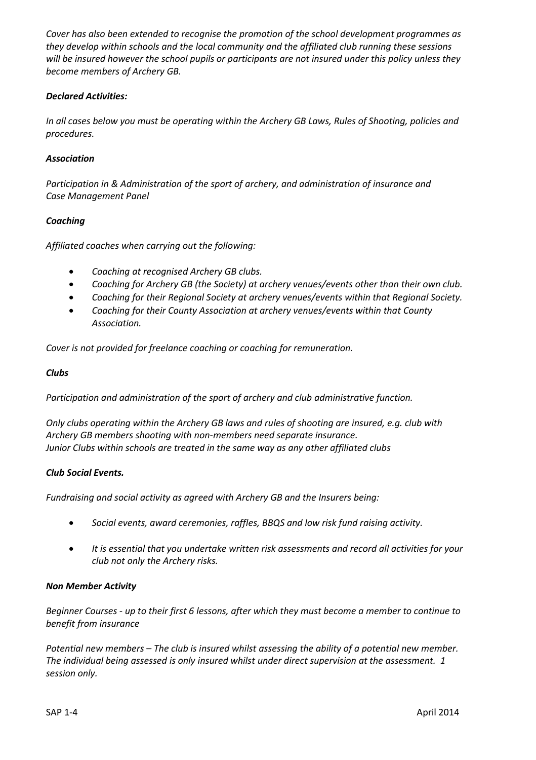*Cover has also been extended to recognise the promotion of the school development programmes as they develop within schools and the local community and the affiliated club running these sessions will be insured however the school pupils or participants are not insured under this policy unless they become members of Archery GB.*

***Declared Activities:***

*In all cases below you must be operating within the Archery GB Laws, Rules of Shooting, policies and procedures.*

***Association***

*Participation in & Administration of the sport of archery, and administration of insurance and Case Management Panel*

***Coaching***

*Affiliated coaches when carrying out the following:*

- *Coaching at recognised Archery GB clubs.*
- *Coaching for Archery GB (the Society) at archery venues/events other than their own club.*
- *Coaching for their Regional Society at archery venues/events within that Regional Society.*
- *Coaching for their County Association at archery venues/events within that County Association.*

*Cover is not provided for freelance coaching or coaching for remuneration.*

***Clubs***

*Participation and administration of the sport of archery and club administrative function.*

*Only clubs operating within the Archery GB laws and rules of shooting are insured, e.g. club with Archery GB members shooting with non-members need separate insurance.*
*Junior Clubs within schools are treated in the same way as any other affiliated clubs*

***Club Social Events.***

*Fundraising and social activity as agreed with Archery GB and the Insurers being:*

- *Social events, award ceremonies, raffles, BBQS and low risk fund raising activity.*
- *It is essential that you undertake written risk assessments and record all activities for your club not only the Archery risks.*

***Non Member Activity***

*Beginner Courses - up to their first 6 lessons, after which they must become a member to continue to benefit from insurance*

*Potential new members – The club is insured whilst assessing the ability of a potential new member. The individual being assessed is only insured whilst under direct supervision at the assessment. 1 session only.*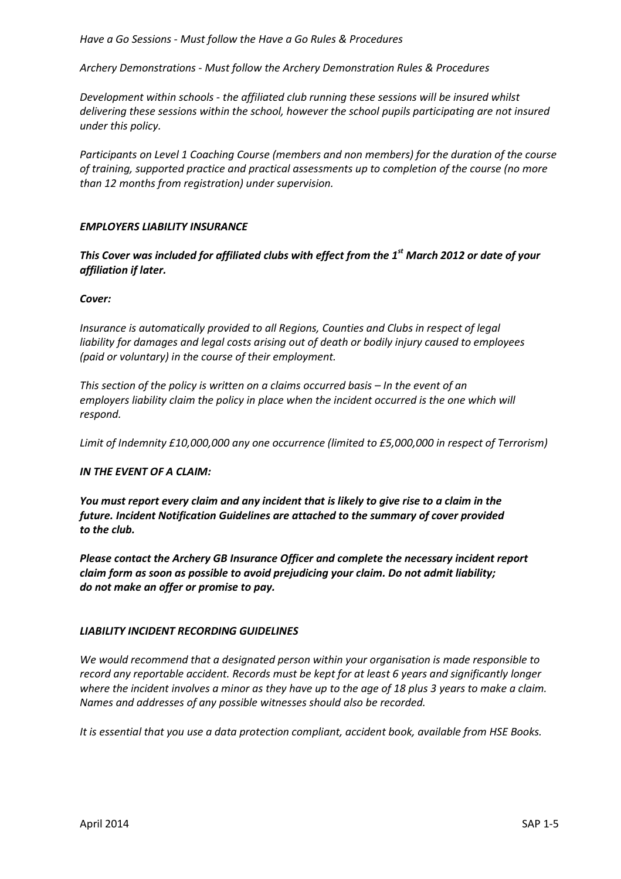*Have a Go Sessions - Must follow the Have a Go Rules & Procedures*

*Archery Demonstrations - Must follow the Archery Demonstration Rules & Procedures*

*Development within schools - the affiliated club running these sessions will be insured whilst delivering these sessions within the school, however the school pupils participating are not insured under this policy.*

*Participants on Level 1 Coaching Course (members and non members) for the duration of the course of training, supported practice and practical assessments up to completion of the course (no more than 12 months from registration) under supervision.*

## *EMPLOYERS LIABILITY INSURANCE*

***This Cover was included for affiliated clubs with effect from the 1st March 2012 or date of your affiliation if later.***

***Cover:***

*Insurance is automatically provided to all Regions, Counties and Clubs in respect of legal liability for damages and legal costs arising out of death or bodily injury caused to employees (paid or voluntary) in the course of their employment.*

*This section of the policy is written on a claims occurred basis – In the event of an employers liability claim the policy in place when the incident occurred is the one which will respond.*

*Limit of Indemnity £10,000,000 any one occurrence (limited to £5,000,000 in respect of Terrorism)*

***IN THE EVENT OF A CLAIM:***

***You must report every claim and any incident that is likely to give rise to a claim in the future. Incident Notification Guidelines are attached to the summary of cover provided to the club.***

***Please contact the Archery GB Insurance Officer and complete the necessary incident report claim form as soon as possible to avoid prejudicing your claim. Do not admit liability; do not make an offer or promise to pay.***

## *LIABILITY INCIDENT RECORDING GUIDELINES*

*We would recommend that a designated person within your organisation is made responsible to record any reportable accident. Records must be kept for at least 6 years and significantly longer where the incident involves a minor as they have up to the age of 18 plus 3 years to make a claim. Names and addresses of any possible witnesses should also be recorded.*

*It is essential that you use a data protection compliant, accident book, available from HSE Books.*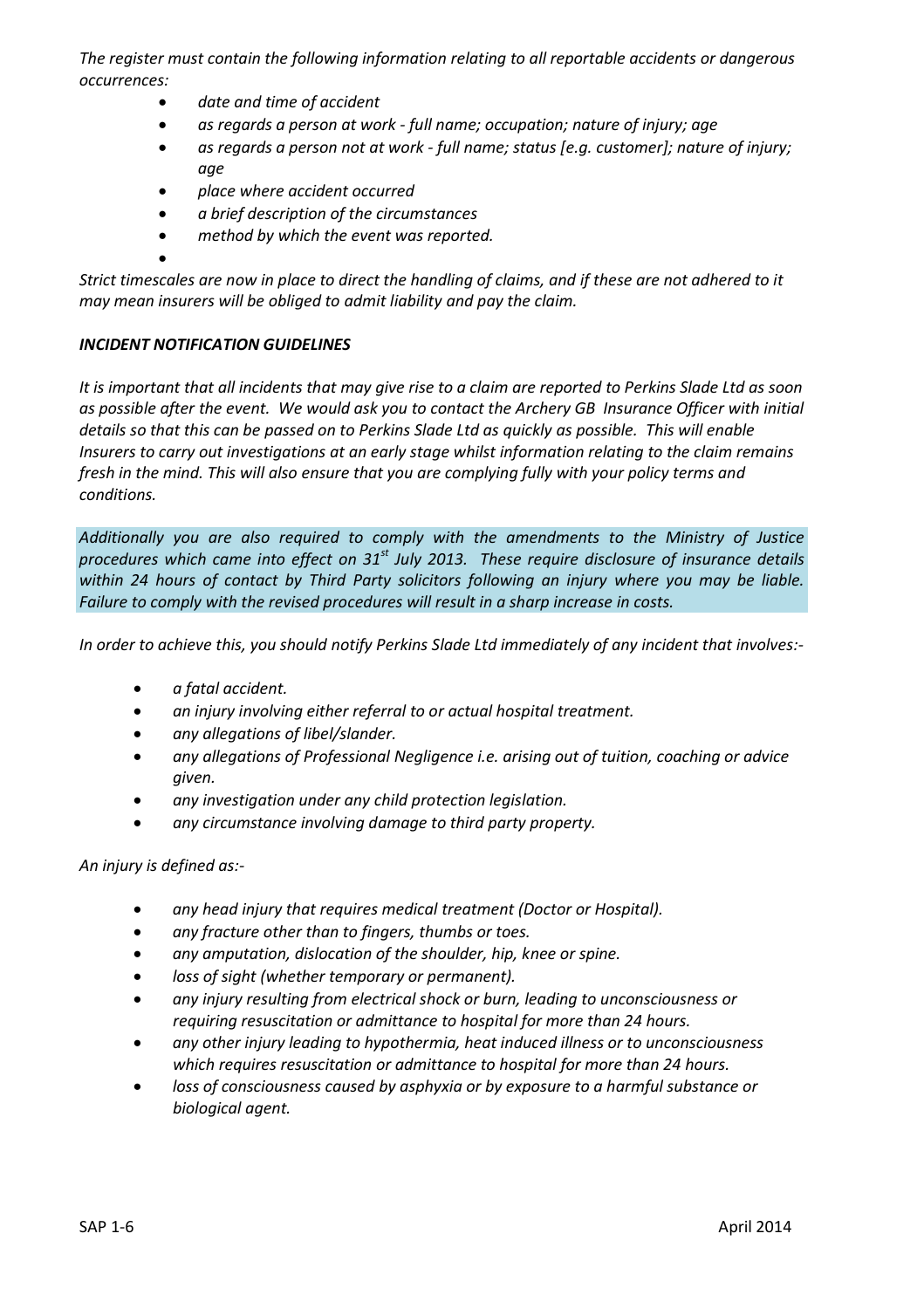*The register must contain the following information relating to all reportable accidents or dangerous occurrences:*

- *date and time of accident*
- *as regards a person at work - full name; occupation; nature of injury; age*
- *as regards a person not at work - full name; status [e.g. customer]; nature of injury; age*
- *place where accident occurred*
- *a brief description of the circumstances*
- *method by which the event was reported.*

*Strict timescales are now in place to direct the handling of claims, and if these are not adhered to it may mean insurers will be obliged to admit liability and pay the claim.*

***INCIDENT NOTIFICATION GUIDELINES***

*It is important that all incidents that may give rise to a claim are reported to Perkins Slade Ltd as soon as possible after the event. We would ask you to contact the Archery GB Insurance Officer with initial details so that this can be passed on to Perkins Slade Ltd as quickly as possible. This will enable Insurers to carry out investigations at an early stage whilst information relating to the claim remains fresh in the mind. This will also ensure that you are complying fully with your policy terms and conditions.*

*Additionally you are also required to comply with the amendments to the Ministry of Justice procedures which came into effect on 31st July 2013. These require disclosure of insurance details within 24 hours of contact by Third Party solicitors following an injury where you may be liable. Failure to comply with the revised procedures will result in a sharp increase in costs.*

*In order to achieve this, you should notify Perkins Slade Ltd immediately of any incident that involves:-*

- *a fatal accident.*
- *an injury involving either referral to or actual hospital treatment.*
- *any allegations of libel/slander.*
- *any allegations of Professional Negligence i.e. arising out of tuition, coaching or advice given.*
- *any investigation under any child protection legislation.*
- *any circumstance involving damage to third party property.*

*An injury is defined as:-*

- *any head injury that requires medical treatment (Doctor or Hospital).*
- *any fracture other than to fingers, thumbs or toes.*
- *any amputation, dislocation of the shoulder, hip, knee or spine.*
- *loss of sight (whether temporary or permanent).*
- *any injury resulting from electrical shock or burn, leading to unconsciousness or requiring resuscitation or admittance to hospital for more than 24 hours.*
- *any other injury leading to hypothermia, heat induced illness or to unconsciousness which requires resuscitation or admittance to hospital for more than 24 hours.*
- *loss of consciousness caused by asphyxia or by exposure to a harmful substance or biological agent.*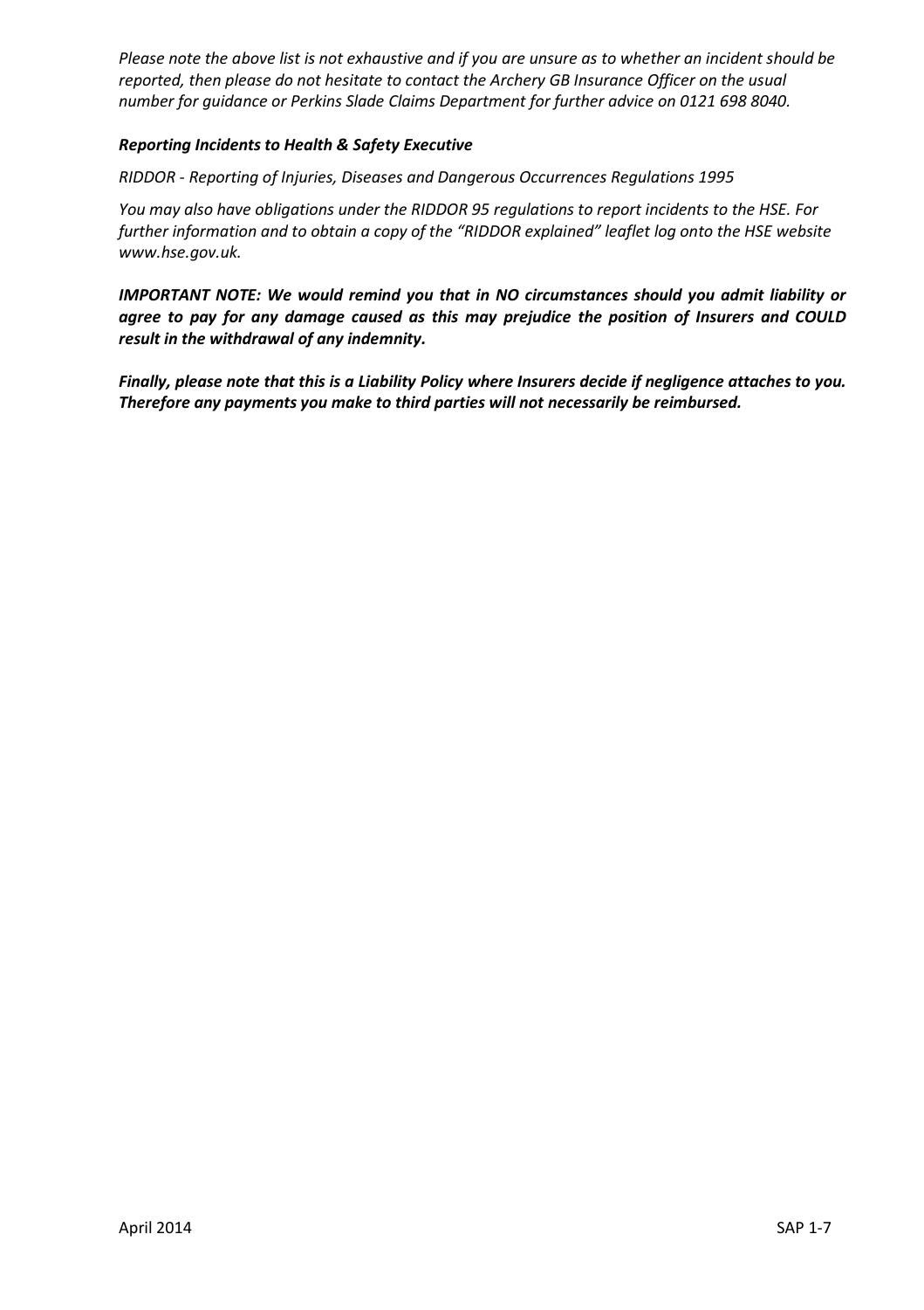*Please note the above list is not exhaustive and if you are unsure as to whether an incident should be reported, then please do not hesitate to contact the Archery GB Insurance Officer on the usual number for guidance or Perkins Slade Claims Department for further advice on 0121 698 8040.*

***Reporting Incidents to Health & Safety Executive***

*RIDDOR - Reporting of Injuries, Diseases and Dangerous Occurrences Regulations 1995*

*You may also have obligations under the RIDDOR 95 regulations to report incidents to the HSE. For further information and to obtain a copy of the "RIDDOR explained" leaflet log onto the HSE website www.hse.gov.uk.*

***IMPORTANT NOTE: We would remind you that in NO circumstances should you admit liability or agree to pay for any damage caused as this may prejudice the position of Insurers and COULD result in the withdrawal of any indemnity.***

***Finally, please note that this is a Liability Policy where Insurers decide if negligence attaches to you. Therefore any payments you make to third parties will not necessarily be reimbursed.***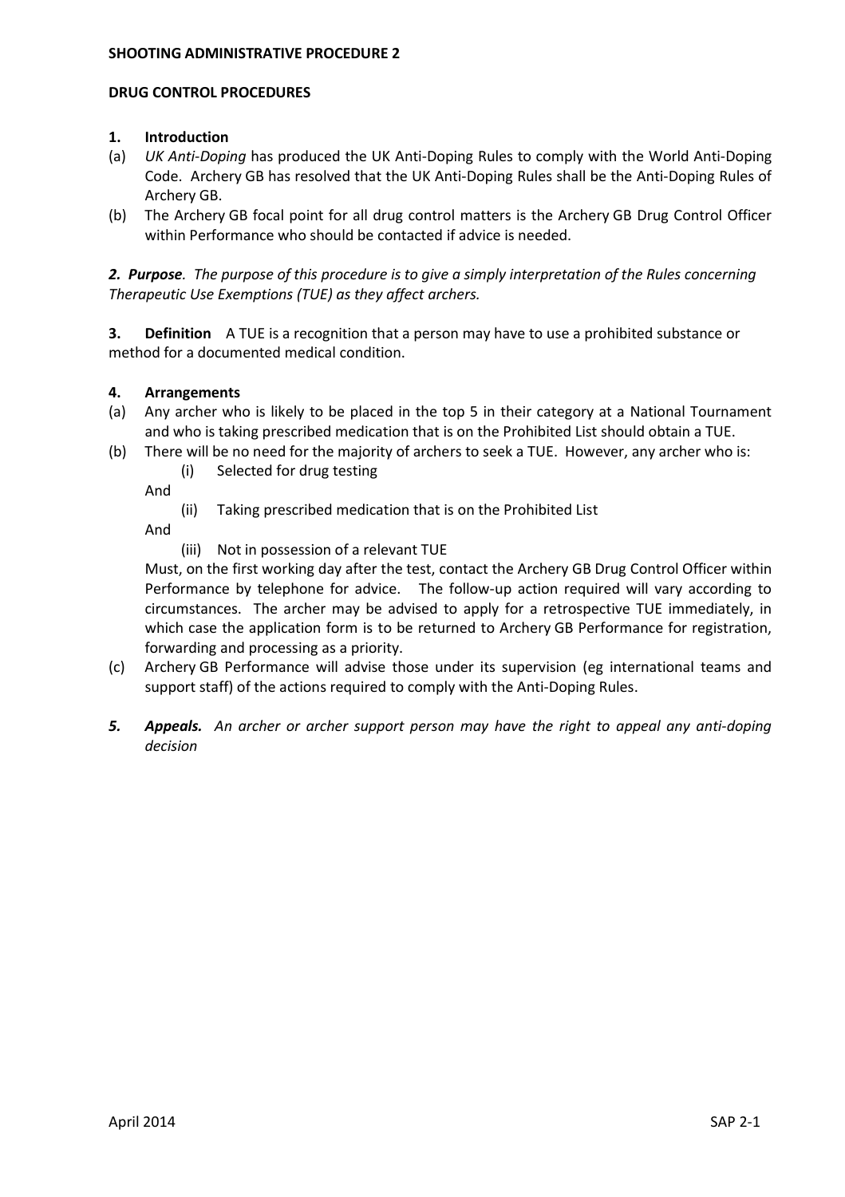**SHOOTING ADMINISTRATIVE PROCEDURE 2**

**DRUG CONTROL PROCEDURES**

**1. Introduction**

(a) *UK Anti-Doping* has produced the UK Anti-Doping Rules to comply with the World Anti-Doping Code. Archery GB has resolved that the UK Anti-Doping Rules shall be the Anti-Doping Rules of Archery GB.

(b) The Archery GB focal point for all drug control matters is the Archery GB Drug Control Officer within Performance who should be contacted if advice is needed.

***2. Purpose****. The purpose of this procedure is to give a simply interpretation of the Rules concerning Therapeutic Use Exemptions (TUE) as they affect archers.*

**3. Definition** A TUE is a recognition that a person may have to use a prohibited substance or method for a documented medical condition.

**4. Arrangements**

(a) Any archer who is likely to be placed in the top 5 in their category at a National Tournament and who is taking prescribed medication that is on the Prohibited List should obtain a TUE.

(b) There will be no need for the majority of archers to seek a TUE. However, any archer who is:

   (i) Selected for drug testing

   And

   (ii) Taking prescribed medication that is on the Prohibited List

   And

   (iii) Not in possession of a relevant TUE

   Must, on the first working day after the test, contact the Archery GB Drug Control Officer within Performance by telephone for advice. The follow-up action required will vary according to circumstances. The archer may be advised to apply for a retrospective TUE immediately, in which case the application form is to be returned to Archery GB Performance for registration, forwarding and processing as a priority.

(c) Archery GB Performance will advise those under its supervision (eg international teams and support staff) of the actions required to comply with the Anti-Doping Rules.

***5. Appeals.*** *An archer or archer support person may have the right to appeal any anti-doping decision*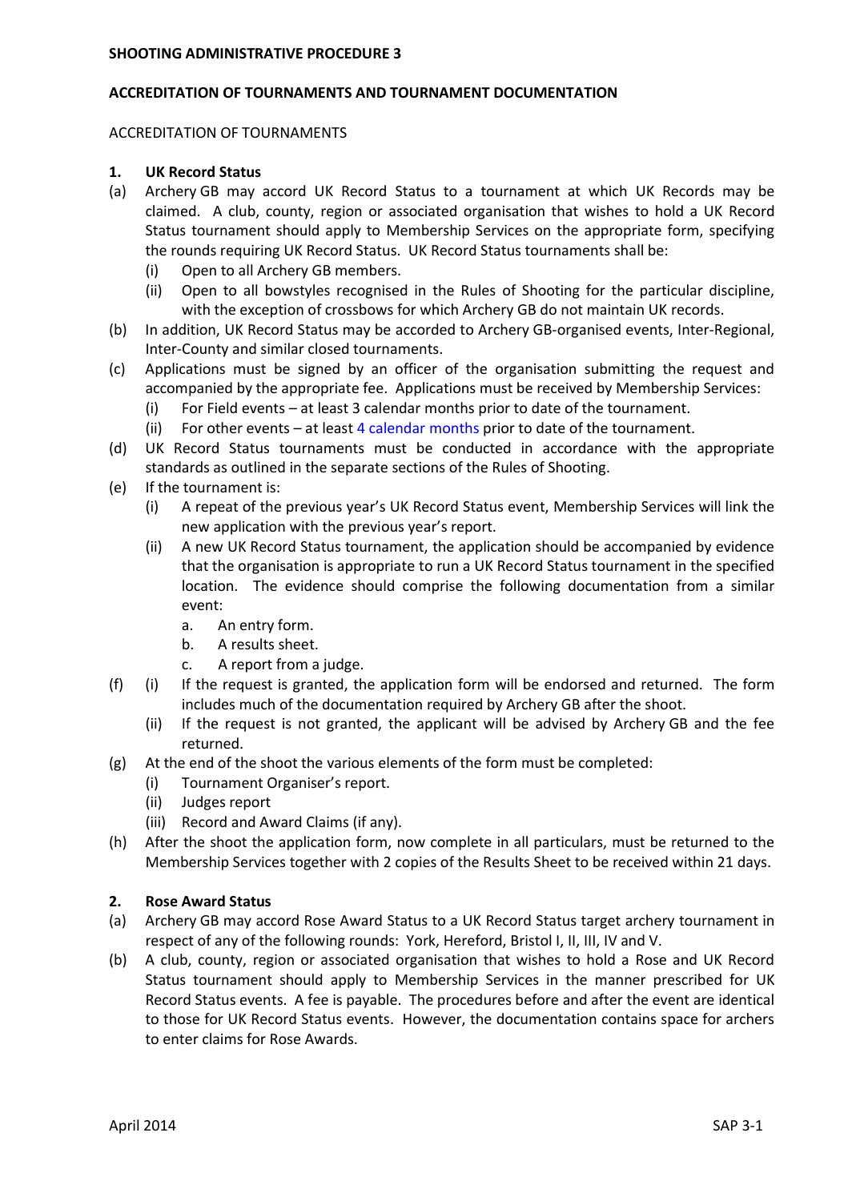**SHOOTING ADMINISTRATIVE PROCEDURE 3**

**ACCREDITATION OF TOURNAMENTS AND TOURNAMENT DOCUMENTATION**

ACCREDITATION OF TOURNAMENTS

**1. UK Record Status**

(a) Archery GB may accord UK Record Status to a tournament at which UK Records may be claimed. A club, county, region or associated organisation that wishes to hold a UK Record Status tournament should apply to Membership Services on the appropriate form, specifying the rounds requiring UK Record Status. UK Record Status tournaments shall be:
  - (i) Open to all Archery GB members.
  - (ii) Open to all bowstyles recognised in the Rules of Shooting for the particular discipline, with the exception of crossbows for which Archery GB do not maintain UK records.

(b) In addition, UK Record Status may be accorded to Archery GB-organised events, Inter-Regional, Inter-County and similar closed tournaments.

(c) Applications must be signed by an officer of the organisation submitting the request and accompanied by the appropriate fee. Applications must be received by Membership Services:
  - (i) For Field events – at least 3 calendar months prior to date of the tournament.
  - (ii) For other events – at least 4 calendar months prior to date of the tournament.

(d) UK Record Status tournaments must be conducted in accordance with the appropriate standards as outlined in the separate sections of the Rules of Shooting.

(e) If the tournament is:
  - (i) A repeat of the previous year's UK Record Status event, Membership Services will link the new application with the previous year's report.
  - (ii) A new UK Record Status tournament, the application should be accompanied by evidence that the organisation is appropriate to run a UK Record Status tournament in the specified location. The evidence should comprise the following documentation from a similar event:
    - a. An entry form.
    - b. A results sheet.
    - c. A report from a judge.

(f)
  - (i) If the request is granted, the application form will be endorsed and returned. The form includes much of the documentation required by Archery GB after the shoot.
  - (ii) If the request is not granted, the applicant will be advised by Archery GB and the fee returned.

(g) At the end of the shoot the various elements of the form must be completed:
  - (i) Tournament Organiser's report.
  - (ii) Judges report
  - (iii) Record and Award Claims (if any).

(h) After the shoot the application form, now complete in all particulars, must be returned to the Membership Services together with 2 copies of the Results Sheet to be received within 21 days.

**2. Rose Award Status**

(a) Archery GB may accord Rose Award Status to a UK Record Status target archery tournament in respect of any of the following rounds: York, Hereford, Bristol I, II, III, IV and V.

(b) A club, county, region or associated organisation that wishes to hold a Rose and UK Record Status tournament should apply to Membership Services in the manner prescribed for UK Record Status events. A fee is payable. The procedures before and after the event are identical to those for UK Record Status events. However, the documentation contains space for archers to enter claims for Rose Awards.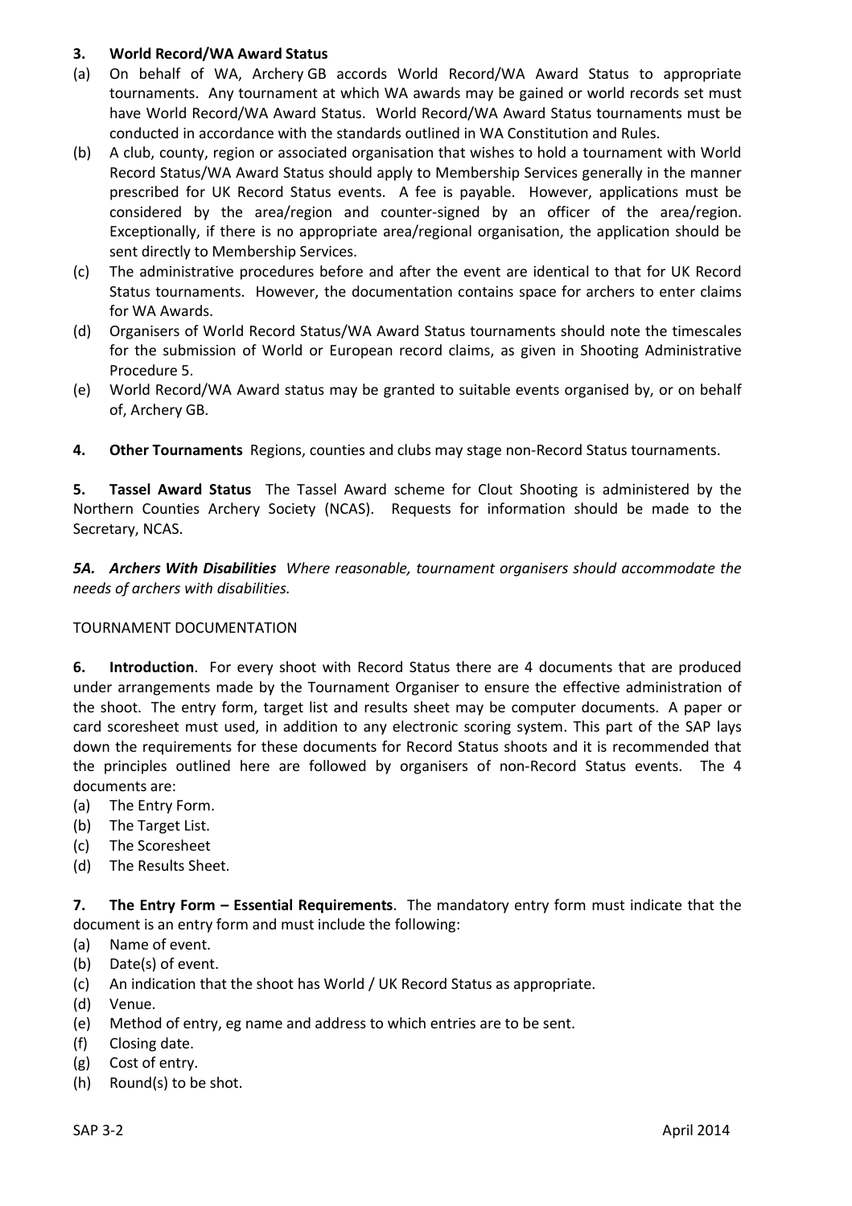**3. World Record/WA Award Status**

(a) On behalf of WA, Archery GB accords World Record/WA Award Status to appropriate tournaments. Any tournament at which WA awards may be gained or world records set must have World Record/WA Award Status. World Record/WA Award Status tournaments must be conducted in accordance with the standards outlined in WA Constitution and Rules.

(b) A club, county, region or associated organisation that wishes to hold a tournament with World Record Status/WA Award Status should apply to Membership Services generally in the manner prescribed for UK Record Status events. A fee is payable. However, applications must be considered by the area/region and counter-signed by an officer of the area/region. Exceptionally, if there is no appropriate area/regional organisation, the application should be sent directly to Membership Services.

(c) The administrative procedures before and after the event are identical to that for UK Record Status tournaments. However, the documentation contains space for archers to enter claims for WA Awards.

(d) Organisers of World Record Status/WA Award Status tournaments should note the timescales for the submission of World or European record claims, as given in Shooting Administrative Procedure 5.

(e) World Record/WA Award status may be granted to suitable events organised by, or on behalf of, Archery GB.

**4. Other Tournaments** Regions, counties and clubs may stage non-Record Status tournaments.

**5. Tassel Award Status** The Tassel Award scheme for Clout Shooting is administered by the Northern Counties Archery Society (NCAS). Requests for information should be made to the Secretary, NCAS.

***5A. Archers With Disabilities*** *Where reasonable, tournament organisers should accommodate the needs of archers with disabilities.*

TOURNAMENT DOCUMENTATION

**6. Introduction**. For every shoot with Record Status there are 4 documents that are produced under arrangements made by the Tournament Organiser to ensure the effective administration of the shoot. The entry form, target list and results sheet may be computer documents. A paper or card scoresheet must used, in addition to any electronic scoring system. This part of the SAP lays down the requirements for these documents for Record Status shoots and it is recommended that the principles outlined here are followed by organisers of non-Record Status events. The 4 documents are:

(a) The Entry Form.
(b) The Target List.
(c) The Scoresheet
(d) The Results Sheet.

**7. The Entry Form – Essential Requirements**. The mandatory entry form must indicate that the document is an entry form and must include the following:

(a) Name of event.
(b) Date(s) of event.
(c) An indication that the shoot has World / UK Record Status as appropriate.
(d) Venue.
(e) Method of entry, eg name and address to which entries are to be sent.
(f) Closing date.
(g) Cost of entry.
(h) Round(s) to be shot.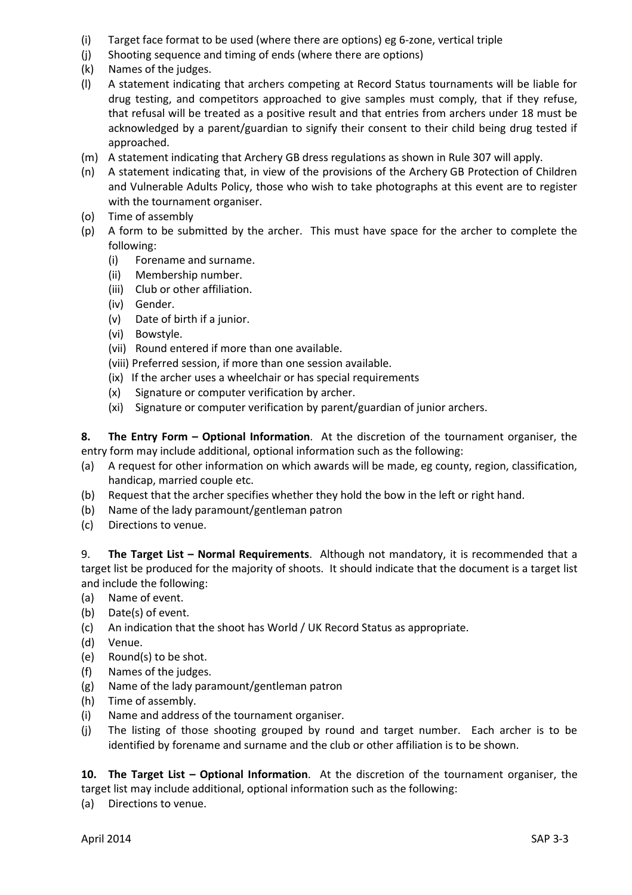(i) Target face format to be used (where there are options) eg 6-zone, vertical triple
(j) Shooting sequence and timing of ends (where there are options)
(k) Names of the judges.
(l) A statement indicating that archers competing at Record Status tournaments will be liable for drug testing, and competitors approached to give samples must comply, that if they refuse, that refusal will be treated as a positive result and that entries from archers under 18 must be acknowledged by a parent/guardian to signify their consent to their child being drug tested if approached.
(m) A statement indicating that Archery GB dress regulations as shown in Rule 307 will apply.
(n) A statement indicating that, in view of the provisions of the Archery GB Protection of Children and Vulnerable Adults Policy, those who wish to take photographs at this event are to register with the tournament organiser.
(o) Time of assembly
(p) A form to be submitted by the archer. This must have space for the archer to complete the following:
    (i) Forename and surname.
    (ii) Membership number.
    (iii) Club or other affiliation.
    (iv) Gender.
    (v) Date of birth if a junior.
    (vi) Bowstyle.
    (vii) Round entered if more than one available.
    (viii) Preferred session, if more than one session available.
    (ix) If the archer uses a wheelchair or has special requirements
    (x) Signature or computer verification by archer.
    (xi) Signature or computer verification by parent/guardian of junior archers.

**8. The Entry Form – Optional Information**. At the discretion of the tournament organiser, the entry form may include additional, optional information such as the following:
(a) A request for other information on which awards will be made, eg county, region, classification, handicap, married couple etc.
(b) Request that the archer specifies whether they hold the bow in the left or right hand.
(b) Name of the lady paramount/gentleman patron
(c) Directions to venue.

9. **The Target List – Normal Requirements**. Although not mandatory, it is recommended that a target list be produced for the majority of shoots. It should indicate that the document is a target list and include the following:
(a) Name of event.
(b) Date(s) of event.
(c) An indication that the shoot has World / UK Record Status as appropriate.
(d) Venue.
(e) Round(s) to be shot.
(f) Names of the judges.
(g) Name of the lady paramount/gentleman patron
(h) Time of assembly.
(i) Name and address of the tournament organiser.
(j) The listing of those shooting grouped by round and target number. Each archer is to be identified by forename and surname and the club or other affiliation is to be shown.

**10. The Target List – Optional Information**. At the discretion of the tournament organiser, the target list may include additional, optional information such as the following:
(a) Directions to venue.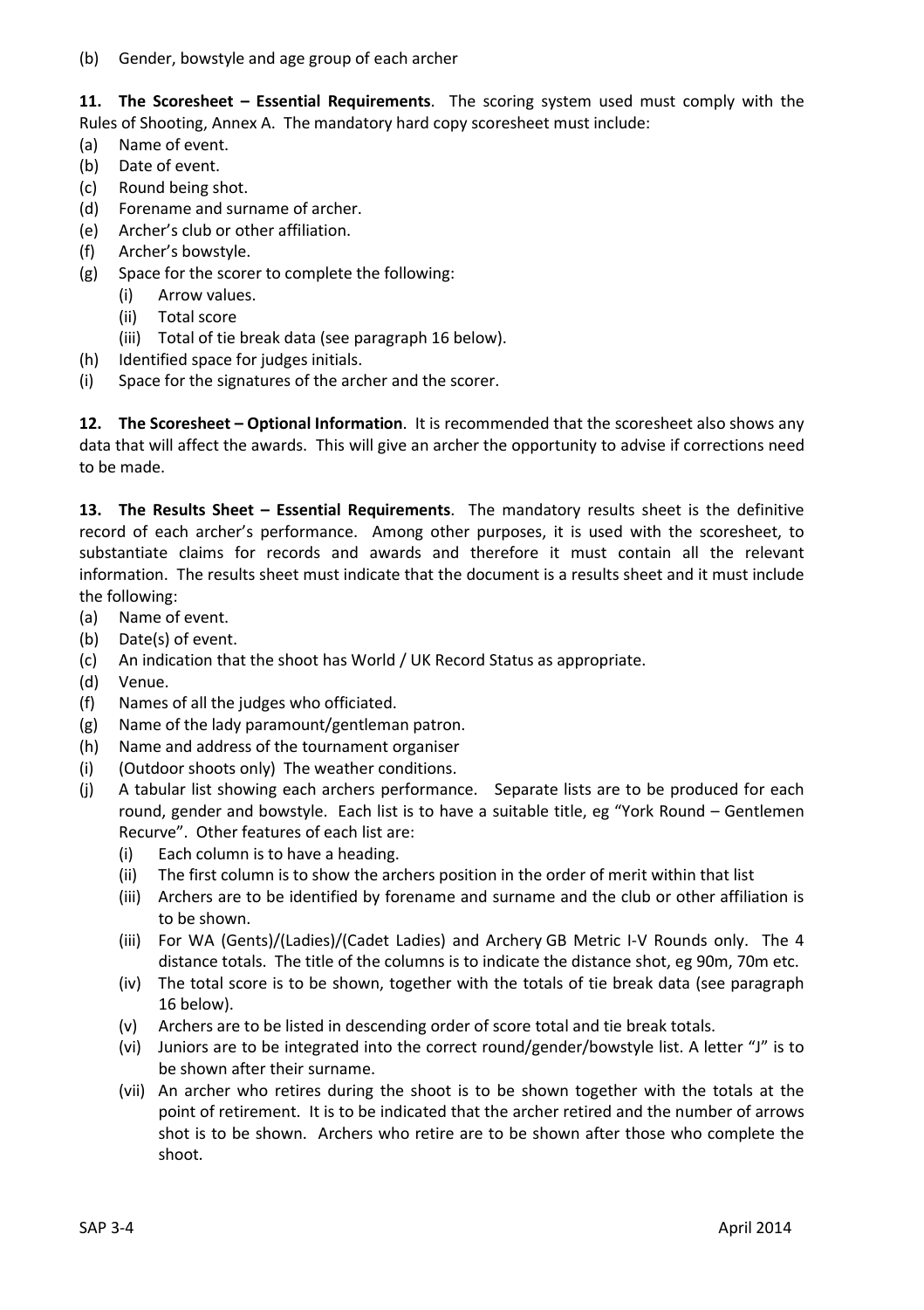(b) Gender, bowstyle and age group of each archer

**11. The Scoresheet – Essential Requirements**. The scoring system used must comply with the Rules of Shooting, Annex A. The mandatory hard copy scoresheet must include:

(a) Name of event.
(b) Date of event.
(c) Round being shot.
(d) Forename and surname of archer.
(e) Archer's club or other affiliation.
(f) Archer's bowstyle.
(g) Space for the scorer to complete the following:
    (i) Arrow values.
    (ii) Total score
    (iii) Total of tie break data (see paragraph 16 below).
(h) Identified space for judges initials.
(i) Space for the signatures of the archer and the scorer.

**12. The Scoresheet – Optional Information**. It is recommended that the scoresheet also shows any data that will affect the awards. This will give an archer the opportunity to advise if corrections need to be made.

**13. The Results Sheet – Essential Requirements**. The mandatory results sheet is the definitive record of each archer's performance. Among other purposes, it is used with the scoresheet, to substantiate claims for records and awards and therefore it must contain all the relevant information. The results sheet must indicate that the document is a results sheet and it must include the following:

(a) Name of event.
(b) Date(s) of event.
(c) An indication that the shoot has World / UK Record Status as appropriate.
(d) Venue.
(f) Names of all the judges who officiated.
(g) Name of the lady paramount/gentleman patron.
(h) Name and address of the tournament organiser
(i) (Outdoor shoots only) The weather conditions.
(j) A tabular list showing each archers performance. Separate lists are to be produced for each round, gender and bowstyle. Each list is to have a suitable title, eg "York Round – Gentlemen Recurve". Other features of each list are:
    (i) Each column is to have a heading.
    (ii) The first column is to show the archers position in the order of merit within that list
    (iii) Archers are to be identified by forename and surname and the club or other affiliation is to be shown.
    (iii) For WA (Gents)/(Ladies)/(Cadet Ladies) and Archery GB Metric I-V Rounds only. The 4 distance totals. The title of the columns is to indicate the distance shot, eg 90m, 70m etc.
    (iv) The total score is to be shown, together with the totals of tie break data (see paragraph 16 below).
    (v) Archers are to be listed in descending order of score total and tie break totals.
    (vi) Juniors are to be integrated into the correct round/gender/bowstyle list. A letter "J" is to be shown after their surname.
    (vii) An archer who retires during the shoot is to be shown together with the totals at the point of retirement. It is to be indicated that the archer retired and the number of arrows shot is to be shown. Archers who retire are to be shown after those who complete the shoot.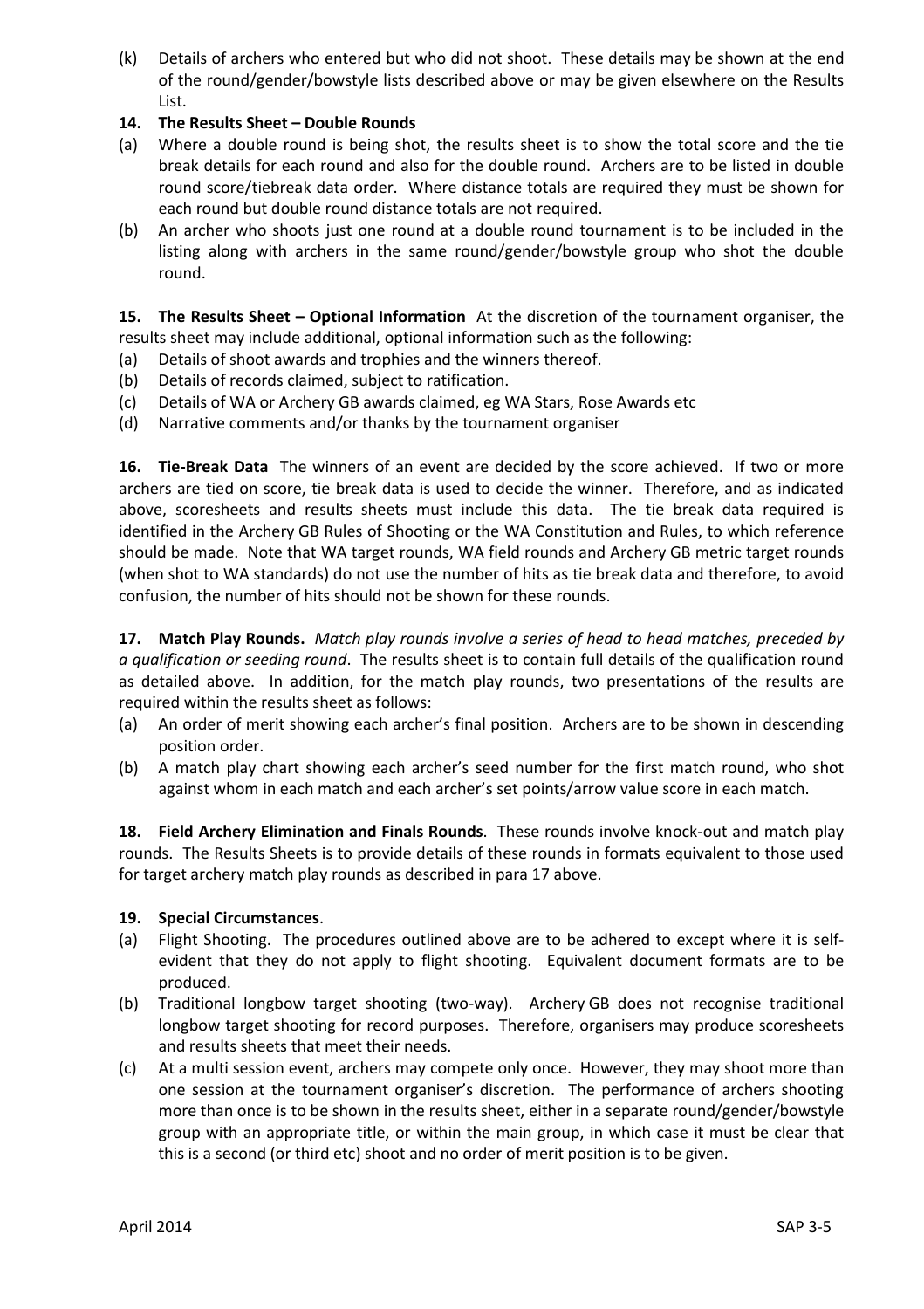(k) Details of archers who entered but who did not shoot. These details may be shown at the end of the round/gender/bowstyle lists described above or may be given elsewhere on the Results List.

**14. The Results Sheet – Double Rounds**

(a) Where a double round is being shot, the results sheet is to show the total score and the tie break details for each round and also for the double round. Archers are to be listed in double round score/tiebreak data order. Where distance totals are required they must be shown for each round but double round distance totals are not required.

(b) An archer who shoots just one round at a double round tournament is to be included in the listing along with archers in the same round/gender/bowstyle group who shot the double round.

**15. The Results Sheet – Optional Information** At the discretion of the tournament organiser, the results sheet may include additional, optional information such as the following:

(a) Details of shoot awards and trophies and the winners thereof.

(b) Details of records claimed, subject to ratification.

(c) Details of WA or Archery GB awards claimed, eg WA Stars, Rose Awards etc

(d) Narrative comments and/or thanks by the tournament organiser

**16. Tie-Break Data** The winners of an event are decided by the score achieved. If two or more archers are tied on score, tie break data is used to decide the winner. Therefore, and as indicated above, scoresheets and results sheets must include this data. The tie break data required is identified in the Archery GB Rules of Shooting or the WA Constitution and Rules, to which reference should be made. Note that WA target rounds, WA field rounds and Archery GB metric target rounds (when shot to WA standards) do not use the number of hits as tie break data and therefore, to avoid confusion, the number of hits should not be shown for these rounds.

**17. Match Play Rounds.** *Match play rounds involve a series of head to head matches, preceded by a qualification or seeding round*. The results sheet is to contain full details of the qualification round as detailed above. In addition, for the match play rounds, two presentations of the results are required within the results sheet as follows:

(a) An order of merit showing each archer's final position. Archers are to be shown in descending position order.

(b) A match play chart showing each archer's seed number for the first match round, who shot against whom in each match and each archer's set points/arrow value score in each match.

**18. Field Archery Elimination and Finals Rounds**. These rounds involve knock-out and match play rounds. The Results Sheets is to provide details of these rounds in formats equivalent to those used for target archery match play rounds as described in para 17 above.

**19. Special Circumstances**.

(a) Flight Shooting. The procedures outlined above are to be adhered to except where it is self-evident that they do not apply to flight shooting. Equivalent document formats are to be produced.

(b) Traditional longbow target shooting (two-way). Archery GB does not recognise traditional longbow target shooting for record purposes. Therefore, organisers may produce scoresheets and results sheets that meet their needs.

(c) At a multi session event, archers may compete only once. However, they may shoot more than one session at the tournament organiser's discretion. The performance of archers shooting more than once is to be shown in the results sheet, either in a separate round/gender/bowstyle group with an appropriate title, or within the main group, in which case it must be clear that this is a second (or third etc) shoot and no order of merit position is to be given.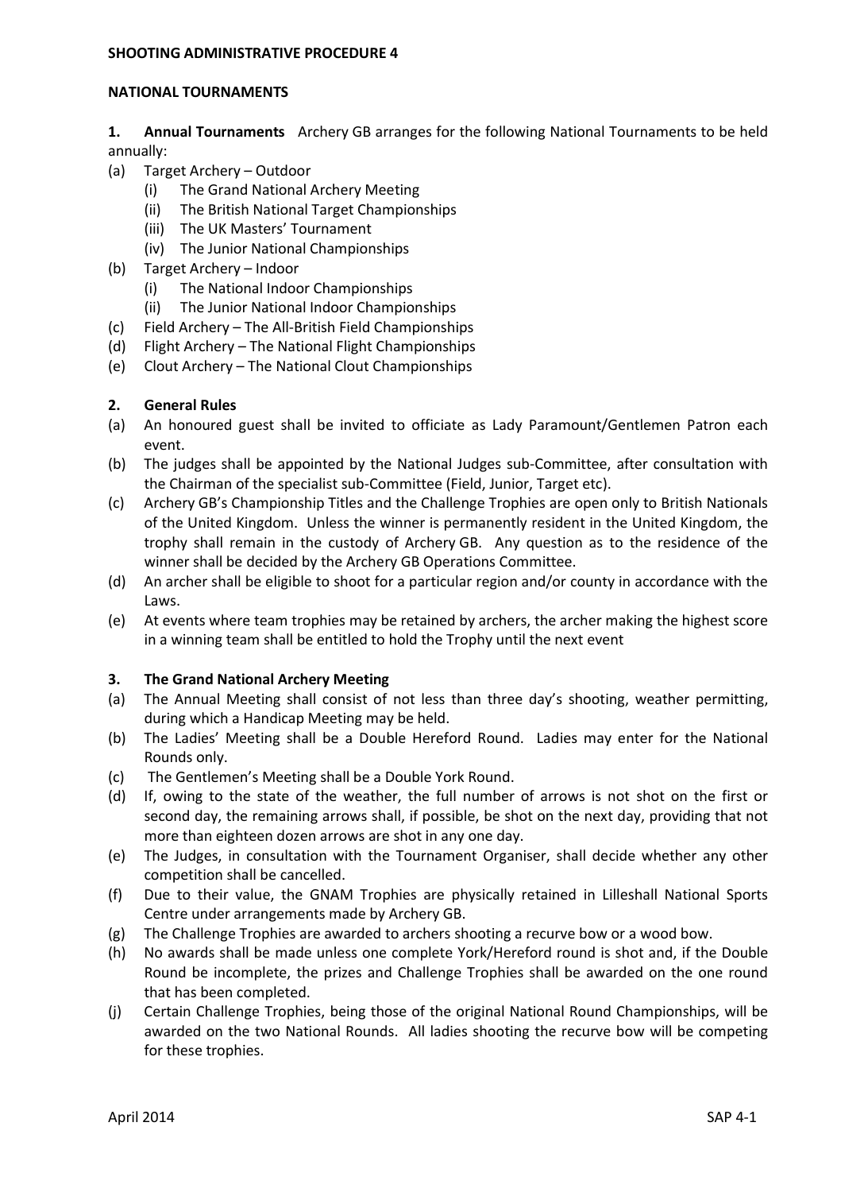**SHOOTING ADMINISTRATIVE PROCEDURE 4**

**NATIONAL TOURNAMENTS**

**1. Annual Tournaments** Archery GB arranges for the following National Tournaments to be held annually:

(a) Target Archery – Outdoor
  (i) The Grand National Archery Meeting
  (ii) The British National Target Championships
  (iii) The UK Masters' Tournament
  (iv) The Junior National Championships

(b) Target Archery – Indoor
  (i) The National Indoor Championships
  (ii) The Junior National Indoor Championships

(c) Field Archery – The All-British Field Championships

(d) Flight Archery – The National Flight Championships

(e) Clout Archery – The National Clout Championships

**2. General Rules**

(a) An honoured guest shall be invited to officiate as Lady Paramount/Gentlemen Patron each event.

(b) The judges shall be appointed by the National Judges sub-Committee, after consultation with the Chairman of the specialist sub-Committee (Field, Junior, Target etc).

(c) Archery GB's Championship Titles and the Challenge Trophies are open only to British Nationals of the United Kingdom. Unless the winner is permanently resident in the United Kingdom, the trophy shall remain in the custody of Archery GB. Any question as to the residence of the winner shall be decided by the Archery GB Operations Committee.

(d) An archer shall be eligible to shoot for a particular region and/or county in accordance with the Laws.

(e) At events where team trophies may be retained by archers, the archer making the highest score in a winning team shall be entitled to hold the Trophy until the next event

**3. The Grand National Archery Meeting**

(a) The Annual Meeting shall consist of not less than three day's shooting, weather permitting, during which a Handicap Meeting may be held.

(b) The Ladies' Meeting shall be a Double Hereford Round. Ladies may enter for the National Rounds only.

(c) The Gentlemen's Meeting shall be a Double York Round.

(d) If, owing to the state of the weather, the full number of arrows is not shot on the first or second day, the remaining arrows shall, if possible, be shot on the next day, providing that not more than eighteen dozen arrows are shot in any one day.

(e) The Judges, in consultation with the Tournament Organiser, shall decide whether any other competition shall be cancelled.

(f) Due to their value, the GNAM Trophies are physically retained in Lilleshall National Sports Centre under arrangements made by Archery GB.

(g) The Challenge Trophies are awarded to archers shooting a recurve bow or a wood bow.

(h) No awards shall be made unless one complete York/Hereford round is shot and, if the Double Round be incomplete, the prizes and Challenge Trophies shall be awarded on the one round that has been completed.

(j) Certain Challenge Trophies, being those of the original National Round Championships, will be awarded on the two National Rounds. All ladies shooting the recurve bow will be competing for these trophies.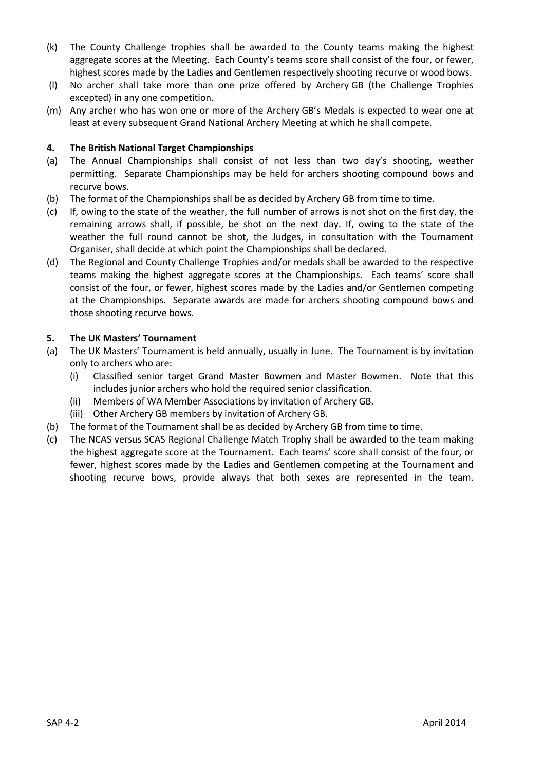(k) The County Challenge trophies shall be awarded to the County teams making the highest aggregate scores at the Meeting. Each County's teams score shall consist of the four, or fewer, highest scores made by the Ladies and Gentlemen respectively shooting recurve or wood bows.

(l) No archer shall take more than one prize offered by Archery GB (the Challenge Trophies excepted) in any one competition.

(m) Any archer who has won one or more of the Archery GB's Medals is expected to wear one at least at every subsequent Grand National Archery Meeting at which he shall compete.

**4. The British National Target Championships**

(a) The Annual Championships shall consist of not less than two day's shooting, weather permitting. Separate Championships may be held for archers shooting compound bows and recurve bows.

(b) The format of the Championships shall be as decided by Archery GB from time to time.

(c) If, owing to the state of the weather, the full number of arrows is not shot on the first day, the remaining arrows shall, if possible, be shot on the next day. If, owing to the state of the weather the full round cannot be shot, the Judges, in consultation with the Tournament Organiser, shall decide at which point the Championships shall be declared.

(d) The Regional and County Challenge Trophies and/or medals shall be awarded to the respective teams making the highest aggregate scores at the Championships. Each teams' score shall consist of the four, or fewer, highest scores made by the Ladies and/or Gentlemen competing at the Championships. Separate awards are made for archers shooting compound bows and those shooting recurve bows.

**5. The UK Masters' Tournament**

(a) The UK Masters' Tournament is held annually, usually in June. The Tournament is by invitation only to archers who are:
   (i) Classified senior target Grand Master Bowmen and Master Bowmen. Note that this includes junior archers who hold the required senior classification.
   (ii) Members of WA Member Associations by invitation of Archery GB.
   (iii) Other Archery GB members by invitation of Archery GB.

(b) The format of the Tournament shall be as decided by Archery GB from time to time.

(c) The NCAS versus SCAS Regional Challenge Match Trophy shall be awarded to the team making the highest aggregate score at the Tournament. Each teams' score shall consist of the four, or fewer, highest scores made by the Ladies and Gentlemen competing at the Tournament and shooting recurve bows, provide always that both sexes are represented in the team.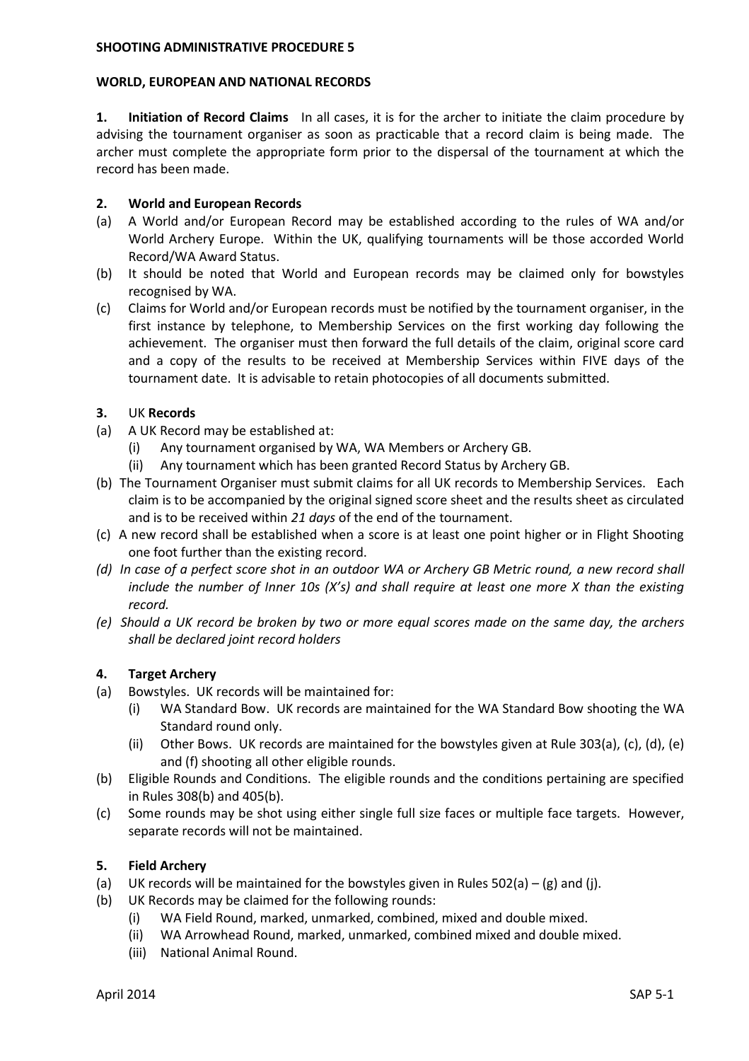**SHOOTING ADMINISTRATIVE PROCEDURE 5**

**WORLD, EUROPEAN AND NATIONAL RECORDS**

**1. Initiation of Record Claims** In all cases, it is for the archer to initiate the claim procedure by advising the tournament organiser as soon as practicable that a record claim is being made. The archer must complete the appropriate form prior to the dispersal of the tournament at which the record has been made.

**2. World and European Records**

(a) A World and/or European Record may be established according to the rules of WA and/or World Archery Europe. Within the UK, qualifying tournaments will be those accorded World Record/WA Award Status.

(b) It should be noted that World and European records may be claimed only for bowstyles recognised by WA.

(c) Claims for World and/or European records must be notified by the tournament organiser, in the first instance by telephone, to Membership Services on the first working day following the achievement. The organiser must then forward the full details of the claim, original score card and a copy of the results to be received at Membership Services within FIVE days of the tournament date. It is advisable to retain photocopies of all documents submitted.

**3.** UK **Records**

(a) A UK Record may be established at:
   (i) Any tournament organised by WA, WA Members or Archery GB.
   (ii) Any tournament which has been granted Record Status by Archery GB.

(b) The Tournament Organiser must submit claims for all UK records to Membership Services. Each claim is to be accompanied by the original signed score sheet and the results sheet as circulated and is to be received within *21 days* of the end of the tournament.

(c) A new record shall be established when a score is at least one point higher or in Flight Shooting one foot further than the existing record.

*(d) In case of a perfect score shot in an outdoor WA or Archery GB Metric round, a new record shall include the number of Inner 10s (X's) and shall require at least one more X than the existing record.*

*(e) Should a UK record be broken by two or more equal scores made on the same day, the archers shall be declared joint record holders*

**4. Target Archery**

(a) Bowstyles. UK records will be maintained for:
   (i) WA Standard Bow. UK records are maintained for the WA Standard Bow shooting the WA Standard round only.
   (ii) Other Bows. UK records are maintained for the bowstyles given at Rule 303(a), (c), (d), (e) and (f) shooting all other eligible rounds.

(b) Eligible Rounds and Conditions. The eligible rounds and the conditions pertaining are specified in Rules 308(b) and 405(b).

(c) Some rounds may be shot using either single full size faces or multiple face targets. However, separate records will not be maintained.

**5. Field Archery**

(a) UK records will be maintained for the bowstyles given in Rules 502(a) – (g) and (j).

(b) UK Records may be claimed for the following rounds:
   (i) WA Field Round, marked, unmarked, combined, mixed and double mixed.
   (ii) WA Arrowhead Round, marked, unmarked, combined mixed and double mixed.
   (iii) National Animal Round.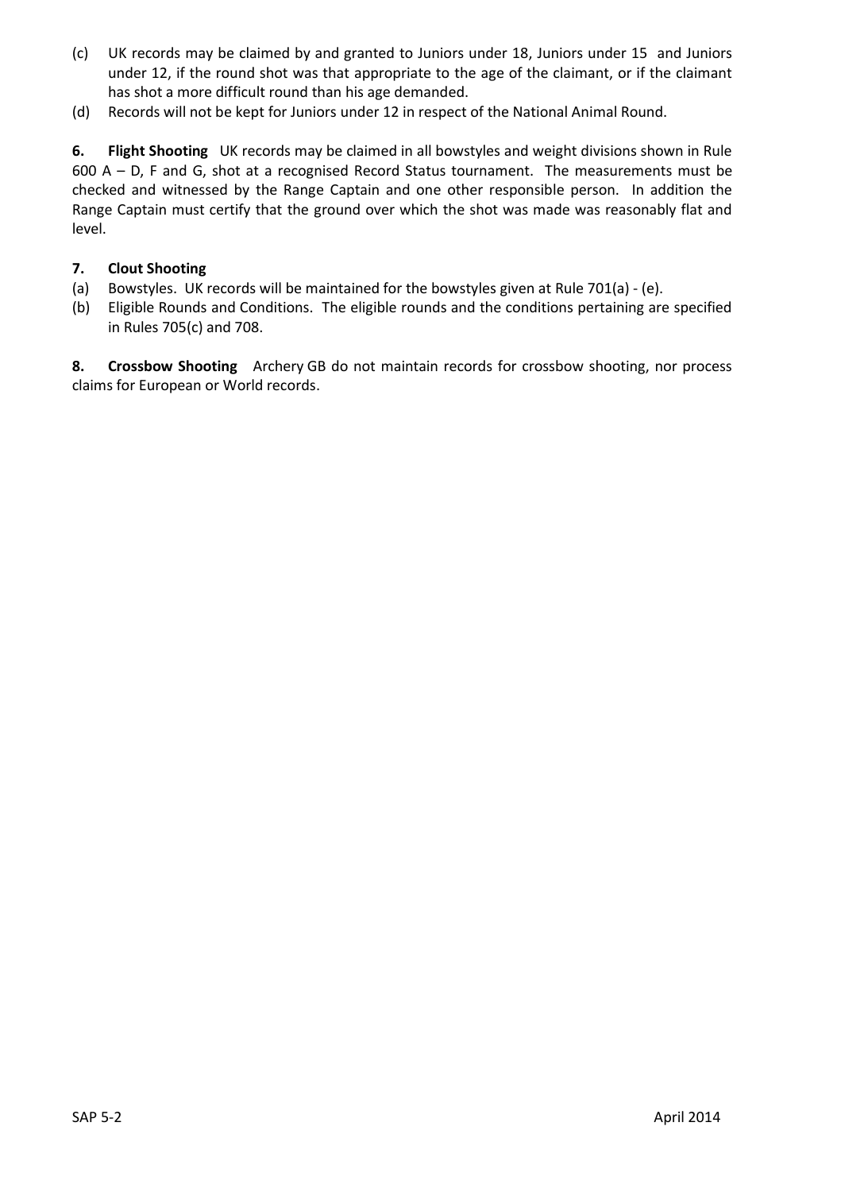(c) UK records may be claimed by and granted to Juniors under 18, Juniors under 15 and Juniors under 12, if the round shot was that appropriate to the age of the claimant, or if the claimant has shot a more difficult round than his age demanded.

(d) Records will not be kept for Juniors under 12 in respect of the National Animal Round.

**6. Flight Shooting** UK records may be claimed in all bowstyles and weight divisions shown in Rule 600 A – D, F and G, shot at a recognised Record Status tournament. The measurements must be checked and witnessed by the Range Captain and one other responsible person. In addition the Range Captain must certify that the ground over which the shot was made was reasonably flat and level.

**7. Clout Shooting**

(a) Bowstyles. UK records will be maintained for the bowstyles given at Rule 701(a) - (e).

(b) Eligible Rounds and Conditions. The eligible rounds and the conditions pertaining are specified in Rules 705(c) and 708.

**8. Crossbow Shooting** Archery GB do not maintain records for crossbow shooting, nor process claims for European or World records.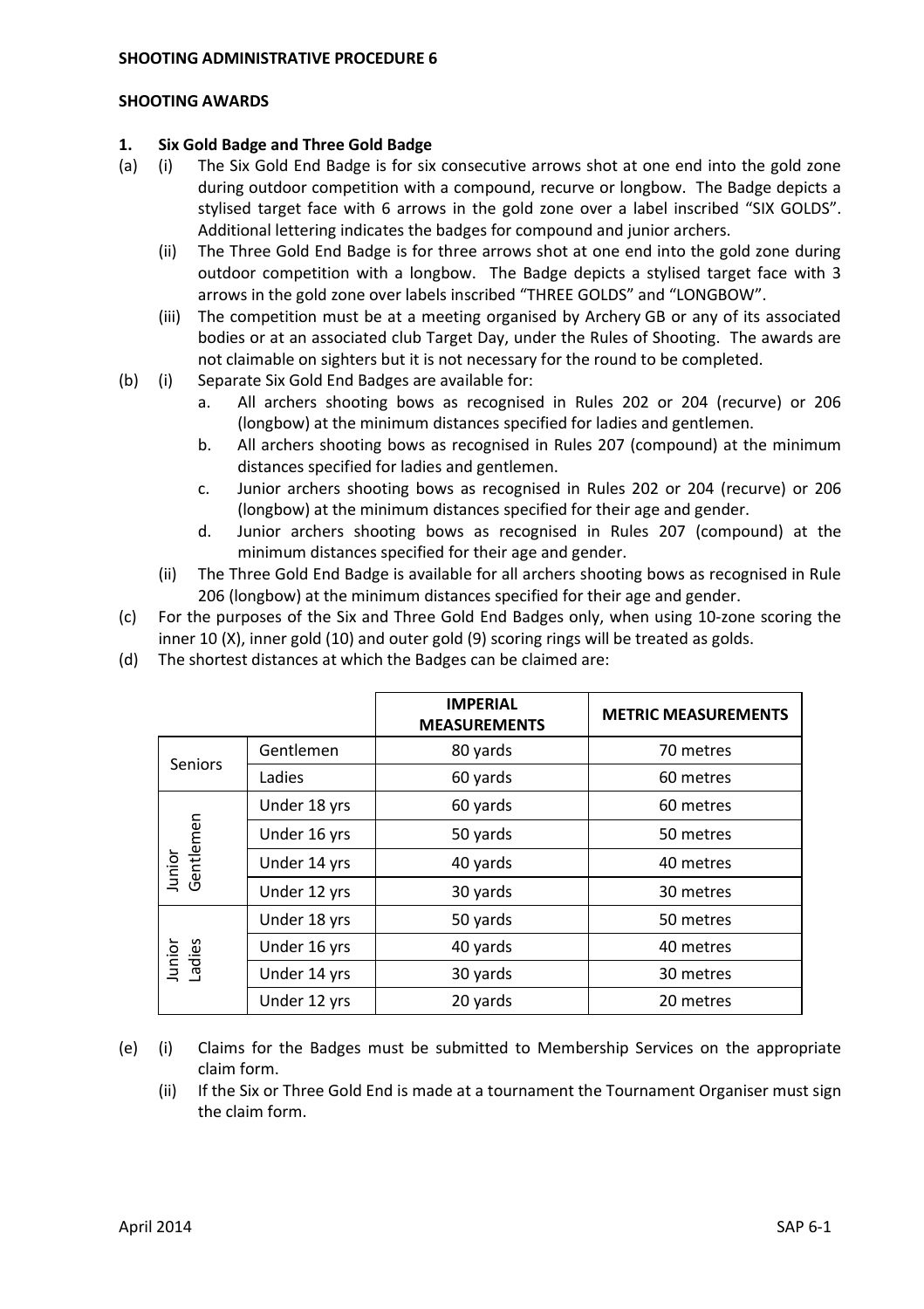**SHOOTING ADMINISTRATIVE PROCEDURE 6**

**SHOOTING AWARDS**

**1. Six Gold Badge and Three Gold Badge**

(a) (i) The Six Gold End Badge is for six consecutive arrows shot at one end into the gold zone during outdoor competition with a compound, recurve or longbow. The Badge depicts a stylised target face with 6 arrows in the gold zone over a label inscribed "SIX GOLDS". Additional lettering indicates the badges for compound and junior archers.

(ii) The Three Gold End Badge is for three arrows shot at one end into the gold zone during outdoor competition with a longbow. The Badge depicts a stylised target face with 3 arrows in the gold zone over labels inscribed "THREE GOLDS" and "LONGBOW".

(iii) The competition must be at a meeting organised by Archery GB or any of its associated bodies or at an associated club Target Day, under the Rules of Shooting. The awards are not claimable on sighters but it is not necessary for the round to be completed.

(b) (i) Separate Six Gold End Badges are available for:

a. All archers shooting bows as recognised in Rules 202 or 204 (recurve) or 206 (longbow) at the minimum distances specified for ladies and gentlemen.

b. All archers shooting bows as recognised in Rules 207 (compound) at the minimum distances specified for ladies and gentlemen.

c. Junior archers shooting bows as recognised in Rules 202 or 204 (recurve) or 206 (longbow) at the minimum distances specified for their age and gender.

d. Junior archers shooting bows as recognised in Rules 207 (compound) at the minimum distances specified for their age and gender.

(ii) The Three Gold End Badge is available for all archers shooting bows as recognised in Rule 206 (longbow) at the minimum distances specified for their age and gender.

(c) For the purposes of the Six and Three Gold End Badges only, when using 10-zone scoring the inner 10 (X), inner gold (10) and outer gold (9) scoring rings will be treated as golds.

(d) The shortest distances at which the Badges can be claimed are:

| | | IMPERIAL MEASUREMENTS | METRIC MEASUREMENTS |
|---|---|---|---|
| Seniors | Gentlemen | 80 yards | 70 metres |
| | Ladies | 60 yards | 60 metres |
| Junior Gentlemen | Under 18 yrs | 60 yards | 60 metres |
| | Under 16 yrs | 50 yards | 50 metres |
| | Under 14 yrs | 40 yards | 40 metres |
| | Under 12 yrs | 30 yards | 30 metres |
| Junior Ladies | Under 18 yrs | 50 yards | 50 metres |
| | Under 16 yrs | 40 yards | 40 metres |
| | Under 14 yrs | 30 yards | 30 metres |
| | Under 12 yrs | 20 yards | 20 metres |

(e) (i) Claims for the Badges must be submitted to Membership Services on the appropriate claim form.

(ii) If the Six or Three Gold End is made at a tournament the Tournament Organiser must sign the claim form.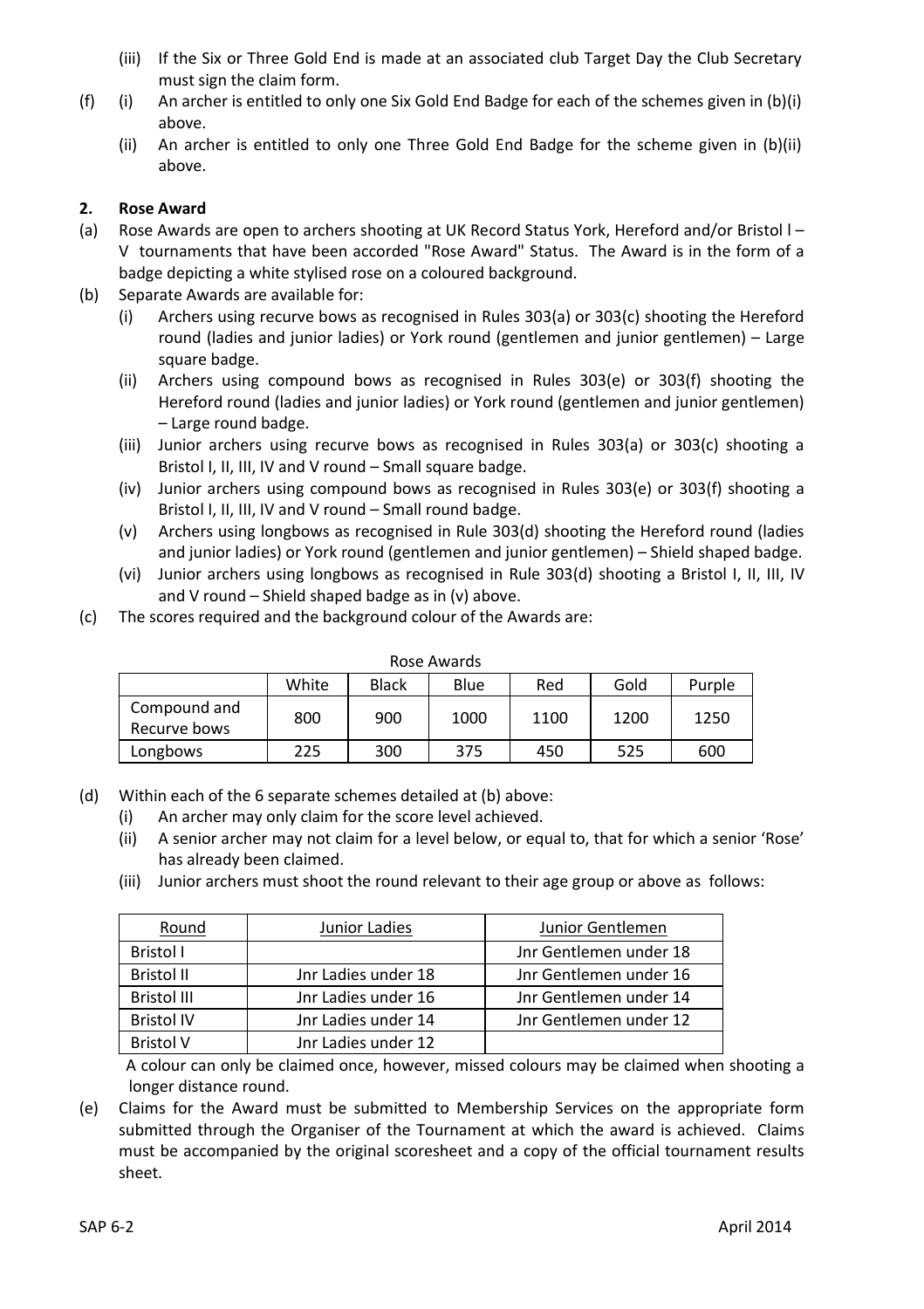(iii) If the Six or Three Gold End is made at an associated club Target Day the Club Secretary must sign the claim form.

(f) (i) An archer is entitled to only one Six Gold End Badge for each of the schemes given in (b)(i) above.

(ii) An archer is entitled to only one Three Gold End Badge for the scheme given in (b)(ii) above.

## 2. Rose Award

(a) Rose Awards are open to archers shooting at UK Record Status York, Hereford and/or Bristol I – V tournaments that have been accorded "Rose Award" Status. The Award is in the form of a badge depicting a white stylised rose on a coloured background.

(b) Separate Awards are available for:

(i) Archers using recurve bows as recognised in Rules 303(a) or 303(c) shooting the Hereford round (ladies and junior ladies) or York round (gentlemen and junior gentlemen) – Large square badge.

(ii) Archers using compound bows as recognised in Rules 303(e) or 303(f) shooting the Hereford round (ladies and junior ladies) or York round (gentlemen and junior gentlemen) – Large round badge.

(iii) Junior archers using recurve bows as recognised in Rules 303(a) or 303(c) shooting a Bristol I, II, III, IV and V round – Small square badge.

(iv) Junior archers using compound bows as recognised in Rules 303(e) or 303(f) shooting a Bristol I, II, III, IV and V round – Small round badge.

(v) Archers using longbows as recognised in Rule 303(d) shooting the Hereford round (ladies and junior ladies) or York round (gentlemen and junior gentlemen) – Shield shaped badge.

(vi) Junior archers using longbows as recognised in Rule 303(d) shooting a Bristol I, II, III, IV and V round – Shield shaped badge as in (v) above.

(c) The scores required and the background colour of the Awards are:

Rose Awards

| | White | Black | Blue | Red | Gold | Purple |
|---|---|---|---|---|---|---|
| Compound and Recurve bows | 800 | 900 | 1000 | 1100 | 1200 | 1250 |
| Longbows | 225 | 300 | 375 | 450 | 525 | 600 |

(d) Within each of the 6 separate schemes detailed at (b) above:

(i) An archer may only claim for the score level achieved.

(ii) A senior archer may not claim for a level below, or equal to, that for which a senior 'Rose' has already been claimed.

(iii) Junior archers must shoot the round relevant to their age group or above as follows:

| Round | Junior Ladies | Junior Gentlemen |
|---|---|---|
| Bristol I | | Jnr Gentlemen under 18 |
| Bristol II | Jnr Ladies under 18 | Jnr Gentlemen under 16 |
| Bristol III | Jnr Ladies under 16 | Jnr Gentlemen under 14 |
| Bristol IV | Jnr Ladies under 14 | Jnr Gentlemen under 12 |
| Bristol V | Jnr Ladies under 12 | |

A colour can only be claimed once, however, missed colours may be claimed when shooting a longer distance round.

(e) Claims for the Award must be submitted to Membership Services on the appropriate form submitted through the Organiser of the Tournament at which the award is achieved. Claims must be accompanied by the original scoresheet and a copy of the official tournament results sheet.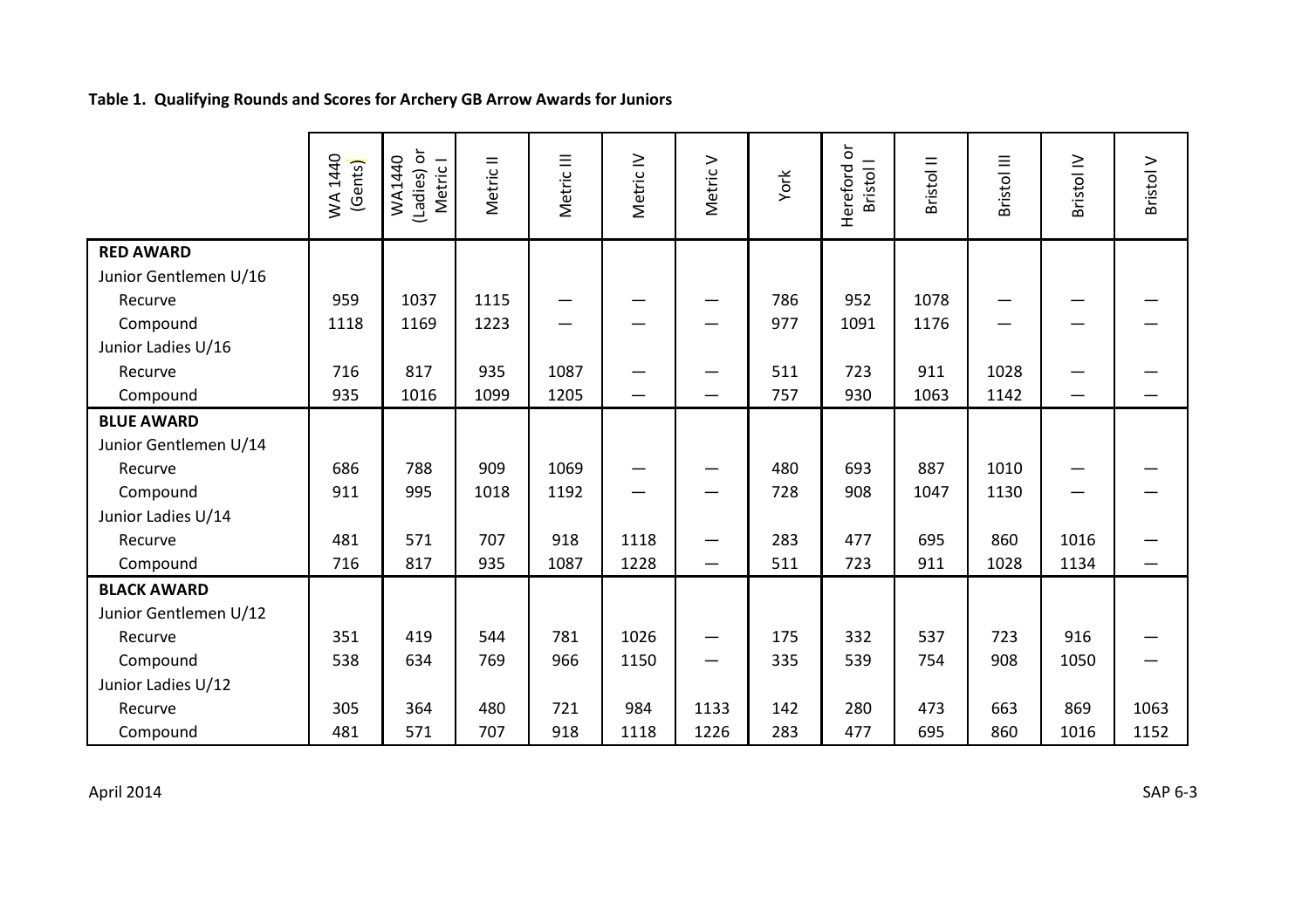**Table 1. Qualifying Rounds and Scores for Archery GB Arrow Awards for Juniors**

| | WA 1440 (Gents) | WA1440 (Ladies) or Metric I | Metric II | Metric III | Metric IV | Metric V | York | Hereford or Bristol I | Bristol II | Bristol III | Bristol IV | Bristol V |
|---|---|---|---|---|---|---|---|---|---|---|---|---|
| **RED AWARD** | | | | | | | | | | | | |
| Junior Gentlemen U/16 | | | | | | | | | | | | |
| Recurve | 959 | 1037 | 1115 | — | — | — | 786 | 952 | 1078 | — | — | — |
| Compound | 1118 | 1169 | 1223 | — | — | — | 977 | 1091 | 1176 | — | — | — |
| Junior Ladies U/16 | | | | | | | | | | | | |
| Recurve | 716 | 817 | 935 | 1087 | — | — | 511 | 723 | 911 | 1028 | — | — |
| Compound | 935 | 1016 | 1099 | 1205 | — | — | 757 | 930 | 1063 | 1142 | — | — |
| **BLUE AWARD** | | | | | | | | | | | | |
| Junior Gentlemen U/14 | | | | | | | | | | | | |
| Recurve | 686 | 788 | 909 | 1069 | — | — | 480 | 693 | 887 | 1010 | — | — |
| Compound | 911 | 995 | 1018 | 1192 | — | — | 728 | 908 | 1047 | 1130 | — | — |
| Junior Ladies U/14 | | | | | | | | | | | | |
| Recurve | 481 | 571 | 707 | 918 | 1118 | — | 283 | 477 | 695 | 860 | 1016 | — |
| Compound | 716 | 817 | 935 | 1087 | 1228 | — | 511 | 723 | 911 | 1028 | 1134 | — |
| **BLACK AWARD** | | | | | | | | | | | | |
| Junior Gentlemen U/12 | | | | | | | | | | | | |
| Recurve | 351 | 419 | 544 | 781 | 1026 | — | 175 | 332 | 537 | 723 | 916 | — |
| Compound | 538 | 634 | 769 | 966 | 1150 | — | 335 | 539 | 754 | 908 | 1050 | — |
| Junior Ladies U/12 | | | | | | | | | | | | |
| Recurve | 305 | 364 | 480 | 721 | 984 | 1133 | 142 | 280 | 473 | 663 | 869 | 1063 |
| Compound | 481 | 571 | 707 | 918 | 1118 | 1226 | 283 | 477 | 695 | 860 | 1016 | 1152 |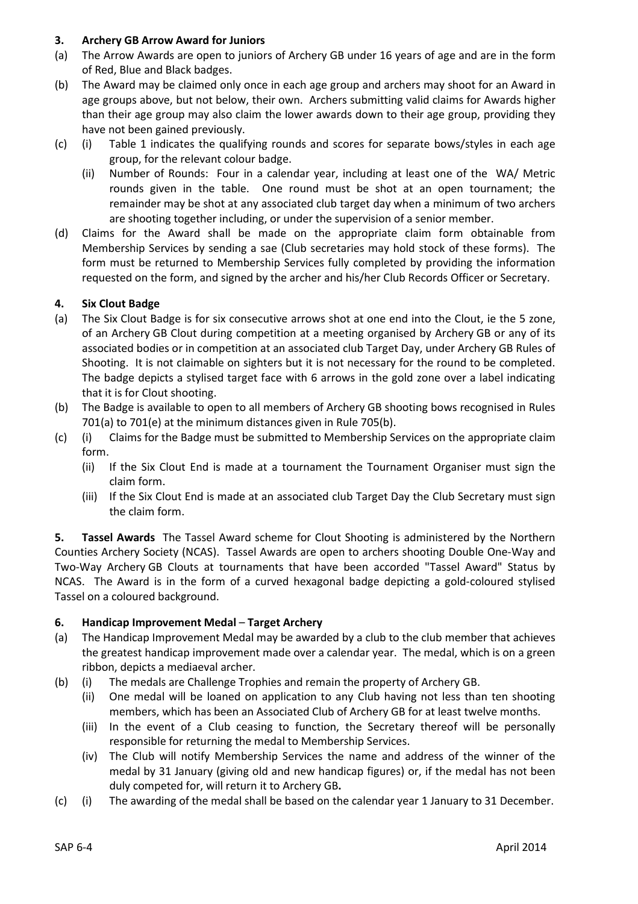**3. Archery GB Arrow Award for Juniors**

(a) The Arrow Awards are open to juniors of Archery GB under 16 years of age and are in the form of Red, Blue and Black badges.

(b) The Award may be claimed only once in each age group and archers may shoot for an Award in age groups above, but not below, their own. Archers submitting valid claims for Awards higher than their age group may also claim the lower awards down to their age group, providing they have not been gained previously.

(c) (i) Table 1 indicates the qualifying rounds and scores for separate bows/styles in each age group, for the relevant colour badge.

(ii) Number of Rounds: Four in a calendar year, including at least one of the WA/ Metric rounds given in the table. One round must be shot at an open tournament; the remainder may be shot at any associated club target day when a minimum of two archers are shooting together including, or under the supervision of a senior member.

(d) Claims for the Award shall be made on the appropriate claim form obtainable from Membership Services by sending a sae (Club secretaries may hold stock of these forms). The form must be returned to Membership Services fully completed by providing the information requested on the form, and signed by the archer and his/her Club Records Officer or Secretary.

**4. Six Clout Badge**

(a) The Six Clout Badge is for six consecutive arrows shot at one end into the Clout, ie the 5 zone, of an Archery GB Clout during competition at a meeting organised by Archery GB or any of its associated bodies or in competition at an associated club Target Day, under Archery GB Rules of Shooting. It is not claimable on sighters but it is not necessary for the round to be completed. The badge depicts a stylised target face with 6 arrows in the gold zone over a label indicating that it is for Clout shooting.

(b) The Badge is available to open to all members of Archery GB shooting bows recognised in Rules 701(a) to 701(e) at the minimum distances given in Rule 705(b).

(c) (i) Claims for the Badge must be submitted to Membership Services on the appropriate claim form.

(ii) If the Six Clout End is made at a tournament the Tournament Organiser must sign the claim form.

(iii) If the Six Clout End is made at an associated club Target Day the Club Secretary must sign the claim form.

**5. Tassel Awards** The Tassel Award scheme for Clout Shooting is administered by the Northern Counties Archery Society (NCAS). Tassel Awards are open to archers shooting Double One-Way and Two-Way Archery GB Clouts at tournaments that have been accorded "Tassel Award" Status by NCAS. The Award is in the form of a curved hexagonal badge depicting a gold-coloured stylised Tassel on a coloured background.

**6. Handicap Improvement Medal – Target Archery**

(a) The Handicap Improvement Medal may be awarded by a club to the club member that achieves the greatest handicap improvement made over a calendar year. The medal, which is on a green ribbon, depicts a mediaeval archer.

(b) (i) The medals are Challenge Trophies and remain the property of Archery GB.

(ii) One medal will be loaned on application to any Club having not less than ten shooting members, which has been an Associated Club of Archery GB for at least twelve months.

(iii) In the event of a Club ceasing to function, the Secretary thereof will be personally responsible for returning the medal to Membership Services.

(iv) The Club will notify Membership Services the name and address of the winner of the medal by 31 January (giving old and new handicap figures) or, if the medal has not been duly competed for, will return it to Archery GB**.**

(c) (i) The awarding of the medal shall be based on the calendar year 1 January to 31 December.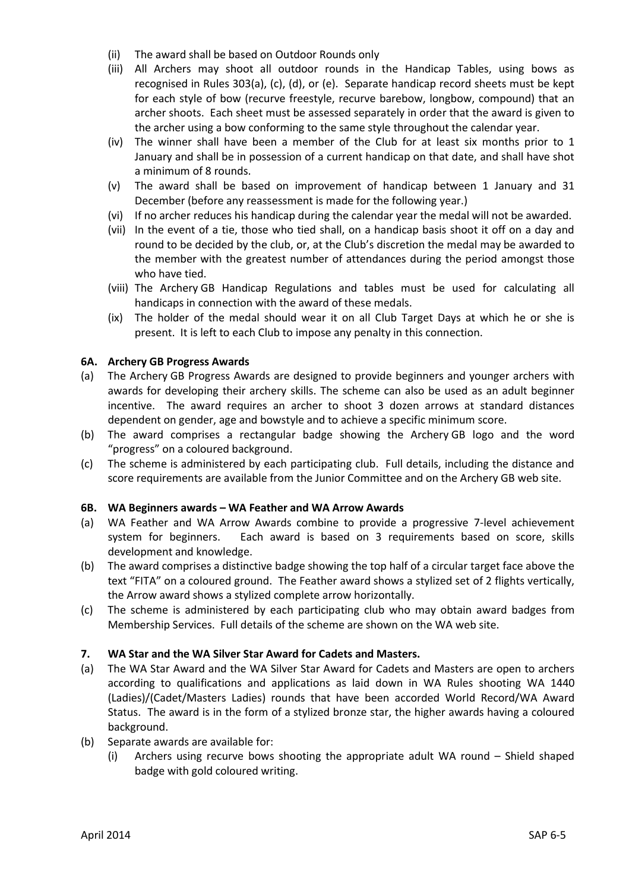(ii) The award shall be based on Outdoor Rounds only

(iii) All Archers may shoot all outdoor rounds in the Handicap Tables, using bows as recognised in Rules 303(a), (c), (d), or (e). Separate handicap record sheets must be kept for each style of bow (recurve freestyle, recurve barebow, longbow, compound) that an archer shoots. Each sheet must be assessed separately in order that the award is given to the archer using a bow conforming to the same style throughout the calendar year.

(iv) The winner shall have been a member of the Club for at least six months prior to 1 January and shall be in possession of a current handicap on that date, and shall have shot a minimum of 8 rounds.

(v) The award shall be based on improvement of handicap between 1 January and 31 December (before any reassessment is made for the following year.)

(vi) If no archer reduces his handicap during the calendar year the medal will not be awarded.

(vii) In the event of a tie, those who tied shall, on a handicap basis shoot it off on a day and round to be decided by the club, or, at the Club's discretion the medal may be awarded to the member with the greatest number of attendances during the period amongst those who have tied.

(viii) The Archery GB Handicap Regulations and tables must be used for calculating all handicaps in connection with the award of these medals.

(ix) The holder of the medal should wear it on all Club Target Days at which he or she is present. It is left to each Club to impose any penalty in this connection.

### 6A. Archery GB Progress Awards

(a) The Archery GB Progress Awards are designed to provide beginners and younger archers with awards for developing their archery skills. The scheme can also be used as an adult beginner incentive. The award requires an archer to shoot 3 dozen arrows at standard distances dependent on gender, age and bowstyle and to achieve a specific minimum score.

(b) The award comprises a rectangular badge showing the Archery GB logo and the word "progress" on a coloured background.

(c) The scheme is administered by each participating club. Full details, including the distance and score requirements are available from the Junior Committee and on the Archery GB web site.

### 6B. WA Beginners awards – WA Feather and WA Arrow Awards

(a) WA Feather and WA Arrow Awards combine to provide a progressive 7-level achievement system for beginners. Each award is based on 3 requirements based on score, skills development and knowledge.

(b) The award comprises a distinctive badge showing the top half of a circular target face above the text "FITA" on a coloured ground. The Feather award shows a stylized set of 2 flights vertically, the Arrow award shows a stylized complete arrow horizontally.

(c) The scheme is administered by each participating club who may obtain award badges from Membership Services. Full details of the scheme are shown on the WA web site.

### 7. WA Star and the WA Silver Star Award for Cadets and Masters.

(a) The WA Star Award and the WA Silver Star Award for Cadets and Masters are open to archers according to qualifications and applications as laid down in WA Rules shooting WA 1440 (Ladies)/(Cadet/Masters Ladies) rounds that have been accorded World Record/WA Award Status. The award is in the form of a stylized bronze star, the higher awards having a coloured background.

(b) Separate awards are available for:

(i) Archers using recurve bows shooting the appropriate adult WA round – Shield shaped badge with gold coloured writing.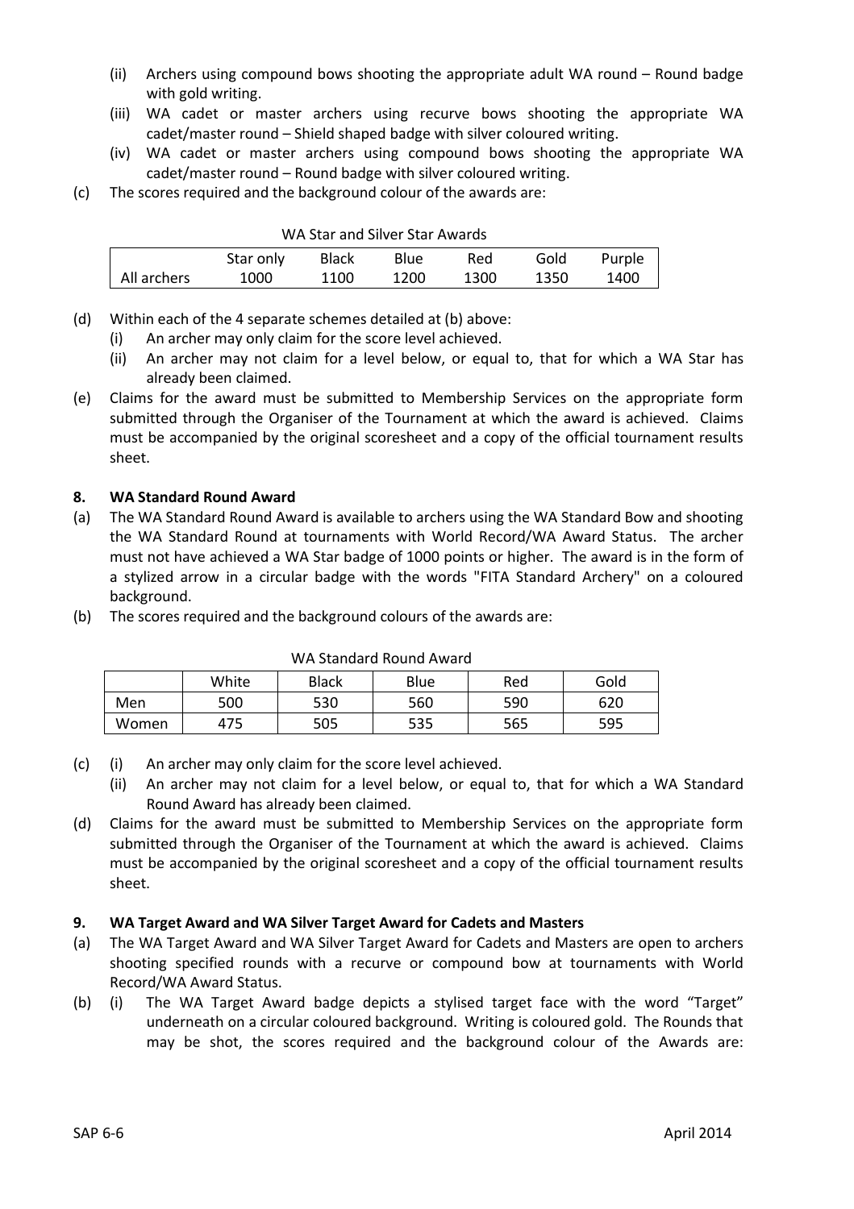(ii) Archers using compound bows shooting the appropriate adult WA round – Round badge with gold writing.

(iii) WA cadet or master archers using recurve bows shooting the appropriate WA cadet/master round – Shield shaped badge with silver coloured writing.

(iv) WA cadet or master archers using compound bows shooting the appropriate WA cadet/master round – Round badge with silver coloured writing.

(c) The scores required and the background colour of the awards are:

WA Star and Silver Star Awards

| | Star only | Black | Blue | Red | Gold | Purple |
|---|---|---|---|---|---|---|
| All archers | 1000 | 1100 | 1200 | 1300 | 1350 | 1400 |

(d) Within each of the 4 separate schemes detailed at (b) above:

(i) An archer may only claim for the score level achieved.

(ii) An archer may not claim for a level below, or equal to, that for which a WA Star has already been claimed.

(e) Claims for the award must be submitted to Membership Services on the appropriate form submitted through the Organiser of the Tournament at which the award is achieved. Claims must be accompanied by the original scoresheet and a copy of the official tournament results sheet.

### 8. WA Standard Round Award

(a) The WA Standard Round Award is available to archers using the WA Standard Bow and shooting the WA Standard Round at tournaments with World Record/WA Award Status. The archer must not have achieved a WA Star badge of 1000 points or higher. The award is in the form of a stylized arrow in a circular badge with the words "FITA Standard Archery" on a coloured background.

(b) The scores required and the background colours of the awards are:

WA Standard Round Award

| | White | Black | Blue | Red | Gold |
|---|---|---|---|---|---|
| Men | 500 | 530 | 560 | 590 | 620 |
| Women | 475 | 505 | 535 | 565 | 595 |

(c) (i) An archer may only claim for the score level achieved.

(ii) An archer may not claim for a level below, or equal to, that for which a WA Standard Round Award has already been claimed.

(d) Claims for the award must be submitted to Membership Services on the appropriate form submitted through the Organiser of the Tournament at which the award is achieved. Claims must be accompanied by the original scoresheet and a copy of the official tournament results sheet.

### 9. WA Target Award and WA Silver Target Award for Cadets and Masters

(a) The WA Target Award and WA Silver Target Award for Cadets and Masters are open to archers shooting specified rounds with a recurve or compound bow at tournaments with World Record/WA Award Status.

(b) (i) The WA Target Award badge depicts a stylised target face with the word "Target" underneath on a circular coloured background. Writing is coloured gold. The Rounds that may be shot, the scores required and the background colour of the Awards are: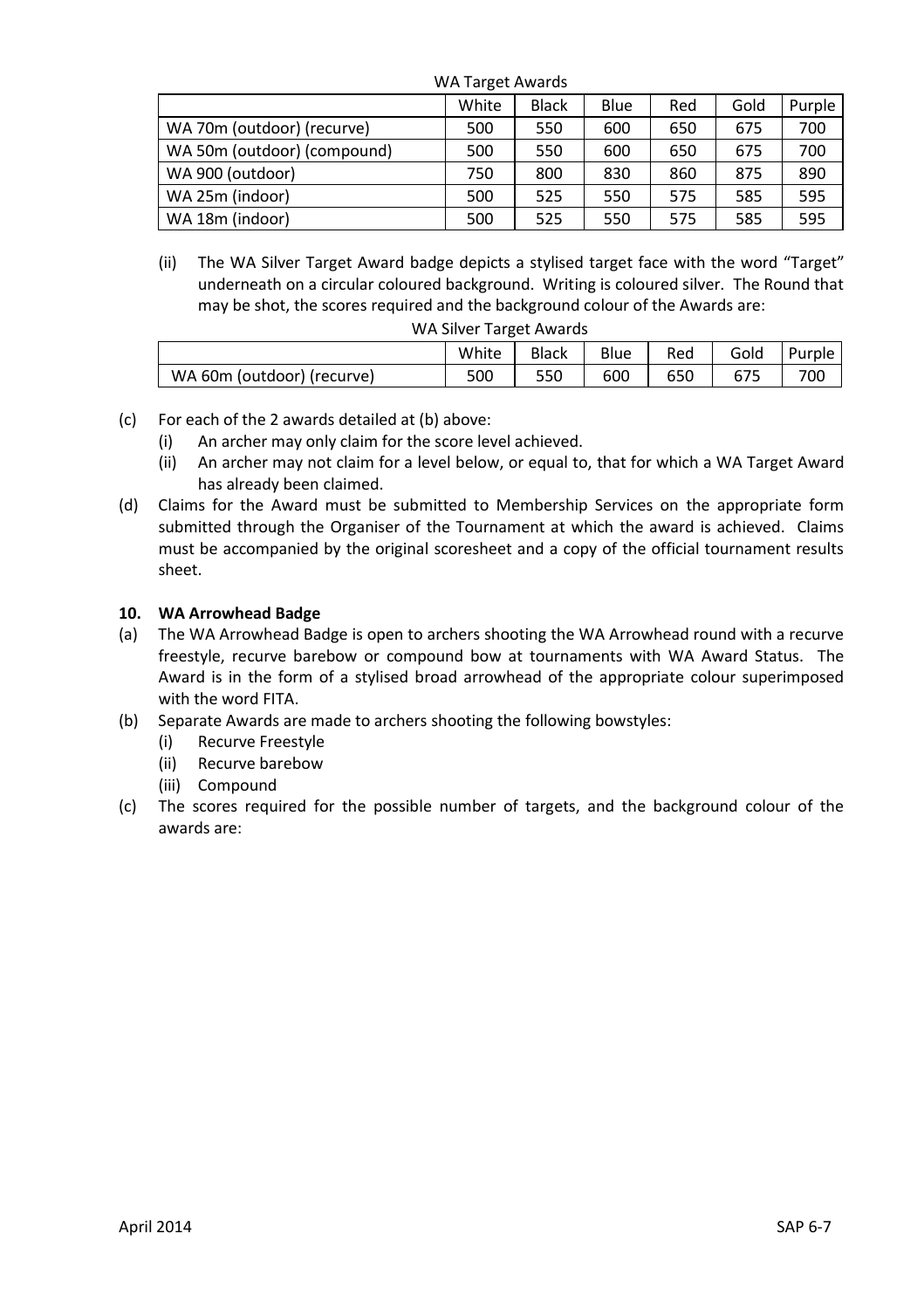WA Target Awards

| | White | Black | Blue | Red | Gold | Purple |
|---|---|---|---|---|---|---|
| WA 70m (outdoor) (recurve) | 500 | 550 | 600 | 650 | 675 | 700 |
| WA 50m (outdoor) (compound) | 500 | 550 | 600 | 650 | 675 | 700 |
| WA 900 (outdoor) | 750 | 800 | 830 | 860 | 875 | 890 |
| WA 25m (indoor) | 500 | 525 | 550 | 575 | 585 | 595 |
| WA 18m (indoor) | 500 | 525 | 550 | 575 | 585 | 595 |

(ii) The WA Silver Target Award badge depicts a stylised target face with the word "Target" underneath on a circular coloured background. Writing is coloured silver. The Round that may be shot, the scores required and the background colour of the Awards are:

WA Silver Target Awards

| | White | Black | Blue | Red | Gold | Purple |
|---|---|---|---|---|---|---|
| WA 60m (outdoor) (recurve) | 500 | 550 | 600 | 650 | 675 | 700 |

(c) For each of the 2 awards detailed at (b) above:
  (i) An archer may only claim for the score level achieved.
  (ii) An archer may not claim for a level below, or equal to, that for which a WA Target Award has already been claimed.

(d) Claims for the Award must be submitted to Membership Services on the appropriate form submitted through the Organiser of the Tournament at which the award is achieved. Claims must be accompanied by the original scoresheet and a copy of the official tournament results sheet.

**10. WA Arrowhead Badge**

(a) The WA Arrowhead Badge is open to archers shooting the WA Arrowhead round with a recurve freestyle, recurve barebow or compound bow at tournaments with WA Award Status. The Award is in the form of a stylised broad arrowhead of the appropriate colour superimposed with the word FITA.

(b) Separate Awards are made to archers shooting the following bowstyles:
  (i) Recurve Freestyle
  (ii) Recurve barebow
  (iii) Compound

(c) The scores required for the possible number of targets, and the background colour of the awards are: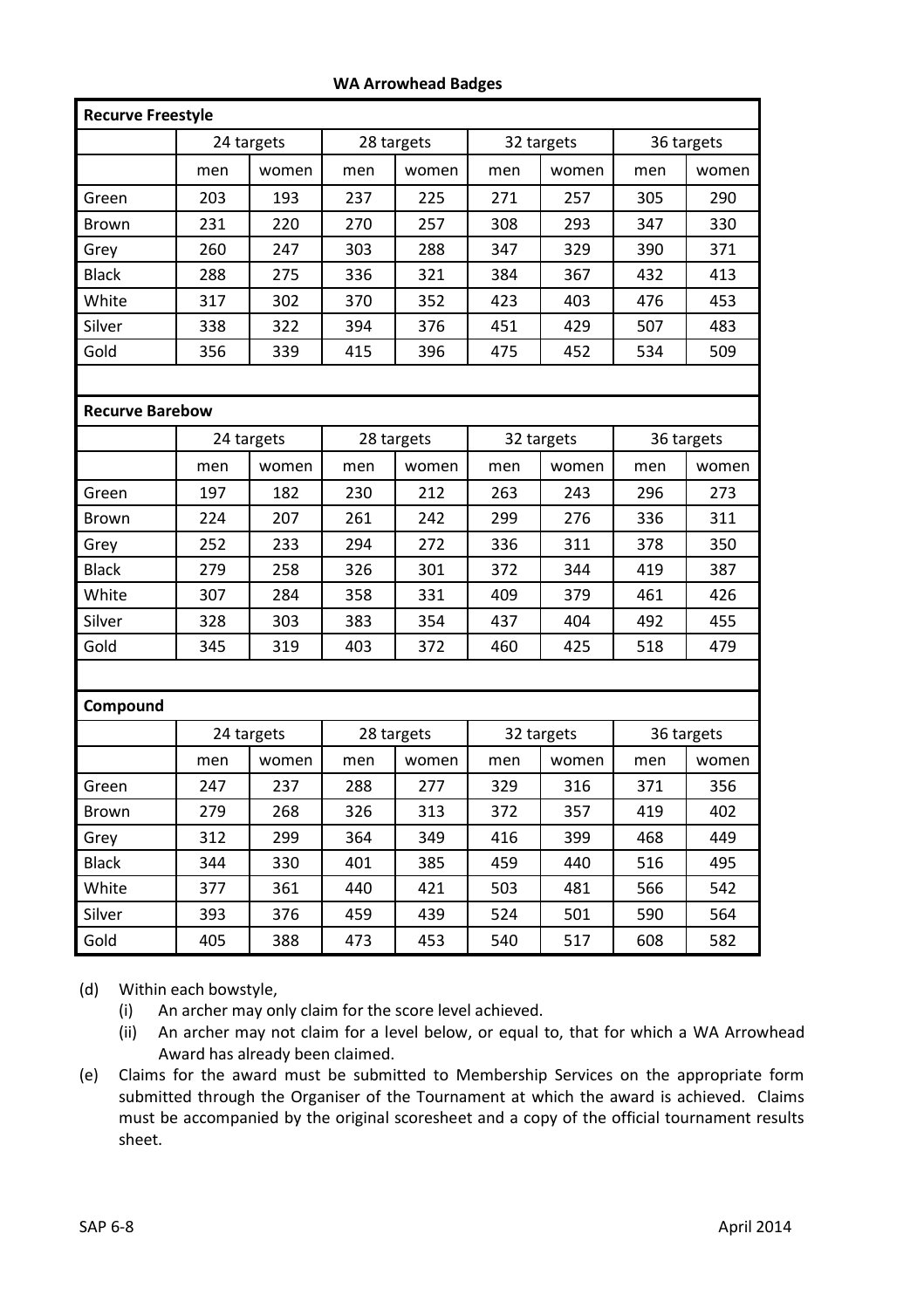**WA Arrowhead Badges**

| Recurve Freestyle | | | | | | | | |
|---|---|---|---|---|---|---|---|---|
| | 24 targets | | 28 targets | | 32 targets | | 36 targets | |
| | men | women | men | women | men | women | men | women |
| Green | 203 | 193 | 237 | 225 | 271 | 257 | 305 | 290 |
| Brown | 231 | 220 | 270 | 257 | 308 | 293 | 347 | 330 |
| Grey | 260 | 247 | 303 | 288 | 347 | 329 | 390 | 371 |
| Black | 288 | 275 | 336 | 321 | 384 | 367 | 432 | 413 |
| White | 317 | 302 | 370 | 352 | 423 | 403 | 476 | 453 |
| Silver | 338 | 322 | 394 | 376 | 451 | 429 | 507 | 483 |
| Gold | 356 | 339 | 415 | 396 | 475 | 452 | 534 | 509 |

| Recurve Barebow | | | | | | | | |
|---|---|---|---|---|---|---|---|---|
| | 24 targets | | 28 targets | | 32 targets | | 36 targets | |
| | men | women | men | women | men | women | men | women |
| Green | 197 | 182 | 230 | 212 | 263 | 243 | 296 | 273 |
| Brown | 224 | 207 | 261 | 242 | 299 | 276 | 336 | 311 |
| Grey | 252 | 233 | 294 | 272 | 336 | 311 | 378 | 350 |
| Black | 279 | 258 | 326 | 301 | 372 | 344 | 419 | 387 |
| White | 307 | 284 | 358 | 331 | 409 | 379 | 461 | 426 |
| Silver | 328 | 303 | 383 | 354 | 437 | 404 | 492 | 455 |
| Gold | 345 | 319 | 403 | 372 | 460 | 425 | 518 | 479 |

| Compound | | | | | | | | |
|---|---|---|---|---|---|---|---|---|
| | 24 targets | | 28 targets | | 32 targets | | 36 targets | |
| | men | women | men | women | men | women | men | women |
| Green | 247 | 237 | 288 | 277 | 329 | 316 | 371 | 356 |
| Brown | 279 | 268 | 326 | 313 | 372 | 357 | 419 | 402 |
| Grey | 312 | 299 | 364 | 349 | 416 | 399 | 468 | 449 |
| Black | 344 | 330 | 401 | 385 | 459 | 440 | 516 | 495 |
| White | 377 | 361 | 440 | 421 | 503 | 481 | 566 | 542 |
| Silver | 393 | 376 | 459 | 439 | 524 | 501 | 590 | 564 |
| Gold | 405 | 388 | 473 | 453 | 540 | 517 | 608 | 582 |

(d) Within each bowstyle,
  (i) An archer may only claim for the score level achieved.
  (ii) An archer may not claim for a level below, or equal to, that for which a WA Arrowhead Award has already been claimed.

(e) Claims for the award must be submitted to Membership Services on the appropriate form submitted through the Organiser of the Tournament at which the award is achieved. Claims must be accompanied by the original scoresheet and a copy of the official tournament results sheet.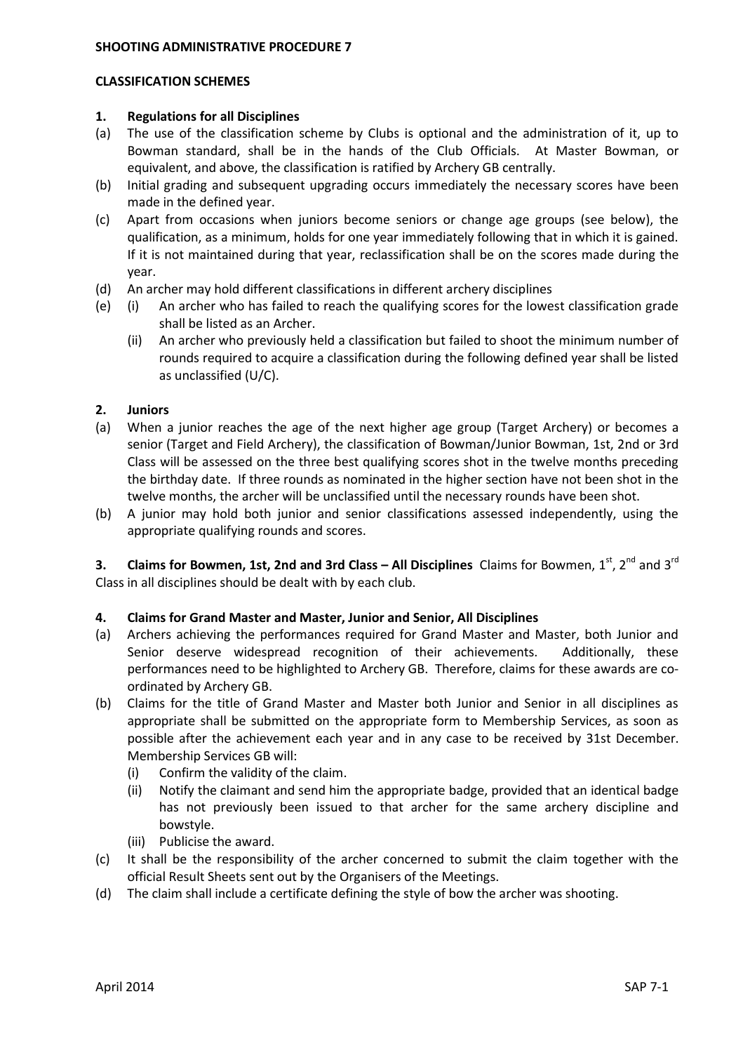**SHOOTING ADMINISTRATIVE PROCEDURE 7**

**CLASSIFICATION SCHEMES**

**1. Regulations for all Disciplines**

(a) The use of the classification scheme by Clubs is optional and the administration of it, up to Bowman standard, shall be in the hands of the Club Officials. At Master Bowman, or equivalent, and above, the classification is ratified by Archery GB centrally.

(b) Initial grading and subsequent upgrading occurs immediately the necessary scores have been made in the defined year.

(c) Apart from occasions when juniors become seniors or change age groups (see below), the qualification, as a minimum, holds for one year immediately following that in which it is gained. If it is not maintained during that year, reclassification shall be on the scores made during the year.

(d) An archer may hold different classifications in different archery disciplines

(e) (i) An archer who has failed to reach the qualifying scores for the lowest classification grade shall be listed as an Archer.

(ii) An archer who previously held a classification but failed to shoot the minimum number of rounds required to acquire a classification during the following defined year shall be listed as unclassified (U/C).

**2. Juniors**

(a) When a junior reaches the age of the next higher age group (Target Archery) or becomes a senior (Target and Field Archery), the classification of Bowman/Junior Bowman, 1st, 2nd or 3rd Class will be assessed on the three best qualifying scores shot in the twelve months preceding the birthday date. If three rounds as nominated in the higher section have not been shot in the twelve months, the archer will be unclassified until the necessary rounds have been shot.

(b) A junior may hold both junior and senior classifications assessed independently, using the appropriate qualifying rounds and scores.

**3. Claims for Bowmen, 1st, 2nd and 3rd Class – All Disciplines** Claims for Bowmen, 1st, 2nd and 3rd Class in all disciplines should be dealt with by each club.

**4. Claims for Grand Master and Master, Junior and Senior, All Disciplines**

(a) Archers achieving the performances required for Grand Master and Master, both Junior and Senior deserve widespread recognition of their achievements. Additionally, these performances need to be highlighted to Archery GB. Therefore, claims for these awards are co-ordinated by Archery GB.

(b) Claims for the title of Grand Master and Master both Junior and Senior in all disciplines as appropriate shall be submitted on the appropriate form to Membership Services, as soon as possible after the achievement each year and in any case to be received by 31st December. Membership Services GB will:

(i) Confirm the validity of the claim.

(ii) Notify the claimant and send him the appropriate badge, provided that an identical badge has not previously been issued to that archer for the same archery discipline and bowstyle.

(iii) Publicise the award.

(c) It shall be the responsibility of the archer concerned to submit the claim together with the official Result Sheets sent out by the Organisers of the Meetings.

(d) The claim shall include a certificate defining the style of bow the archer was shooting.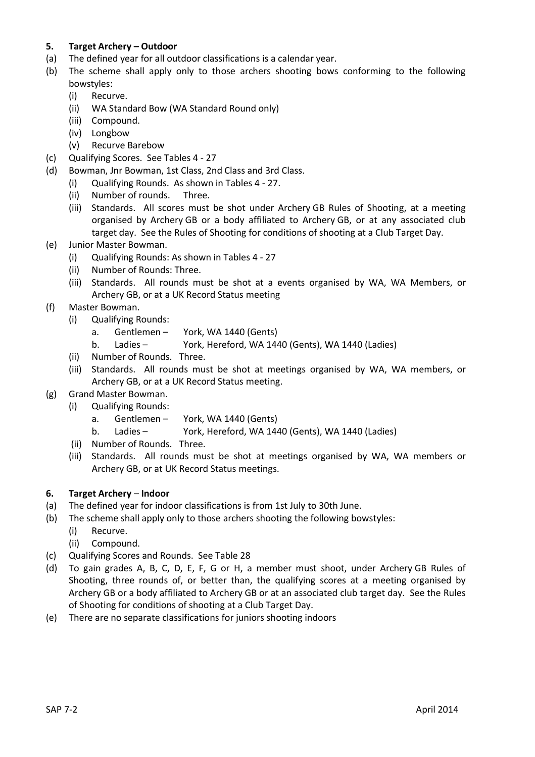## 5. Target Archery – Outdoor

(a) The defined year for all outdoor classifications is a calendar year.

(b) The scheme shall apply only to those archers shooting bows conforming to the following bowstyles:
   - (i) Recurve.
   - (ii) WA Standard Bow (WA Standard Round only)
   - (iii) Compound.
   - (iv) Longbow
   - (v) Recurve Barebow

(c) Qualifying Scores. See Tables 4 - 27

(d) Bowman, Jnr Bowman, 1st Class, 2nd Class and 3rd Class.
   - (i) Qualifying Rounds. As shown in Tables 4 - 27.
   - (ii) Number of rounds. Three.
   - (iii) Standards. All scores must be shot under Archery GB Rules of Shooting, at a meeting organised by Archery GB or a body affiliated to Archery GB, or at any associated club target day. See the Rules of Shooting for conditions of shooting at a Club Target Day.

(e) Junior Master Bowman.
   - (i) Qualifying Rounds: As shown in Tables 4 - 27
   - (ii) Number of Rounds: Three.
   - (iii) Standards. All rounds must be shot at a events organised by WA, WA Members, or Archery GB, or at a UK Record Status meeting

(f) Master Bowman.
   - (i) Qualifying Rounds:
     - a. Gentlemen – York, WA 1440 (Gents)
     - b. Ladies – York, Hereford, WA 1440 (Gents), WA 1440 (Ladies)
   - (ii) Number of Rounds. Three.
   - (iii) Standards. All rounds must be shot at meetings organised by WA, WA members, or Archery GB, or at a UK Record Status meeting.

(g) Grand Master Bowman.
   - (i) Qualifying Rounds:
     - a. Gentlemen – York, WA 1440 (Gents)
     - b. Ladies – York, Hereford, WA 1440 (Gents), WA 1440 (Ladies)
   - (ii) Number of Rounds. Three.
   - (iii) Standards. All rounds must be shot at meetings organised by WA, WA members or Archery GB, or at UK Record Status meetings.

## 6. Target Archery – Indoor

(a) The defined year for indoor classifications is from 1st July to 30th June.

(b) The scheme shall apply only to those archers shooting the following bowstyles:
   - (i) Recurve.
   - (ii) Compound.

(c) Qualifying Scores and Rounds. See Table 28

(d) To gain grades A, B, C, D, E, F, G or H, a member must shoot, under Archery GB Rules of Shooting, three rounds of, or better than, the qualifying scores at a meeting organised by Archery GB or a body affiliated to Archery GB or at an associated club target day. See the Rules of Shooting for conditions of shooting at a Club Target Day.

(e) There are no separate classifications for juniors shooting indoors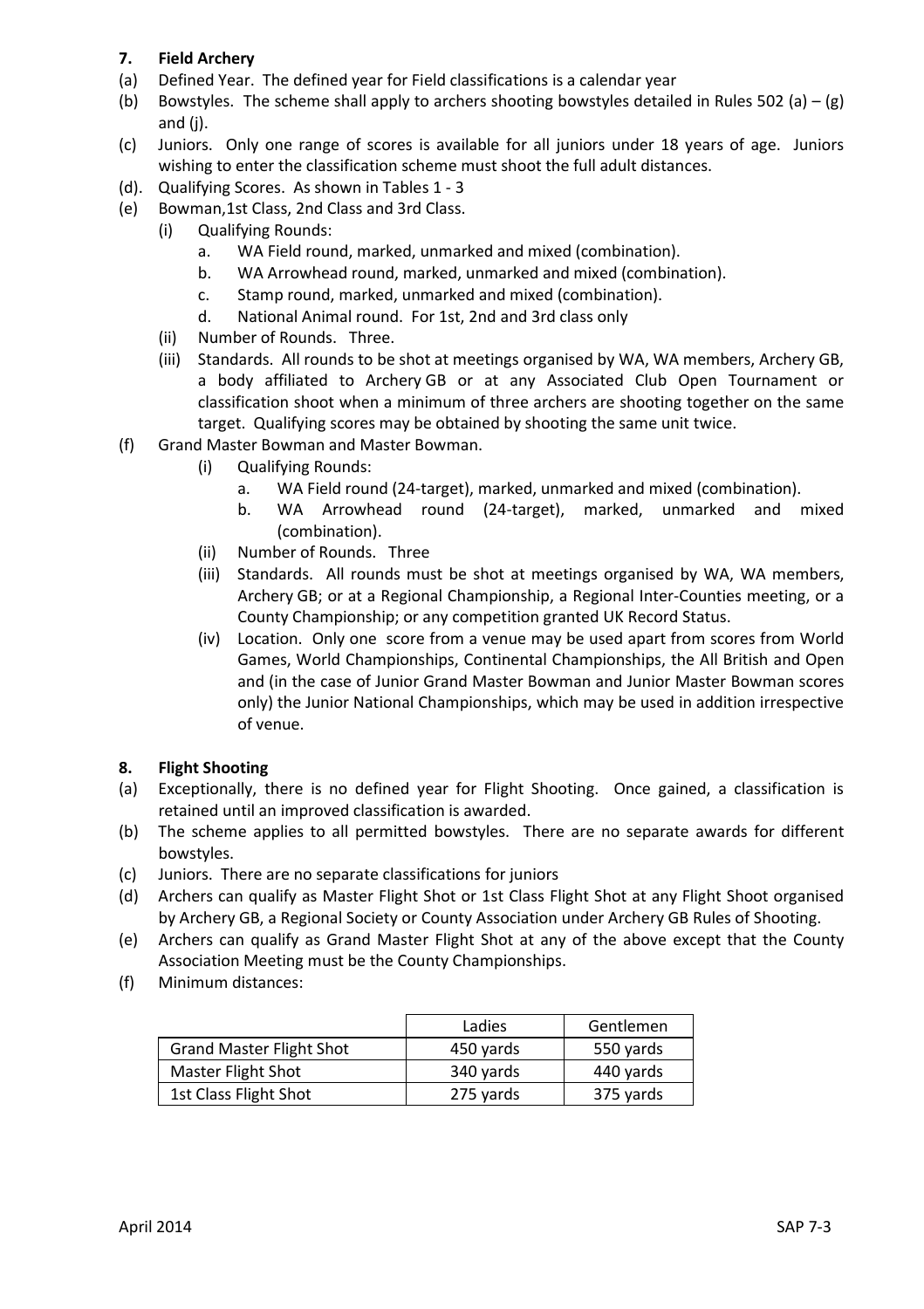## 7. Field Archery

(a) Defined Year. The defined year for Field classifications is a calendar year

(b) Bowstyles. The scheme shall apply to archers shooting bowstyles detailed in Rules 502 (a) – (g) and (j).

(c) Juniors. Only one range of scores is available for all juniors under 18 years of age. Juniors wishing to enter the classification scheme must shoot the full adult distances.

(d). Qualifying Scores. As shown in Tables 1 - 3

(e) Bowman,1st Class, 2nd Class and 3rd Class.

  (i) Qualifying Rounds:

    a. WA Field round, marked, unmarked and mixed (combination).

    b. WA Arrowhead round, marked, unmarked and mixed (combination).

    c. Stamp round, marked, unmarked and mixed (combination).

    d. National Animal round. For 1st, 2nd and 3rd class only

  (ii) Number of Rounds. Three.

  (iii) Standards. All rounds to be shot at meetings organised by WA, WA members, Archery GB, a body affiliated to Archery GB or at any Associated Club Open Tournament or classification shoot when a minimum of three archers are shooting together on the same target. Qualifying scores may be obtained by shooting the same unit twice.

(f) Grand Master Bowman and Master Bowman.

  (i) Qualifying Rounds:

    a. WA Field round (24-target), marked, unmarked and mixed (combination).

    b. WA Arrowhead round (24-target), marked, unmarked and mixed (combination).

  (ii) Number of Rounds. Three

  (iii) Standards. All rounds must be shot at meetings organised by WA, WA members, Archery GB; or at a Regional Championship, a Regional Inter-Counties meeting, or a County Championship; or any competition granted UK Record Status.

  (iv) Location. Only one score from a venue may be used apart from scores from World Games, World Championships, Continental Championships, the All British and Open and (in the case of Junior Grand Master Bowman and Junior Master Bowman scores only) the Junior National Championships, which may be used in addition irrespective of venue.

## 8. Flight Shooting

(a) Exceptionally, there is no defined year for Flight Shooting. Once gained, a classification is retained until an improved classification is awarded.

(b) The scheme applies to all permitted bowstyles. There are no separate awards for different bowstyles.

(c) Juniors. There are no separate classifications for juniors

(d) Archers can qualify as Master Flight Shot or 1st Class Flight Shot at any Flight Shoot organised by Archery GB, a Regional Society or County Association under Archery GB Rules of Shooting.

(e) Archers can qualify as Grand Master Flight Shot at any of the above except that the County Association Meeting must be the County Championships.

(f) Minimum distances:

| | Ladies | Gentlemen |
|---|---|---|
| Grand Master Flight Shot | 450 yards | 550 yards |
| Master Flight Shot | 340 yards | 440 yards |
| 1st Class Flight Shot | 275 yards | 375 yards |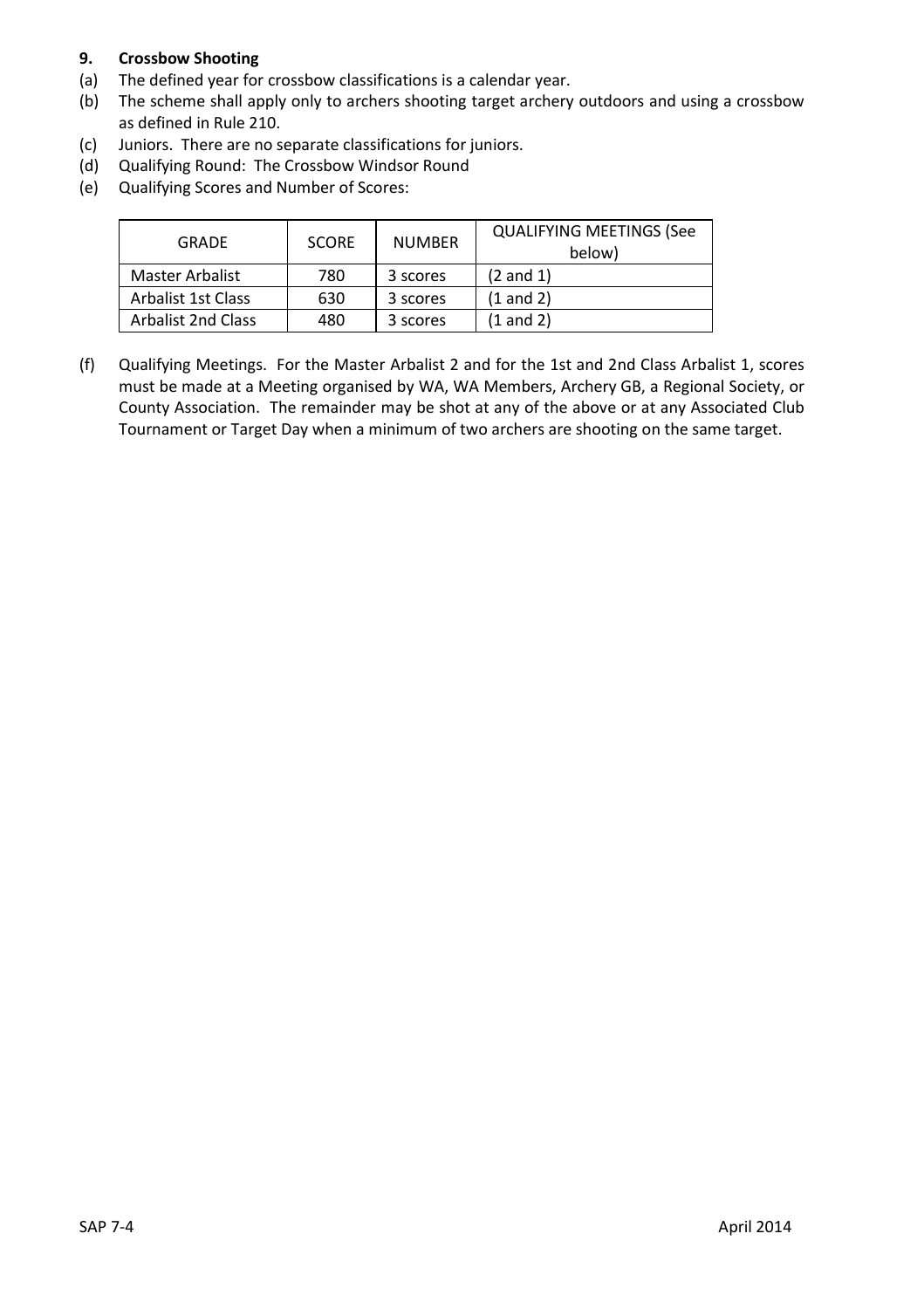**9. Crossbow Shooting**

(a) The defined year for crossbow classifications is a calendar year.

(b) The scheme shall apply only to archers shooting target archery outdoors and using a crossbow as defined in Rule 210.

(c) Juniors. There are no separate classifications for juniors.

(d) Qualifying Round: The Crossbow Windsor Round

(e) Qualifying Scores and Number of Scores:

| GRADE | SCORE | NUMBER | QUALIFYING MEETINGS (See below) |
|---|---|---|---|
| Master Arbalist | 780 | 3 scores | (2 and 1) |
| Arbalist 1st Class | 630 | 3 scores | (1 and 2) |
| Arbalist 2nd Class | 480 | 3 scores | (1 and 2) |

(f) Qualifying Meetings. For the Master Arbalist 2 and for the 1st and 2nd Class Arbalist 1, scores must be made at a Meeting organised by WA, WA Members, Archery GB, a Regional Society, or County Association. The remainder may be shot at any of the above or at any Associated Club Tournament or Target Day when a minimum of two archers are shooting on the same target.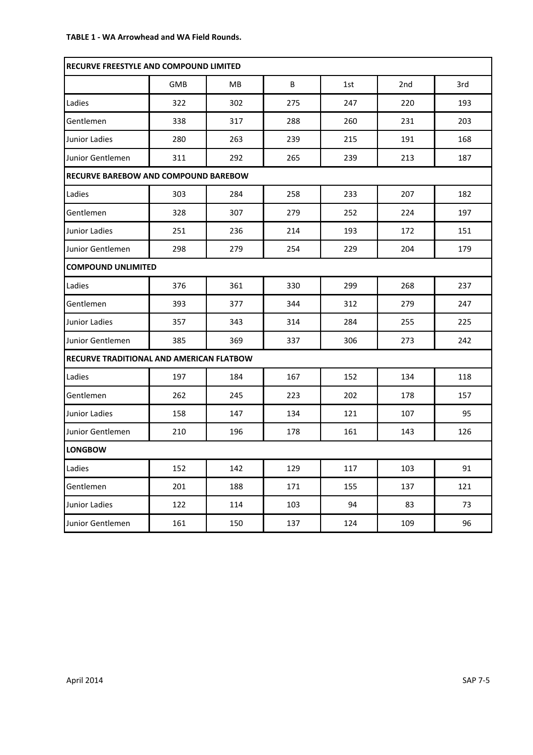**TABLE 1 - WA Arrowhead and WA Field Rounds.**

| **RECURVE FREESTYLE AND COMPOUND LIMITED** | | | | | | |
|---|---|---|---|---|---|---|
| | GMB | MB | B | 1st | 2nd | 3rd |
| Ladies | 322 | 302 | 275 | 247 | 220 | 193 |
| Gentlemen | 338 | 317 | 288 | 260 | 231 | 203 |
| Junior Ladies | 280 | 263 | 239 | 215 | 191 | 168 |
| Junior Gentlemen | 311 | 292 | 265 | 239 | 213 | 187 |
| **RECURVE BAREBOW AND COMPOUND BAREBOW** | | | | | | |
| Ladies | 303 | 284 | 258 | 233 | 207 | 182 |
| Gentlemen | 328 | 307 | 279 | 252 | 224 | 197 |
| Junior Ladies | 251 | 236 | 214 | 193 | 172 | 151 |
| Junior Gentlemen | 298 | 279 | 254 | 229 | 204 | 179 |
| **COMPOUND UNLIMITED** | | | | | | |
| Ladies | 376 | 361 | 330 | 299 | 268 | 237 |
| Gentlemen | 393 | 377 | 344 | 312 | 279 | 247 |
| Junior Ladies | 357 | 343 | 314 | 284 | 255 | 225 |
| Junior Gentlemen | 385 | 369 | 337 | 306 | 273 | 242 |
| **RECURVE TRADITIONAL AND AMERICAN FLATBOW** | | | | | | |
| Ladies | 197 | 184 | 167 | 152 | 134 | 118 |
| Gentlemen | 262 | 245 | 223 | 202 | 178 | 157 |
| Junior Ladies | 158 | 147 | 134 | 121 | 107 | 95 |
| Junior Gentlemen | 210 | 196 | 178 | 161 | 143 | 126 |
| **LONGBOW** | | | | | | |
| Ladies | 152 | 142 | 129 | 117 | 103 | 91 |
| Gentlemen | 201 | 188 | 171 | 155 | 137 | 121 |
| Junior Ladies | 122 | 114 | 103 | 94 | 83 | 73 |
| Junior Gentlemen | 161 | 150 | 137 | 124 | 109 | 96 |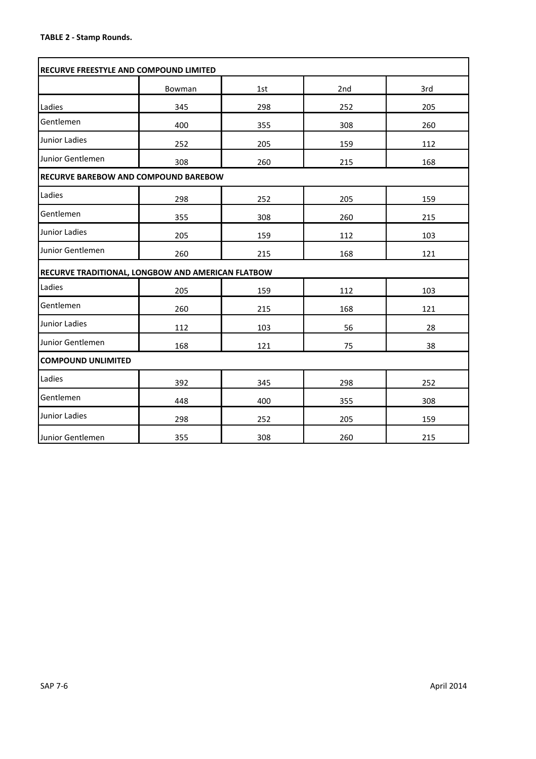**TABLE 2 - Stamp Rounds.**

| RECURVE FREESTYLE AND COMPOUND LIMITED | | | | |
|---|---|---|---|---|
| | Bowman | 1st | 2nd | 3rd |
| Ladies | 345 | 298 | 252 | 205 |
| Gentlemen | 400 | 355 | 308 | 260 |
| Junior Ladies | 252 | 205 | 159 | 112 |
| Junior Gentlemen | 308 | 260 | 215 | 168 |
| **RECURVE BAREBOW AND COMPOUND BAREBOW** | | | | |
| Ladies | 298 | 252 | 205 | 159 |
| Gentlemen | 355 | 308 | 260 | 215 |
| Junior Ladies | 205 | 159 | 112 | 103 |
| Junior Gentlemen | 260 | 215 | 168 | 121 |
| **RECURVE TRADITIONAL, LONGBOW AND AMERICAN FLATBOW** | | | | |
| Ladies | 205 | 159 | 112 | 103 |
| Gentlemen | 260 | 215 | 168 | 121 |
| Junior Ladies | 112 | 103 | 56 | 28 |
| Junior Gentlemen | 168 | 121 | 75 | 38 |
| **COMPOUND UNLIMITED** | | | | |
| Ladies | 392 | 345 | 298 | 252 |
| Gentlemen | 448 | 400 | 355 | 308 |
| Junior Ladies | 298 | 252 | 205 | 159 |
| Junior Gentlemen | 355 | 308 | 260 | 215 |

SAP 7-6

April 2014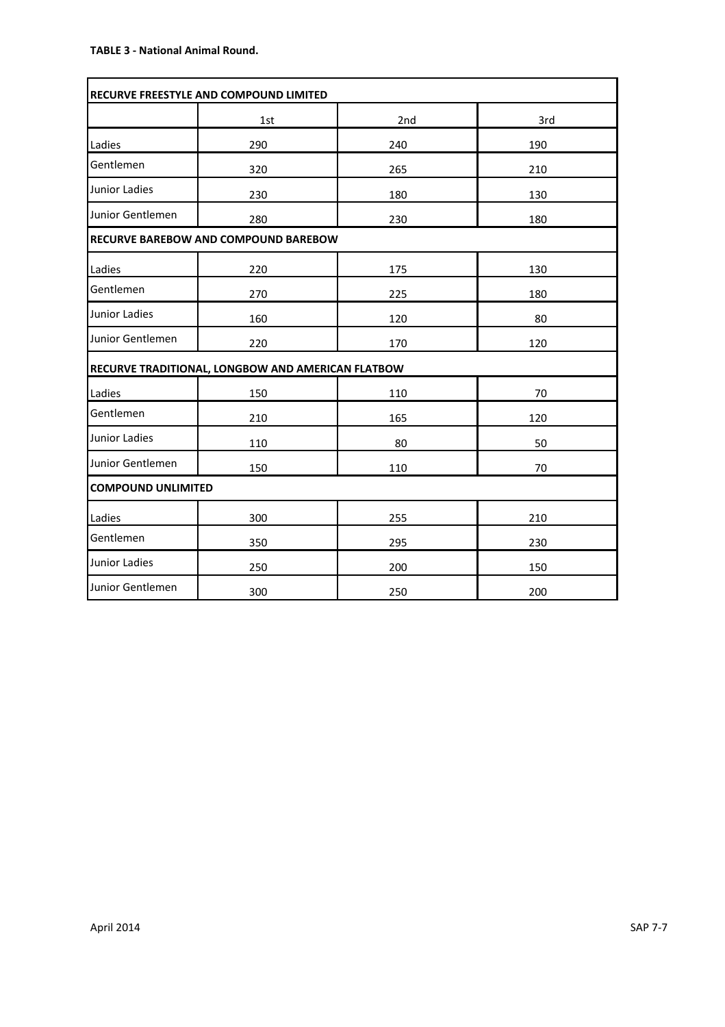**TABLE 3 - National Animal Round.**

| RECURVE FREESTYLE AND COMPOUND LIMITED | | | |
|---|---|---|---|
| | 1st | 2nd | 3rd |
| Ladies | 290 | 240 | 190 |
| Gentlemen | 320 | 265 | 210 |
| Junior Ladies | 230 | 180 | 130 |
| Junior Gentlemen | 280 | 230 | 180 |
| **RECURVE BAREBOW AND COMPOUND BAREBOW** | | | |
| Ladies | 220 | 175 | 130 |
| Gentlemen | 270 | 225 | 180 |
| Junior Ladies | 160 | 120 | 80 |
| Junior Gentlemen | 220 | 170 | 120 |
| **RECURVE TRADITIONAL, LONGBOW AND AMERICAN FLATBOW** | | | |
| Ladies | 150 | 110 | 70 |
| Gentlemen | 210 | 165 | 120 |
| Junior Ladies | 110 | 80 | 50 |
| Junior Gentlemen | 150 | 110 | 70 |
| **COMPOUND UNLIMITED** | | | |
| Ladies | 300 | 255 | 210 |
| Gentlemen | 350 | 295 | 230 |
| Junior Ladies | 250 | 200 | 150 |
| Junior Gentlemen | 300 | 250 | 200 |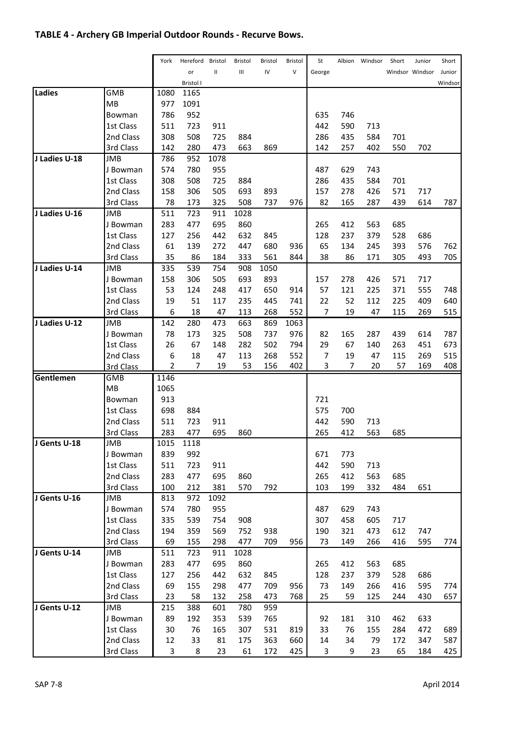## TABLE 4 - Archery GB Imperial Outdoor Rounds - Recurve Bows.

| | | York | Hereford or Bristol I | Bristol II | Bristol III | Bristol IV | Bristol V | St George | Albion | Windsor | Short Windsor | Junior Windsor | Short Junior Windsor |
|---|---|---|---|---|---|---|---|---|---|---|---|---|---|
| **Ladies** | GMB | 1080 | 1165 | | | | | | | | | | |
| | MB | 977 | 1091 | | | | | | | | | | |
| | Bowman | 786 | 952 | | | | | 635 | 746 | | | | |
| | 1st Class | 511 | 723 | 911 | | | | 442 | 590 | 713 | | | |
| | 2nd Class | 308 | 508 | 725 | 884 | | | 286 | 435 | 584 | 701 | | |
| | 3rd Class | 142 | 280 | 473 | 663 | 869 | | 142 | 257 | 402 | 550 | 702 | |
| **J Ladies U-18** | JMB | 786 | 952 | 1078 | | | | | | | | | |
| | J Bowman | 574 | 780 | 955 | | | | 487 | 629 | 743 | | | |
| | 1st Class | 308 | 508 | 725 | 884 | | | 286 | 435 | 584 | 701 | | |
| | 2nd Class | 158 | 306 | 505 | 693 | 893 | | 157 | 278 | 426 | 571 | 717 | |
| | 3rd Class | 78 | 173 | 325 | 508 | 737 | 976 | 82 | 165 | 287 | 439 | 614 | 787 |
| **J Ladies U-16** | JMB | 511 | 723 | 911 | 1028 | | | | | | | | |
| | J Bowman | 283 | 477 | 695 | 860 | | | 265 | 412 | 563 | 685 | | |
| | 1st Class | 127 | 256 | 442 | 632 | 845 | | 128 | 237 | 379 | 528 | 686 | |
| | 2nd Class | 61 | 139 | 272 | 447 | 680 | 936 | 65 | 134 | 245 | 393 | 576 | 762 |
| | 3rd Class | 35 | 86 | 184 | 333 | 561 | 844 | 38 | 86 | 171 | 305 | 493 | 705 |
| **J Ladies U-14** | JMB | 335 | 539 | 754 | 908 | 1050 | | | | | | | |
| | J Bowman | 158 | 306 | 505 | 693 | 893 | | 157 | 278 | 426 | 571 | 717 | |
| | 1st Class | 53 | 124 | 248 | 417 | 650 | 914 | 57 | 121 | 225 | 371 | 555 | 748 |
| | 2nd Class | 19 | 51 | 117 | 235 | 445 | 741 | 22 | 52 | 112 | 225 | 409 | 640 |
| | 3rd Class | 6 | 18 | 47 | 113 | 268 | 552 | 7 | 19 | 47 | 115 | 269 | 515 |
| **J Ladies U-12** | JMB | 142 | 280 | 473 | 663 | 869 | 1063 | | | | | | |
| | J Bowman | 78 | 173 | 325 | 508 | 737 | 976 | 82 | 165 | 287 | 439 | 614 | 787 |
| | 1st Class | 26 | 67 | 148 | 282 | 502 | 794 | 29 | 67 | 140 | 263 | 451 | 673 |
| | 2nd Class | 6 | 18 | 47 | 113 | 268 | 552 | 7 | 19 | 47 | 115 | 269 | 515 |
| | 3rd Class | 2 | 7 | 19 | 53 | 156 | 402 | 3 | 7 | 20 | 57 | 169 | 408 |
| **Gentlemen** | GMB | 1146 | | | | | | | | | | | |
| | MB | 1065 | | | | | | | | | | | |
| | Bowman | 913 | | | | | | 721 | | | | | |
| | 1st Class | 698 | 884 | | | | | 575 | 700 | | | | |
| | 2nd Class | 511 | 723 | 911 | | | | 442 | 590 | 713 | | | |
| | 3rd Class | 283 | 477 | 695 | 860 | | | 265 | 412 | 563 | 685 | | |
| **J Gents U-18** | JMB | 1015 | 1118 | | | | | | | | | | |
| | J Bowman | 839 | 992 | | | | | 671 | 773 | | | | |
| | 1st Class | 511 | 723 | 911 | | | | 442 | 590 | 713 | | | |
| | 2nd Class | 283 | 477 | 695 | 860 | | | 265 | 412 | 563 | 685 | | |
| | 3rd Class | 100 | 212 | 381 | 570 | 792 | | 103 | 199 | 332 | 484 | 651 | |
| **J Gents U-16** | JMB | 813 | 972 | 1092 | | | | | | | | | |
| | J Bowman | 574 | 780 | 955 | | | | 487 | 629 | 743 | | | |
| | 1st Class | 335 | 539 | 754 | 908 | | | 307 | 458 | 605 | 717 | | |
| | 2nd Class | 194 | 359 | 569 | 752 | 938 | | 190 | 321 | 473 | 612 | 747 | |
| | 3rd Class | 69 | 155 | 298 | 477 | 709 | 956 | 73 | 149 | 266 | 416 | 595 | 774 |
| **J Gents U-14** | JMB | 511 | 723 | 911 | 1028 | | | | | | | | |
| | J Bowman | 283 | 477 | 695 | 860 | | | 265 | 412 | 563 | 685 | | |
| | 1st Class | 127 | 256 | 442 | 632 | 845 | | 128 | 237 | 379 | 528 | 686 | |
| | 2nd Class | 69 | 155 | 298 | 477 | 709 | 956 | 73 | 149 | 266 | 416 | 595 | 774 |
| | 3rd Class | 23 | 58 | 132 | 258 | 473 | 768 | 25 | 59 | 125 | 244 | 430 | 657 |
| **J Gents U-12** | JMB | 215 | 388 | 601 | 780 | 959 | | | | | | | |
| | J Bowman | 89 | 192 | 353 | 539 | 765 | | 92 | 181 | 310 | 462 | 633 | |
| | 1st Class | 30 | 76 | 165 | 307 | 531 | 819 | 33 | 76 | 155 | 284 | 472 | 689 |
| | 2nd Class | 12 | 33 | 81 | 175 | 363 | 660 | 14 | 34 | 79 | 172 | 347 | 587 |
| | 3rd Class | 3 | 8 | 23 | 61 | 172 | 425 | 3 | 9 | 23 | 65 | 184 | 425 |

SAP 7-8 April 2014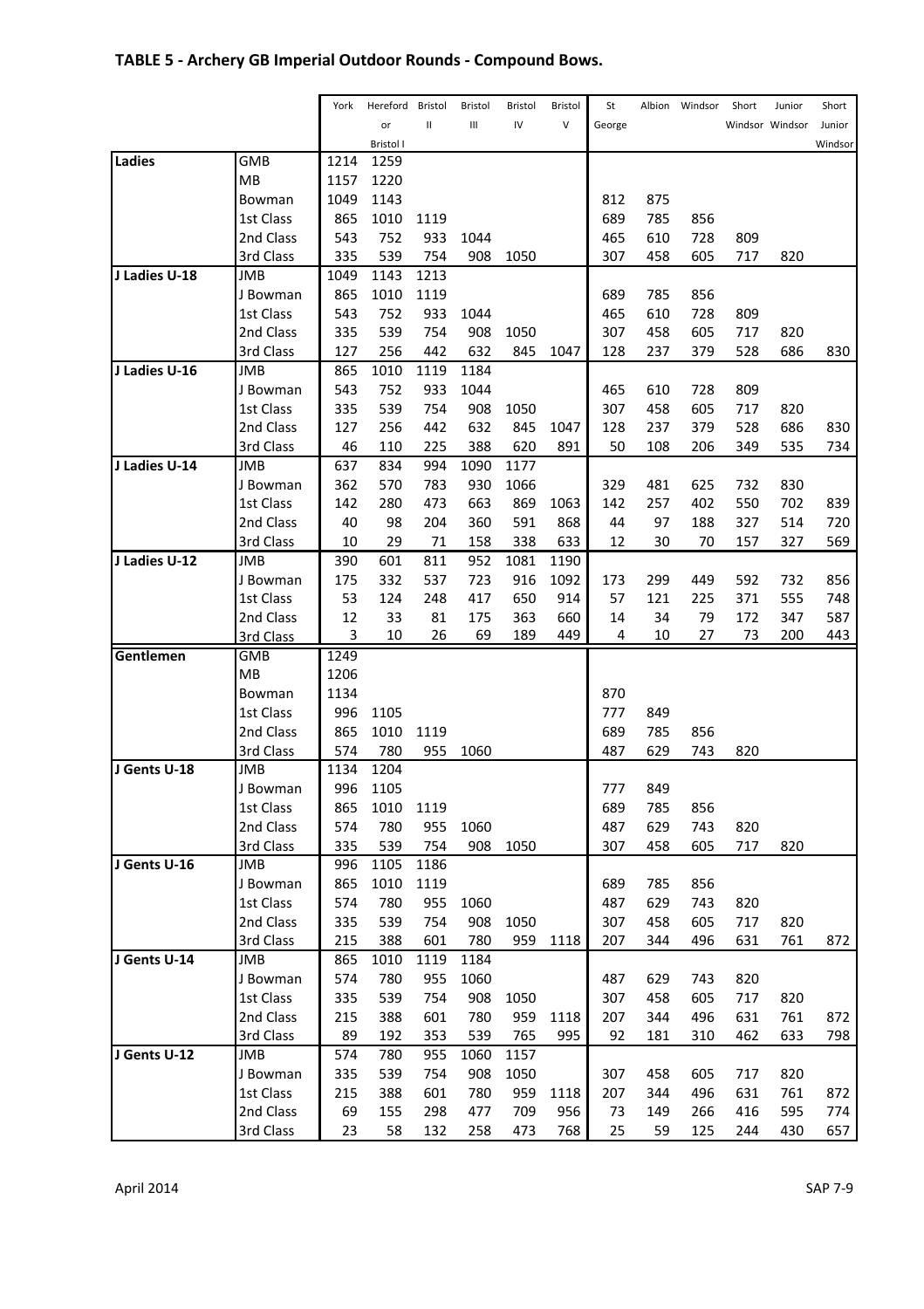## TABLE 5 - Archery GB Imperial Outdoor Rounds - Compound Bows.

| | | York | Hereford or Bristol I | Bristol II | Bristol III | Bristol IV | Bristol V | St George | Albion | Windsor | Short Windsor | Junior Windsor | Short Junior Windsor |
|---|---|---|---|---|---|---|---|---|---|---|---|---|---|
| **Ladies** | GMB | 1214 | 1259 | | | | | | | | | | |
| | MB | 1157 | 1220 | | | | | | | | | | |
| | Bowman | 1049 | 1143 | | | | | 812 | 875 | | | | |
| | 1st Class | 865 | 1010 | 1119 | | | | 689 | 785 | 856 | | | |
| | 2nd Class | 543 | 752 | 933 | 1044 | | | 465 | 610 | 728 | 809 | | |
| | 3rd Class | 335 | 539 | 754 | 908 | 1050 | | 307 | 458 | 605 | 717 | 820 | |
| **J Ladies U-18** | JMB | 1049 | 1143 | 1213 | | | | | | | | | |
| | J Bowman | 865 | 1010 | 1119 | | | | 689 | 785 | 856 | | | |
| | 1st Class | 543 | 752 | 933 | 1044 | | | 465 | 610 | 728 | 809 | | |
| | 2nd Class | 335 | 539 | 754 | 908 | 1050 | | 307 | 458 | 605 | 717 | 820 | |
| | 3rd Class | 127 | 256 | 442 | 632 | 845 | 1047 | 128 | 237 | 379 | 528 | 686 | 830 |
| **J Ladies U-16** | JMB | 865 | 1010 | 1119 | 1184 | | | | | | | | |
| | J Bowman | 543 | 752 | 933 | 1044 | | | 465 | 610 | 728 | 809 | | |
| | 1st Class | 335 | 539 | 754 | 908 | 1050 | | 307 | 458 | 605 | 717 | 820 | |
| | 2nd Class | 127 | 256 | 442 | 632 | 845 | 1047 | 128 | 237 | 379 | 528 | 686 | 830 |
| | 3rd Class | 46 | 110 | 225 | 388 | 620 | 891 | 50 | 108 | 206 | 349 | 535 | 734 |
| **J Ladies U-14** | JMB | 637 | 834 | 994 | 1090 | 1177 | | | | | | | |
| | J Bowman | 362 | 570 | 783 | 930 | 1066 | | 329 | 481 | 625 | 732 | 830 | |
| | 1st Class | 142 | 280 | 473 | 663 | 869 | 1063 | 142 | 257 | 402 | 550 | 702 | 839 |
| | 2nd Class | 40 | 98 | 204 | 360 | 591 | 868 | 44 | 97 | 188 | 327 | 514 | 720 |
| | 3rd Class | 10 | 29 | 71 | 158 | 338 | 633 | 12 | 30 | 70 | 157 | 327 | 569 |
| **J Ladies U-12** | JMB | 390 | 601 | 811 | 952 | 1081 | 1190 | | | | | | |
| | J Bowman | 175 | 332 | 537 | 723 | 916 | 1092 | 173 | 299 | 449 | 592 | 732 | 856 |
| | 1st Class | 53 | 124 | 248 | 417 | 650 | 914 | 57 | 121 | 225 | 371 | 555 | 748 |
| | 2nd Class | 12 | 33 | 81 | 175 | 363 | 660 | 14 | 34 | 79 | 172 | 347 | 587 |
| | 3rd Class | 3 | 10 | 26 | 69 | 189 | 449 | 4 | 10 | 27 | 73 | 200 | 443 |
| **Gentlemen** | GMB | 1249 | | | | | | | | | | | |
| | MB | 1206 | | | | | | | | | | | |
| | Bowman | 1134 | | | | | | 870 | | | | | |
| | 1st Class | 996 | 1105 | | | | | 777 | 849 | | | | |
| | 2nd Class | 865 | 1010 | 1119 | | | | 689 | 785 | 856 | | | |
| | 3rd Class | 574 | 780 | 955 | 1060 | | | 487 | 629 | 743 | 820 | | |
| **J Gents U-18** | JMB | 1134 | 1204 | | | | | | | | | | |
| | J Bowman | 996 | 1105 | | | | | 777 | 849 | | | | |
| | 1st Class | 865 | 1010 | 1119 | | | | 689 | 785 | 856 | | | |
| | 2nd Class | 574 | 780 | 955 | 1060 | | | 487 | 629 | 743 | 820 | | |
| | 3rd Class | 335 | 539 | 754 | 908 | 1050 | | 307 | 458 | 605 | 717 | 820 | |
| **J Gents U-16** | JMB | 996 | 1105 | 1186 | | | | | | | | | |
| | J Bowman | 865 | 1010 | 1119 | | | | 689 | 785 | 856 | | | |
| | 1st Class | 574 | 780 | 955 | 1060 | | | 487 | 629 | 743 | 820 | | |
| | 2nd Class | 335 | 539 | 754 | 908 | 1050 | | 307 | 458 | 605 | 717 | 820 | |
| | 3rd Class | 215 | 388 | 601 | 780 | 959 | 1118 | 207 | 344 | 496 | 631 | 761 | 872 |
| **J Gents U-14** | JMB | 865 | 1010 | 1119 | 1184 | | | | | | | | |
| | J Bowman | 574 | 780 | 955 | 1060 | | | 487 | 629 | 743 | 820 | | |
| | 1st Class | 335 | 539 | 754 | 908 | 1050 | | 307 | 458 | 605 | 717 | 820 | |
| | 2nd Class | 215 | 388 | 601 | 780 | 959 | 1118 | 207 | 344 | 496 | 631 | 761 | 872 |
| | 3rd Class | 89 | 192 | 353 | 539 | 765 | 995 | 92 | 181 | 310 | 462 | 633 | 798 |
| **J Gents U-12** | JMB | 574 | 780 | 955 | 1060 | 1157 | | | | | | | |
| | J Bowman | 335 | 539 | 754 | 908 | 1050 | | 307 | 458 | 605 | 717 | 820 | |
| | 1st Class | 215 | 388 | 601 | 780 | 959 | 1118 | 207 | 344 | 496 | 631 | 761 | 872 |
| | 2nd Class | 69 | 155 | 298 | 477 | 709 | 956 | 73 | 149 | 266 | 416 | 595 | 774 |
| | 3rd Class | 23 | 58 | 132 | 258 | 473 | 768 | 25 | 59 | 125 | 244 | 430 | 657 |

April 2014 SAP 7-9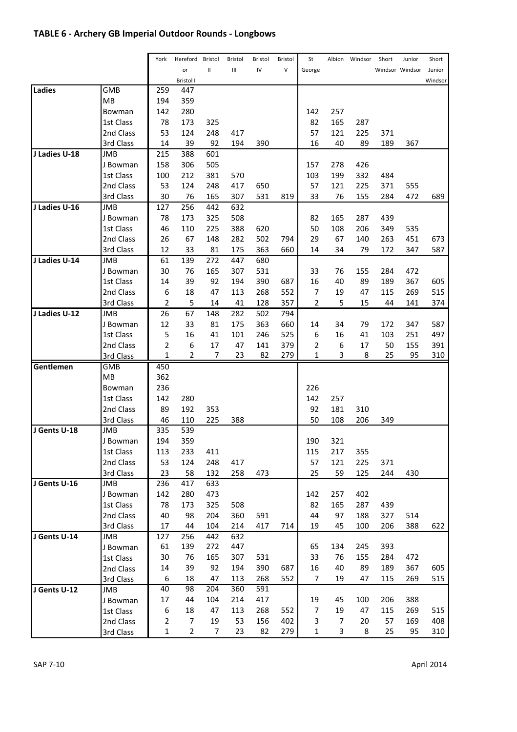## TABLE 6 - Archery GB Imperial Outdoor Rounds - Longbows

| | | York | Hereford or Bristol I | Bristol II | Bristol III | Bristol IV | Bristol V | St George | Albion | Windsor | Short Windsor | Junior Windsor | Short Junior Windsor |
|---|---|---|---|---|---|---|---|---|---|---|---|---|---|
| **Ladies** | GMB | 259 | 447 | | | | | | | | | | |
| | MB | 194 | 359 | | | | | | | | | | |
| | Bowman | 142 | 280 | | | | | 142 | 257 | | | | |
| | 1st Class | 78 | 173 | 325 | | | | 82 | 165 | 287 | | | |
| | 2nd Class | 53 | 124 | 248 | 417 | | | 57 | 121 | 225 | 371 | | |
| | 3rd Class | 14 | 39 | 92 | 194 | 390 | | 16 | 40 | 89 | 189 | 367 | |
| **J Ladies U-18** | JMB | 215 | 388 | 601 | | | | | | | | | |
| | J Bowman | 158 | 306 | 505 | | | | 157 | 278 | 426 | | | |
| | 1st Class | 100 | 212 | 381 | 570 | | | 103 | 199 | 332 | 484 | | |
| | 2nd Class | 53 | 124 | 248 | 417 | 650 | | 57 | 121 | 225 | 371 | 555 | |
| | 3rd Class | 30 | 76 | 165 | 307 | 531 | 819 | 33 | 76 | 155 | 284 | 472 | 689 |
| **J Ladies U-16** | JMB | 127 | 256 | 442 | 632 | | | | | | | | |
| | J Bowman | 78 | 173 | 325 | 508 | | | 82 | 165 | 287 | 439 | | |
| | 1st Class | 46 | 110 | 225 | 388 | 620 | | 50 | 108 | 206 | 349 | 535 | |
| | 2nd Class | 26 | 67 | 148 | 282 | 502 | 794 | 29 | 67 | 140 | 263 | 451 | 673 |
| | 3rd Class | 12 | 33 | 81 | 175 | 363 | 660 | 14 | 34 | 79 | 172 | 347 | 587 |
| **J Ladies U-14** | JMB | 61 | 139 | 272 | 447 | 680 | | | | | | | |
| | J Bowman | 30 | 76 | 165 | 307 | 531 | | 33 | 76 | 155 | 284 | 472 | |
| | 1st Class | 14 | 39 | 92 | 194 | 390 | 687 | 16 | 40 | 89 | 189 | 367 | 605 |
| | 2nd Class | 6 | 18 | 47 | 113 | 268 | 552 | 7 | 19 | 47 | 115 | 269 | 515 |
| | 3rd Class | 2 | 5 | 14 | 41 | 128 | 357 | 2 | 5 | 15 | 44 | 141 | 374 |
| **J Ladies U-12** | JMB | 26 | 67 | 148 | 282 | 502 | 794 | | | | | | |
| | J Bowman | 12 | 33 | 81 | 175 | 363 | 660 | 14 | 34 | 79 | 172 | 347 | 587 |
| | 1st Class | 5 | 16 | 41 | 101 | 246 | 525 | 6 | 16 | 41 | 103 | 251 | 497 |
| | 2nd Class | 2 | 6 | 17 | 47 | 141 | 379 | 2 | 6 | 17 | 50 | 155 | 391 |
| | 3rd Class | 1 | 2 | 7 | 23 | 82 | 279 | 1 | 3 | 8 | 25 | 95 | 310 |
| **Gentlemen** | GMB | 450 | | | | | | | | | | | |
| | MB | 362 | | | | | | | | | | | |
| | Bowman | 236 | | | | | | 226 | | | | | |
| | 1st Class | 142 | 280 | | | | | 142 | 257 | | | | |
| | 2nd Class | 89 | 192 | 353 | | | | 92 | 181 | 310 | | | |
| | 3rd Class | 46 | 110 | 225 | 388 | | | 50 | 108 | 206 | 349 | | |
| **J Gents U-18** | JMB | 335 | 539 | | | | | | | | | | |
| | J Bowman | 194 | 359 | | | | | 190 | 321 | | | | |
| | 1st Class | 113 | 233 | 411 | | | | 115 | 217 | 355 | | | |
| | 2nd Class | 53 | 124 | 248 | 417 | | | 57 | 121 | 225 | 371 | | |
| | 3rd Class | 23 | 58 | 132 | 258 | 473 | | 25 | 59 | 125 | 244 | 430 | |
| **J Gents U-16** | JMB | 236 | 417 | 633 | | | | | | | | | |
| | J Bowman | 142 | 280 | 473 | | | | 142 | 257 | 402 | | | |
| | 1st Class | 78 | 173 | 325 | 508 | | | 82 | 165 | 287 | 439 | | |
| | 2nd Class | 40 | 98 | 204 | 360 | 591 | | 44 | 97 | 188 | 327 | 514 | |
| | 3rd Class | 17 | 44 | 104 | 214 | 417 | 714 | 19 | 45 | 100 | 206 | 388 | 622 |
| **J Gents U-14** | JMB | 127 | 256 | 442 | 632 | | | | | | | | |
| | J Bowman | 61 | 139 | 272 | 447 | | | 65 | 134 | 245 | 393 | | |
| | 1st Class | 30 | 76 | 165 | 307 | 531 | | 33 | 76 | 155 | 284 | 472 | |
| | 2nd Class | 14 | 39 | 92 | 194 | 390 | 687 | 16 | 40 | 89 | 189 | 367 | 605 |
| | 3rd Class | 6 | 18 | 47 | 113 | 268 | 552 | 7 | 19 | 47 | 115 | 269 | 515 |
| **J Gents U-12** | JMB | 40 | 98 | 204 | 360 | 591 | | | | | | | |
| | J Bowman | 17 | 44 | 104 | 214 | 417 | | 19 | 45 | 100 | 206 | 388 | |
| | 1st Class | 6 | 18 | 47 | 113 | 268 | 552 | 7 | 19 | 47 | 115 | 269 | 515 |
| | 2nd Class | 2 | 7 | 19 | 53 | 156 | 402 | 3 | 7 | 20 | 57 | 169 | 408 |
| | 3rd Class | 1 | 2 | 7 | 23 | 82 | 279 | 1 | 3 | 8 | 25 | 95 | 310 |

SAP 7-10 April 2014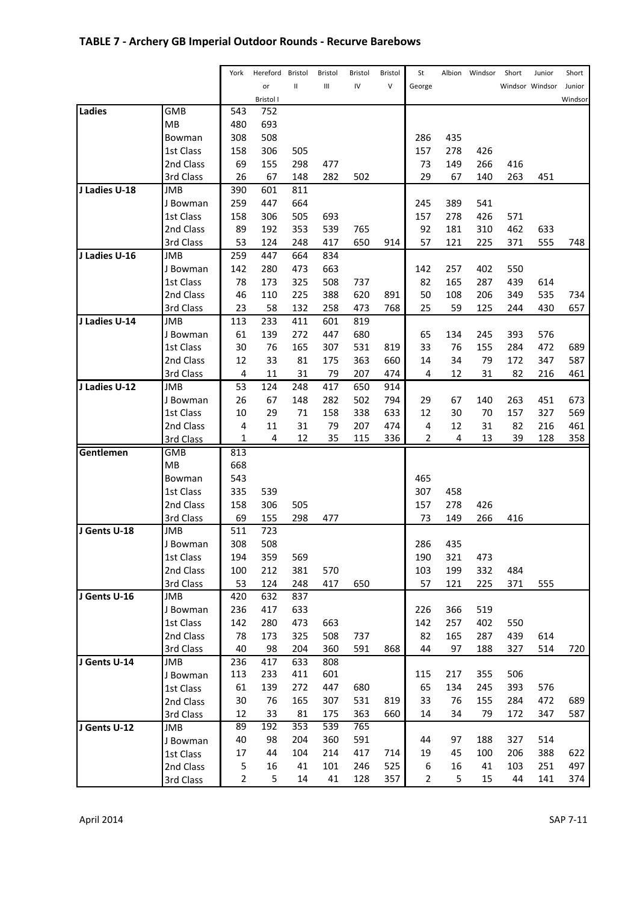## TABLE 7 - Archery GB Imperial Outdoor Rounds - Recurve Barebows

| | | York | Hereford or Bristol I | Bristol II | Bristol III | Bristol IV | Bristol V | St George | Albion | Windsor | Short Windsor | Junior Windsor | Short Junior Windsor |
|---|---|---|---|---|---|---|---|---|---|---|---|---|---|
| **Ladies** | GMB | 543 | 752 | | | | | | | | | | |
| | MB | 480 | 693 | | | | | | | | | | |
| | Bowman | 308 | 508 | | | | | 286 | 435 | | | | |
| | 1st Class | 158 | 306 | 505 | | | | 157 | 278 | 426 | | | |
| | 2nd Class | 69 | 155 | 298 | 477 | | | 73 | 149 | 266 | 416 | | |
| | 3rd Class | 26 | 67 | 148 | 282 | 502 | | 29 | 67 | 140 | 263 | 451 | |
| **J Ladies U-18** | JMB | 390 | 601 | 811 | | | | | | | | | |
| | J Bowman | 259 | 447 | 664 | | | | 245 | 389 | 541 | | | |
| | 1st Class | 158 | 306 | 505 | 693 | | | 157 | 278 | 426 | 571 | | |
| | 2nd Class | 89 | 192 | 353 | 539 | 765 | | 92 | 181 | 310 | 462 | 633 | |
| | 3rd Class | 53 | 124 | 248 | 417 | 650 | 914 | 57 | 121 | 225 | 371 | 555 | 748 |
| **J Ladies U-16** | JMB | 259 | 447 | 664 | 834 | | | | | | | | |
| | J Bowman | 142 | 280 | 473 | 663 | | | 142 | 257 | 402 | 550 | | |
| | 1st Class | 78 | 173 | 325 | 508 | 737 | | 82 | 165 | 287 | 439 | 614 | |
| | 2nd Class | 46 | 110 | 225 | 388 | 620 | 891 | 50 | 108 | 206 | 349 | 535 | 734 |
| | 3rd Class | 23 | 58 | 132 | 258 | 473 | 768 | 25 | 59 | 125 | 244 | 430 | 657 |
| **J Ladies U-14** | JMB | 113 | 233 | 411 | 601 | 819 | | | | | | | |
| | J Bowman | 61 | 139 | 272 | 447 | 680 | | 65 | 134 | 245 | 393 | 576 | |
| | 1st Class | 30 | 76 | 165 | 307 | 531 | 819 | 33 | 76 | 155 | 284 | 472 | 689 |
| | 2nd Class | 12 | 33 | 81 | 175 | 363 | 660 | 14 | 34 | 79 | 172 | 347 | 587 |
| | 3rd Class | 4 | 11 | 31 | 79 | 207 | 474 | 4 | 12 | 31 | 82 | 216 | 461 |
| **J Ladies U-12** | JMB | 53 | 124 | 248 | 417 | 650 | 914 | | | | | | |
| | J Bowman | 26 | 67 | 148 | 282 | 502 | 794 | 29 | 67 | 140 | 263 | 451 | 673 |
| | 1st Class | 10 | 29 | 71 | 158 | 338 | 633 | 12 | 30 | 70 | 157 | 327 | 569 |
| | 2nd Class | 4 | 11 | 31 | 79 | 207 | 474 | 4 | 12 | 31 | 82 | 216 | 461 |
| | 3rd Class | 1 | 4 | 12 | 35 | 115 | 336 | 2 | 4 | 13 | 39 | 128 | 358 |
| **Gentlemen** | GMB | 813 | | | | | | | | | | | |
| | MB | 668 | | | | | | | | | | | |
| | Bowman | 543 | | | | | | 465 | | | | | |
| | 1st Class | 335 | 539 | | | | | 307 | 458 | | | | |
| | 2nd Class | 158 | 306 | 505 | | | | 157 | 278 | 426 | | | |
| | 3rd Class | 69 | 155 | 298 | 477 | | | 73 | 149 | 266 | 416 | | |
| **J Gents U-18** | JMB | 511 | 723 | | | | | | | | | | |
| | J Bowman | 308 | 508 | | | | | 286 | 435 | | | | |
| | 1st Class | 194 | 359 | 569 | | | | 190 | 321 | 473 | | | |
| | 2nd Class | 100 | 212 | 381 | 570 | | | 103 | 199 | 332 | 484 | | |
| | 3rd Class | 53 | 124 | 248 | 417 | 650 | | 57 | 121 | 225 | 371 | 555 | |
| **J Gents U-16** | JMB | 420 | 632 | 837 | | | | | | | | | |
| | J Bowman | 236 | 417 | 633 | | | | 226 | 366 | 519 | | | |
| | 1st Class | 142 | 280 | 473 | 663 | | | 142 | 257 | 402 | 550 | | |
| | 2nd Class | 78 | 173 | 325 | 508 | 737 | | 82 | 165 | 287 | 439 | 614 | |
| | 3rd Class | 40 | 98 | 204 | 360 | 591 | 868 | 44 | 97 | 188 | 327 | 514 | 720 |
| **J Gents U-14** | JMB | 236 | 417 | 633 | 808 | | | | | | | | |
| | J Bowman | 113 | 233 | 411 | 601 | | | 115 | 217 | 355 | 506 | | |
| | 1st Class | 61 | 139 | 272 | 447 | 680 | | 65 | 134 | 245 | 393 | 576 | |
| | 2nd Class | 30 | 76 | 165 | 307 | 531 | 819 | 33 | 76 | 155 | 284 | 472 | 689 |
| | 3rd Class | 12 | 33 | 81 | 175 | 363 | 660 | 14 | 34 | 79 | 172 | 347 | 587 |
| **J Gents U-12** | JMB | 89 | 192 | 353 | 539 | 765 | | | | | | | |
| | J Bowman | 40 | 98 | 204 | 360 | 591 | | 44 | 97 | 188 | 327 | 514 | |
| | 1st Class | 17 | 44 | 104 | 214 | 417 | 714 | 19 | 45 | 100 | 206 | 388 | 622 |
| | 2nd Class | 5 | 16 | 41 | 101 | 246 | 525 | 6 | 16 | 41 | 103 | 251 | 497 |
| | 3rd Class | 2 | 5 | 14 | 41 | 128 | 357 | 2 | 5 | 15 | 44 | 141 | 374 |

April 2014 SAP 7-11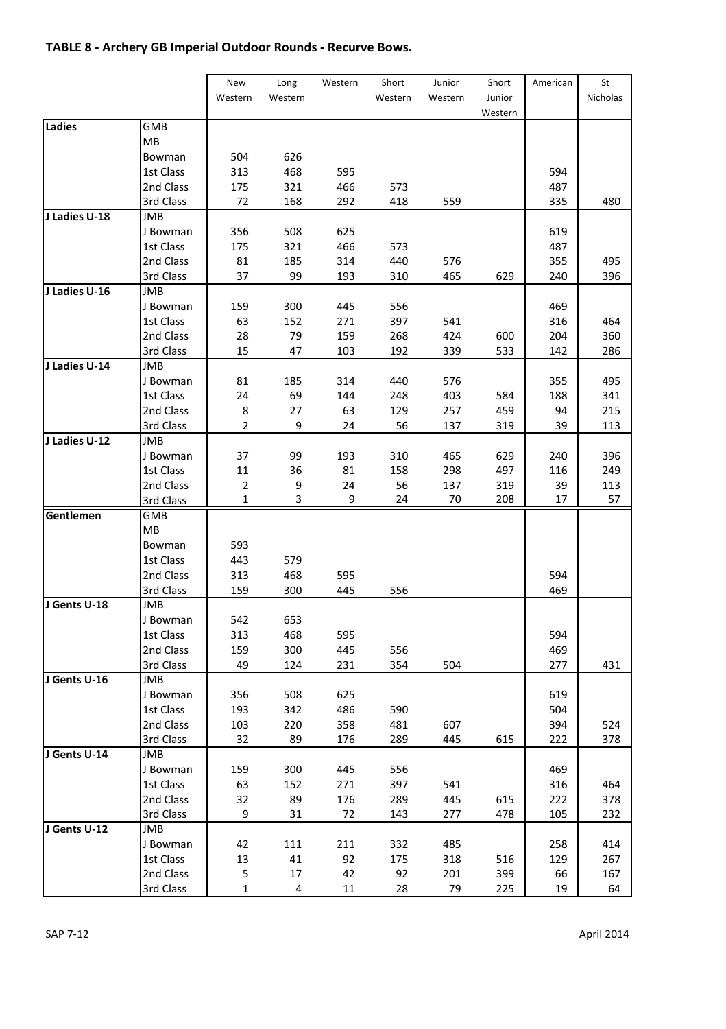## TABLE 8 - Archery GB Imperial Outdoor Rounds - Recurve Bows.

| | | New Western | Long Western | Western | Short Western | Junior Western | Short Junior Western | American | St Nicholas |
|---|---|---|---|---|---|---|---|---|---|
| **Ladies** | GMB | | | | | | | | |
| | MB | | | | | | | | |
| | Bowman | 504 | 626 | | | | | | |
| | 1st Class | 313 | 468 | 595 | | | | 594 | |
| | 2nd Class | 175 | 321 | 466 | 573 | | | 487 | |
| | 3rd Class | 72 | 168 | 292 | 418 | 559 | | 335 | 480 |
| **J Ladies U-18** | JMB | | | | | | | | |
| | J Bowman | 356 | 508 | 625 | | | | 619 | |
| | 1st Class | 175 | 321 | 466 | 573 | | | 487 | |
| | 2nd Class | 81 | 185 | 314 | 440 | 576 | | 355 | 495 |
| | 3rd Class | 37 | 99 | 193 | 310 | 465 | 629 | 240 | 396 |
| **J Ladies U-16** | JMB | | | | | | | | |
| | J Bowman | 159 | 300 | 445 | 556 | | | 469 | |
| | 1st Class | 63 | 152 | 271 | 397 | 541 | | 316 | 464 |
| | 2nd Class | 28 | 79 | 159 | 268 | 424 | 600 | 204 | 360 |
| | 3rd Class | 15 | 47 | 103 | 192 | 339 | 533 | 142 | 286 |
| **J Ladies U-14** | JMB | | | | | | | | |
| | J Bowman | 81 | 185 | 314 | 440 | 576 | | 355 | 495 |
| | 1st Class | 24 | 69 | 144 | 248 | 403 | 584 | 188 | 341 |
| | 2nd Class | 8 | 27 | 63 | 129 | 257 | 459 | 94 | 215 |
| | 3rd Class | 2 | 9 | 24 | 56 | 137 | 319 | 39 | 113 |
| **J Ladies U-12** | JMB | | | | | | | | |
| | J Bowman | 37 | 99 | 193 | 310 | 465 | 629 | 240 | 396 |
| | 1st Class | 11 | 36 | 81 | 158 | 298 | 497 | 116 | 249 |
| | 2nd Class | 2 | 9 | 24 | 56 | 137 | 319 | 39 | 113 |
| | 3rd Class | 1 | 3 | 9 | 24 | 70 | 208 | 17 | 57 |
| **Gentlemen** | GMB | | | | | | | | |
| | MB | | | | | | | | |
| | Bowman | 593 | | | | | | | |
| | 1st Class | 443 | 579 | | | | | | |
| | 2nd Class | 313 | 468 | 595 | | | | 594 | |
| | 3rd Class | 159 | 300 | 445 | 556 | | | 469 | |
| **J Gents U-18** | JMB | | | | | | | | |
| | J Bowman | 542 | 653 | | | | | | |
| | 1st Class | 313 | 468 | 595 | | | | 594 | |
| | 2nd Class | 159 | 300 | 445 | 556 | | | 469 | |
| | 3rd Class | 49 | 124 | 231 | 354 | 504 | | 277 | 431 |
| **J Gents U-16** | JMB | | | | | | | | |
| | J Bowman | 356 | 508 | 625 | | | | 619 | |
| | 1st Class | 193 | 342 | 486 | 590 | | | 504 | |
| | 2nd Class | 103 | 220 | 358 | 481 | 607 | | 394 | 524 |
| | 3rd Class | 32 | 89 | 176 | 289 | 445 | 615 | 222 | 378 |
| **J Gents U-14** | JMB | | | | | | | | |
| | J Bowman | 159 | 300 | 445 | 556 | | | 469 | |
| | 1st Class | 63 | 152 | 271 | 397 | 541 | | 316 | 464 |
| | 2nd Class | 32 | 89 | 176 | 289 | 445 | 615 | 222 | 378 |
| | 3rd Class | 9 | 31 | 72 | 143 | 277 | 478 | 105 | 232 |
| **J Gents U-12** | JMB | | | | | | | | |
| | J Bowman | 42 | 111 | 211 | 332 | 485 | | 258 | 414 |
| | 1st Class | 13 | 41 | 92 | 175 | 318 | 516 | 129 | 267 |
| | 2nd Class | 5 | 17 | 42 | 92 | 201 | 399 | 66 | 167 |
| | 3rd Class | 1 | 4 | 11 | 28 | 79 | 225 | 19 | 64 |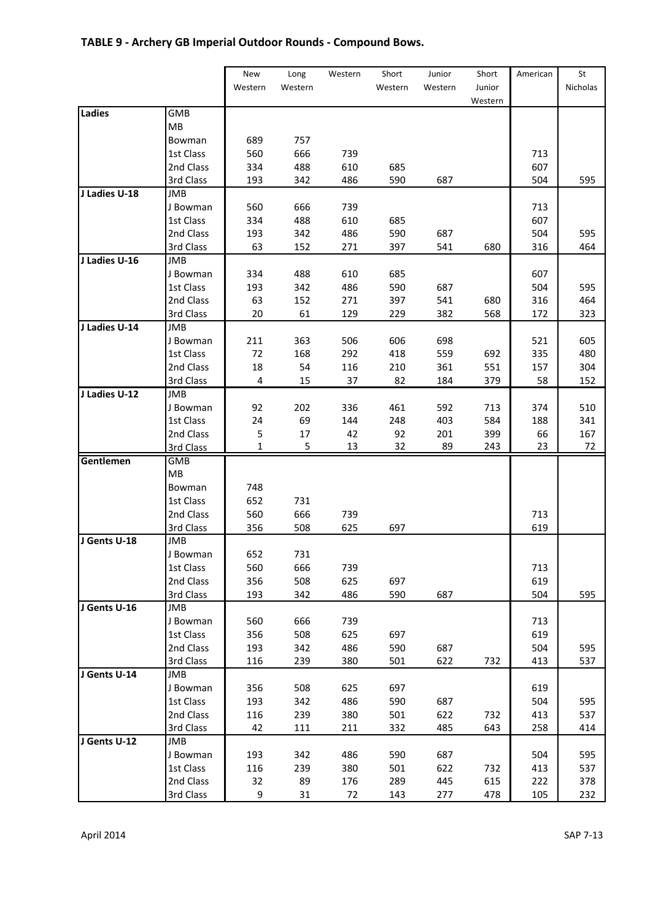## TABLE 9 - Archery GB Imperial Outdoor Rounds - Compound Bows.

| | | New Western | Long Western | Western | Short Western | Junior Western | Short Junior Western | American | St Nicholas |
|---|---|---|---|---|---|---|---|---|---|
| **Ladies** | GMB | | | | | | | | |
| | MB | | | | | | | | |
| | Bowman | 689 | 757 | | | | | | |
| | 1st Class | 560 | 666 | 739 | | | | 713 | |
| | 2nd Class | 334 | 488 | 610 | 685 | | | 607 | |
| | 3rd Class | 193 | 342 | 486 | 590 | 687 | | 504 | 595 |
| **J Ladies U-18** | JMB | | | | | | | | |
| | J Bowman | 560 | 666 | 739 | | | | 713 | |
| | 1st Class | 334 | 488 | 610 | 685 | | | 607 | |
| | 2nd Class | 193 | 342 | 486 | 590 | 687 | | 504 | 595 |
| | 3rd Class | 63 | 152 | 271 | 397 | 541 | 680 | 316 | 464 |
| **J Ladies U-16** | JMB | | | | | | | | |
| | J Bowman | 334 | 488 | 610 | 685 | | | 607 | |
| | 1st Class | 193 | 342 | 486 | 590 | 687 | | 504 | 595 |
| | 2nd Class | 63 | 152 | 271 | 397 | 541 | 680 | 316 | 464 |
| | 3rd Class | 20 | 61 | 129 | 229 | 382 | 568 | 172 | 323 |
| **J Ladies U-14** | JMB | | | | | | | | |
| | J Bowman | 211 | 363 | 506 | 606 | 698 | | 521 | 605 |
| | 1st Class | 72 | 168 | 292 | 418 | 559 | 692 | 335 | 480 |
| | 2nd Class | 18 | 54 | 116 | 210 | 361 | 551 | 157 | 304 |
| | 3rd Class | 4 | 15 | 37 | 82 | 184 | 379 | 58 | 152 |
| **J Ladies U-12** | JMB | | | | | | | | |
| | J Bowman | 92 | 202 | 336 | 461 | 592 | 713 | 374 | 510 |
| | 1st Class | 24 | 69 | 144 | 248 | 403 | 584 | 188 | 341 |
| | 2nd Class | 5 | 17 | 42 | 92 | 201 | 399 | 66 | 167 |
| | 3rd Class | 1 | 5 | 13 | 32 | 89 | 243 | 23 | 72 |
| **Gentlemen** | GMB | | | | | | | | |
| | MB | | | | | | | | |
| | Bowman | 748 | | | | | | | |
| | 1st Class | 652 | 731 | | | | | | |
| | 2nd Class | 560 | 666 | 739 | | | | 713 | |
| | 3rd Class | 356 | 508 | 625 | 697 | | | 619 | |
| **J Gents U-18** | JMB | | | | | | | | |
| | J Bowman | 652 | 731 | | | | | | |
| | 1st Class | 560 | 666 | 739 | | | | 713 | |
| | 2nd Class | 356 | 508 | 625 | 697 | | | 619 | |
| | 3rd Class | 193 | 342 | 486 | 590 | 687 | | 504 | 595 |
| **J Gents U-16** | JMB | | | | | | | | |
| | J Bowman | 560 | 666 | 739 | | | | 713 | |
| | 1st Class | 356 | 508 | 625 | 697 | | | 619 | |
| | 2nd Class | 193 | 342 | 486 | 590 | 687 | | 504 | 595 |
| | 3rd Class | 116 | 239 | 380 | 501 | 622 | 732 | 413 | 537 |
| **J Gents U-14** | JMB | | | | | | | | |
| | J Bowman | 356 | 508 | 625 | 697 | | | 619 | |
| | 1st Class | 193 | 342 | 486 | 590 | 687 | | 504 | 595 |
| | 2nd Class | 116 | 239 | 380 | 501 | 622 | 732 | 413 | 537 |
| | 3rd Class | 42 | 111 | 211 | 332 | 485 | 643 | 258 | 414 |
| **J Gents U-12** | JMB | | | | | | | | |
| | J Bowman | 193 | 342 | 486 | 590 | 687 | | 504 | 595 |
| | 1st Class | 116 | 239 | 380 | 501 | 622 | 732 | 413 | 537 |
| | 2nd Class | 32 | 89 | 176 | 289 | 445 | 615 | 222 | 378 |
| | 3rd Class | 9 | 31 | 72 | 143 | 277 | 478 | 105 | 232 |

April 2014 SAP 7-13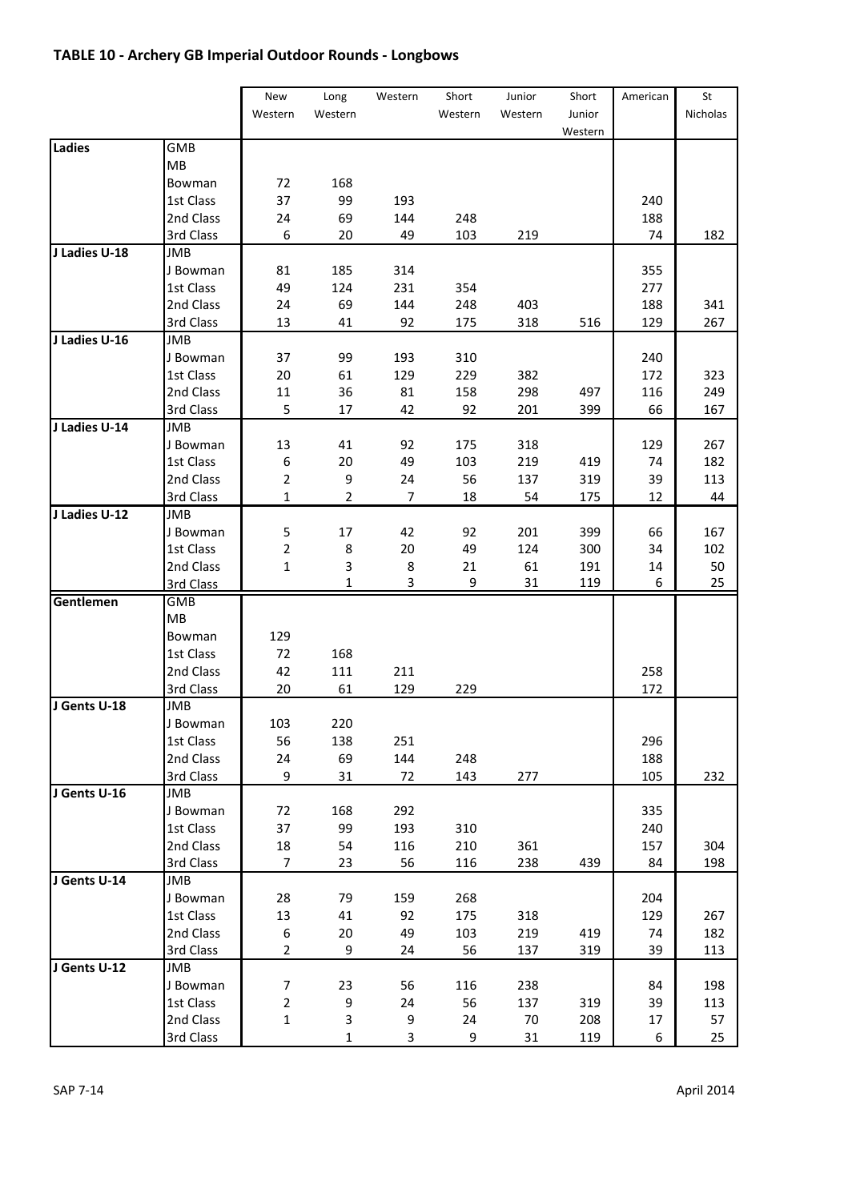## TABLE 10 - Archery GB Imperial Outdoor Rounds - Longbows

| | | New Western | Long Western | Western | Short Western | Junior Western | Short Junior Western | American | St Nicholas |
|---|---|---|---|---|---|---|---|---|---|
| **Ladies** | GMB | | | | | | | | |
| | MB | | | | | | | | |
| | Bowman | 72 | 168 | | | | | | |
| | 1st Class | 37 | 99 | 193 | | | | 240 | |
| | 2nd Class | 24 | 69 | 144 | 248 | | | 188 | |
| | 3rd Class | 6 | 20 | 49 | 103 | 219 | | 74 | 182 |
| **J Ladies U-18** | JMB | | | | | | | | |
| | J Bowman | 81 | 185 | 314 | | | | 355 | |
| | 1st Class | 49 | 124 | 231 | 354 | | | 277 | |
| | 2nd Class | 24 | 69 | 144 | 248 | 403 | | 188 | 341 |
| | 3rd Class | 13 | 41 | 92 | 175 | 318 | 516 | 129 | 267 |
| **J Ladies U-16** | JMB | | | | | | | | |
| | J Bowman | 37 | 99 | 193 | 310 | | | 240 | |
| | 1st Class | 20 | 61 | 129 | 229 | 382 | | 172 | 323 |
| | 2nd Class | 11 | 36 | 81 | 158 | 298 | 497 | 116 | 249 |
| | 3rd Class | 5 | 17 | 42 | 92 | 201 | 399 | 66 | 167 |
| **J Ladies U-14** | JMB | | | | | | | | |
| | J Bowman | 13 | 41 | 92 | 175 | 318 | | 129 | 267 |
| | 1st Class | 6 | 20 | 49 | 103 | 219 | 419 | 74 | 182 |
| | 2nd Class | 2 | 9 | 24 | 56 | 137 | 319 | 39 | 113 |
| | 3rd Class | 1 | 2 | 7 | 18 | 54 | 175 | 12 | 44 |
| **J Ladies U-12** | JMB | | | | | | | | |
| | J Bowman | 5 | 17 | 42 | 92 | 201 | 399 | 66 | 167 |
| | 1st Class | 2 | 8 | 20 | 49 | 124 | 300 | 34 | 102 |
| | 2nd Class | 1 | 3 | 8 | 21 | 61 | 191 | 14 | 50 |
| | 3rd Class | | 1 | 3 | 9 | 31 | 119 | 6 | 25 |
| **Gentlemen** | GMB | | | | | | | | |
| | MB | | | | | | | | |
| | Bowman | 129 | | | | | | | |
| | 1st Class | 72 | 168 | | | | | | |
| | 2nd Class | 42 | 111 | 211 | | | | 258 | |
| | 3rd Class | 20 | 61 | 129 | 229 | | | 172 | |
| **J Gents U-18** | JMB | | | | | | | | |
| | J Bowman | 103 | 220 | | | | | | |
| | 1st Class | 56 | 138 | 251 | | | | 296 | |
| | 2nd Class | 24 | 69 | 144 | 248 | | | 188 | |
| | 3rd Class | 9 | 31 | 72 | 143 | 277 | | 105 | 232 |
| **J Gents U-16** | JMB | | | | | | | | |
| | J Bowman | 72 | 168 | 292 | | | | 335 | |
| | 1st Class | 37 | 99 | 193 | 310 | | | 240 | |
| | 2nd Class | 18 | 54 | 116 | 210 | 361 | | 157 | 304 |
| | 3rd Class | 7 | 23 | 56 | 116 | 238 | 439 | 84 | 198 |
| **J Gents U-14** | JMB | | | | | | | | |
| | J Bowman | 28 | 79 | 159 | 268 | | | 204 | |
| | 1st Class | 13 | 41 | 92 | 175 | 318 | | 129 | 267 |
| | 2nd Class | 6 | 20 | 49 | 103 | 219 | 419 | 74 | 182 |
| | 3rd Class | 2 | 9 | 24 | 56 | 137 | 319 | 39 | 113 |
| **J Gents U-12** | JMB | | | | | | | | |
| | J Bowman | 7 | 23 | 56 | 116 | 238 | | 84 | 198 |
| | 1st Class | 2 | 9 | 24 | 56 | 137 | 319 | 39 | 113 |
| | 2nd Class | 1 | 3 | 9 | 24 | 70 | 208 | 17 | 57 |
| | 3rd Class | | 1 | 3 | 9 | 31 | 119 | 6 | 25 |

SAP 7-14 April 2014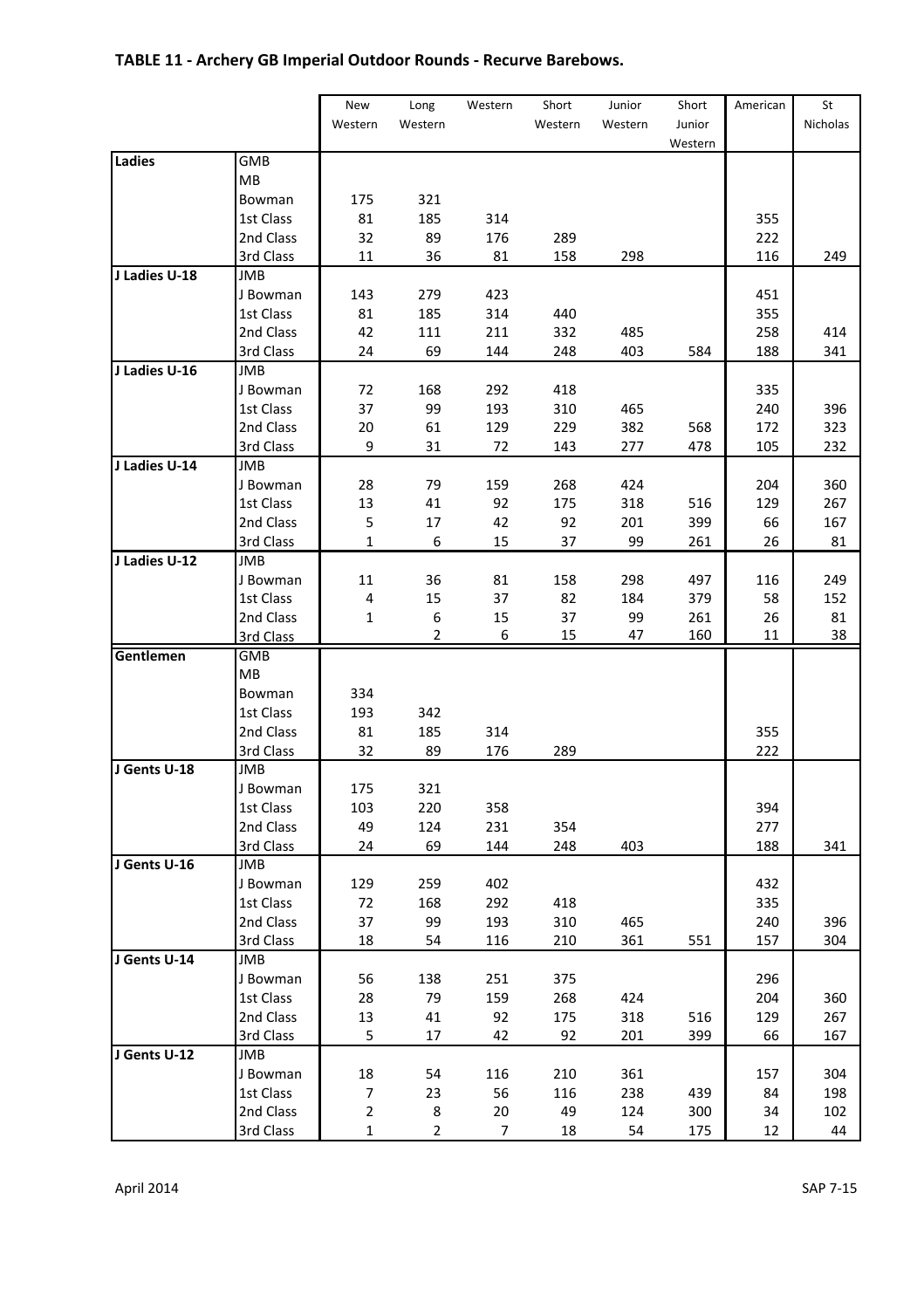## TABLE 11 - Archery GB Imperial Outdoor Rounds - Recurve Barebows.

| | | New Western | Long Western | Western | Short Western | Junior Western | Short Junior Western | American | St Nicholas |
|---|---|---|---|---|---|---|---|---|---|
| **Ladies** | GMB | | | | | | | | |
| | MB | | | | | | | | |
| | Bowman | 175 | 321 | | | | | | |
| | 1st Class | 81 | 185 | 314 | | | | 355 | |
| | 2nd Class | 32 | 89 | 176 | 289 | | | 222 | |
| | 3rd Class | 11 | 36 | 81 | 158 | 298 | | 116 | 249 |
| **J Ladies U-18** | JMB | | | | | | | | |
| | J Bowman | 143 | 279 | 423 | | | | 451 | |
| | 1st Class | 81 | 185 | 314 | 440 | | | 355 | |
| | 2nd Class | 42 | 111 | 211 | 332 | 485 | | 258 | 414 |
| | 3rd Class | 24 | 69 | 144 | 248 | 403 | 584 | 188 | 341 |
| **J Ladies U-16** | JMB | | | | | | | | |
| | J Bowman | 72 | 168 | 292 | 418 | | | 335 | |
| | 1st Class | 37 | 99 | 193 | 310 | 465 | | 240 | 396 |
| | 2nd Class | 20 | 61 | 129 | 229 | 382 | 568 | 172 | 323 |
| | 3rd Class | 9 | 31 | 72 | 143 | 277 | 478 | 105 | 232 |
| **J Ladies U-14** | JMB | | | | | | | | |
| | J Bowman | 28 | 79 | 159 | 268 | 424 | | 204 | 360 |
| | 1st Class | 13 | 41 | 92 | 175 | 318 | 516 | 129 | 267 |
| | 2nd Class | 5 | 17 | 42 | 92 | 201 | 399 | 66 | 167 |
| | 3rd Class | 1 | 6 | 15 | 37 | 99 | 261 | 26 | 81 |
| **J Ladies U-12** | JMB | | | | | | | | |
| | J Bowman | 11 | 36 | 81 | 158 | 298 | 497 | 116 | 249 |
| | 1st Class | 4 | 15 | 37 | 82 | 184 | 379 | 58 | 152 |
| | 2nd Class | 1 | 6 | 15 | 37 | 99 | 261 | 26 | 81 |
| | 3rd Class | | 2 | 6 | 15 | 47 | 160 | 11 | 38 |
| **Gentlemen** | GMB | | | | | | | | |
| | MB | | | | | | | | |
| | Bowman | 334 | | | | | | | |
| | 1st Class | 193 | 342 | | | | | | |
| | 2nd Class | 81 | 185 | 314 | | | | 355 | |
| | 3rd Class | 32 | 89 | 176 | 289 | | | 222 | |
| **J Gents U-18** | JMB | | | | | | | | |
| | J Bowman | 175 | 321 | | | | | | |
| | 1st Class | 103 | 220 | 358 | | | | 394 | |
| | 2nd Class | 49 | 124 | 231 | 354 | | | 277 | |
| | 3rd Class | 24 | 69 | 144 | 248 | 403 | | 188 | 341 |
| **J Gents U-16** | JMB | | | | | | | | |
| | J Bowman | 129 | 259 | 402 | | | | 432 | |
| | 1st Class | 72 | 168 | 292 | 418 | | | 335 | |
| | 2nd Class | 37 | 99 | 193 | 310 | 465 | | 240 | 396 |
| | 3rd Class | 18 | 54 | 116 | 210 | 361 | 551 | 157 | 304 |
| **J Gents U-14** | JMB | | | | | | | | |
| | J Bowman | 56 | 138 | 251 | 375 | | | 296 | |
| | 1st Class | 28 | 79 | 159 | 268 | 424 | | 204 | 360 |
| | 2nd Class | 13 | 41 | 92 | 175 | 318 | 516 | 129 | 267 |
| | 3rd Class | 5 | 17 | 42 | 92 | 201 | 399 | 66 | 167 |
| **J Gents U-12** | JMB | | | | | | | | |
| | J Bowman | 18 | 54 | 116 | 210 | 361 | | 157 | 304 |
| | 1st Class | 7 | 23 | 56 | 116 | 238 | 439 | 84 | 198 |
| | 2nd Class | 2 | 8 | 20 | 49 | 124 | 300 | 34 | 102 |
| | 3rd Class | 1 | 2 | 7 | 18 | 54 | 175 | 12 | 44 |

April 2014 SAP 7-15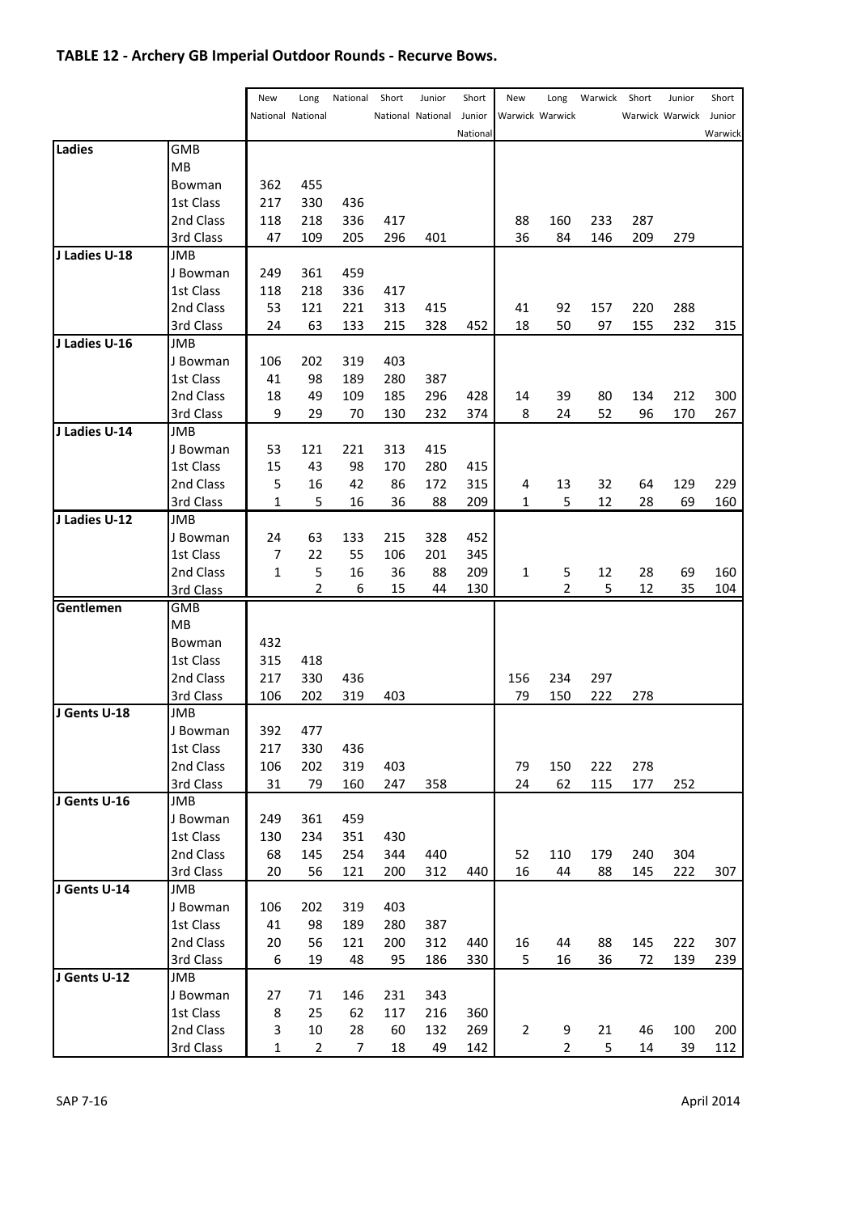## TABLE 12 - Archery GB Imperial Outdoor Rounds - Recurve Bows.

| | | New National | Long National | National | Short National | Junior National | Short Junior National | New Warwick | Long Warwick | Warwick | Short Warwick | Junior Warwick | Short Junior Warwick |
|---|---|---|---|---|---|---|---|---|---|---|---|---|---|
| **Ladies** | GMB | | | | | | | | | | | | |
| | MB | | | | | | | | | | | | |
| | Bowman | 362 | 455 | | | | | | | | | | |
| | 1st Class | 217 | 330 | 436 | | | | | | | | | |
| | 2nd Class | 118 | 218 | 336 | 417 | | | 88 | 160 | 233 | 287 | | |
| | 3rd Class | 47 | 109 | 205 | 296 | 401 | | 36 | 84 | 146 | 209 | 279 | |
| **J Ladies U-18** | JMB | | | | | | | | | | | | |
| | J Bowman | 249 | 361 | 459 | | | | | | | | | |
| | 1st Class | 118 | 218 | 336 | 417 | | | | | | | | |
| | 2nd Class | 53 | 121 | 221 | 313 | 415 | | 41 | 92 | 157 | 220 | 288 | |
| | 3rd Class | 24 | 63 | 133 | 215 | 328 | 452 | 18 | 50 | 97 | 155 | 232 | 315 |
| **J Ladies U-16** | JMB | | | | | | | | | | | | |
| | J Bowman | 106 | 202 | 319 | 403 | | | | | | | | |
| | 1st Class | 41 | 98 | 189 | 280 | 387 | | | | | | | |
| | 2nd Class | 18 | 49 | 109 | 185 | 296 | 428 | 14 | 39 | 80 | 134 | 212 | 300 |
| | 3rd Class | 9 | 29 | 70 | 130 | 232 | 374 | 8 | 24 | 52 | 96 | 170 | 267 |
| **J Ladies U-14** | JMB | | | | | | | | | | | | |
| | J Bowman | 53 | 121 | 221 | 313 | 415 | | | | | | | |
| | 1st Class | 15 | 43 | 98 | 170 | 280 | 415 | | | | | | |
| | 2nd Class | 5 | 16 | 42 | 86 | 172 | 315 | 4 | 13 | 32 | 64 | 129 | 229 |
| | 3rd Class | 1 | 5 | 16 | 36 | 88 | 209 | 1 | 5 | 12 | 28 | 69 | 160 |
| **J Ladies U-12** | JMB | | | | | | | | | | | | |
| | J Bowman | 24 | 63 | 133 | 215 | 328 | 452 | | | | | | |
| | 1st Class | 7 | 22 | 55 | 106 | 201 | 345 | | | | | | |
| | 2nd Class | 1 | 5 | 16 | 36 | 88 | 209 | 1 | 5 | 12 | 28 | 69 | 160 |
| | 3rd Class | | 2 | 6 | 15 | 44 | 130 | | 2 | 5 | 12 | 35 | 104 |
| **Gentlemen** | GMB | | | | | | | | | | | | |
| | MB | | | | | | | | | | | | |
| | Bowman | 432 | | | | | | | | | | | |
| | 1st Class | 315 | 418 | | | | | | | | | | |
| | 2nd Class | 217 | 330 | 436 | | | | 156 | 234 | 297 | | | |
| | 3rd Class | 106 | 202 | 319 | 403 | | | 79 | 150 | 222 | 278 | | |
| **J Gents U-18** | JMB | | | | | | | | | | | | |
| | J Bowman | 392 | 477 | | | | | | | | | | |
| | 1st Class | 217 | 330 | 436 | | | | | | | | | |
| | 2nd Class | 106 | 202 | 319 | 403 | | | 79 | 150 | 222 | 278 | | |
| | 3rd Class | 31 | 79 | 160 | 247 | 358 | | 24 | 62 | 115 | 177 | 252 | |
| **J Gents U-16** | JMB | | | | | | | | | | | | |
| | J Bowman | 249 | 361 | 459 | | | | | | | | | |
| | 1st Class | 130 | 234 | 351 | 430 | | | | | | | | |
| | 2nd Class | 68 | 145 | 254 | 344 | 440 | | 52 | 110 | 179 | 240 | 304 | |
| | 3rd Class | 20 | 56 | 121 | 200 | 312 | 440 | 16 | 44 | 88 | 145 | 222 | 307 |
| **J Gents U-14** | JMB | | | | | | | | | | | | |
| | J Bowman | 106 | 202 | 319 | 403 | | | | | | | | |
| | 1st Class | 41 | 98 | 189 | 280 | 387 | | | | | | | |
| | 2nd Class | 20 | 56 | 121 | 200 | 312 | 440 | 16 | 44 | 88 | 145 | 222 | 307 |
| | 3rd Class | 6 | 19 | 48 | 95 | 186 | 330 | 5 | 16 | 36 | 72 | 139 | 239 |
| **J Gents U-12** | JMB | | | | | | | | | | | | |
| | J Bowman | 27 | 71 | 146 | 231 | 343 | | | | | | | |
| | 1st Class | 8 | 25 | 62 | 117 | 216 | 360 | | | | | | |
| | 2nd Class | 3 | 10 | 28 | 60 | 132 | 269 | 2 | 9 | 21 | 46 | 100 | 200 |
| | 3rd Class | 1 | 2 | 7 | 18 | 49 | 142 | | 2 | 5 | 14 | 39 | 112 |

SAP 7-16 April 2014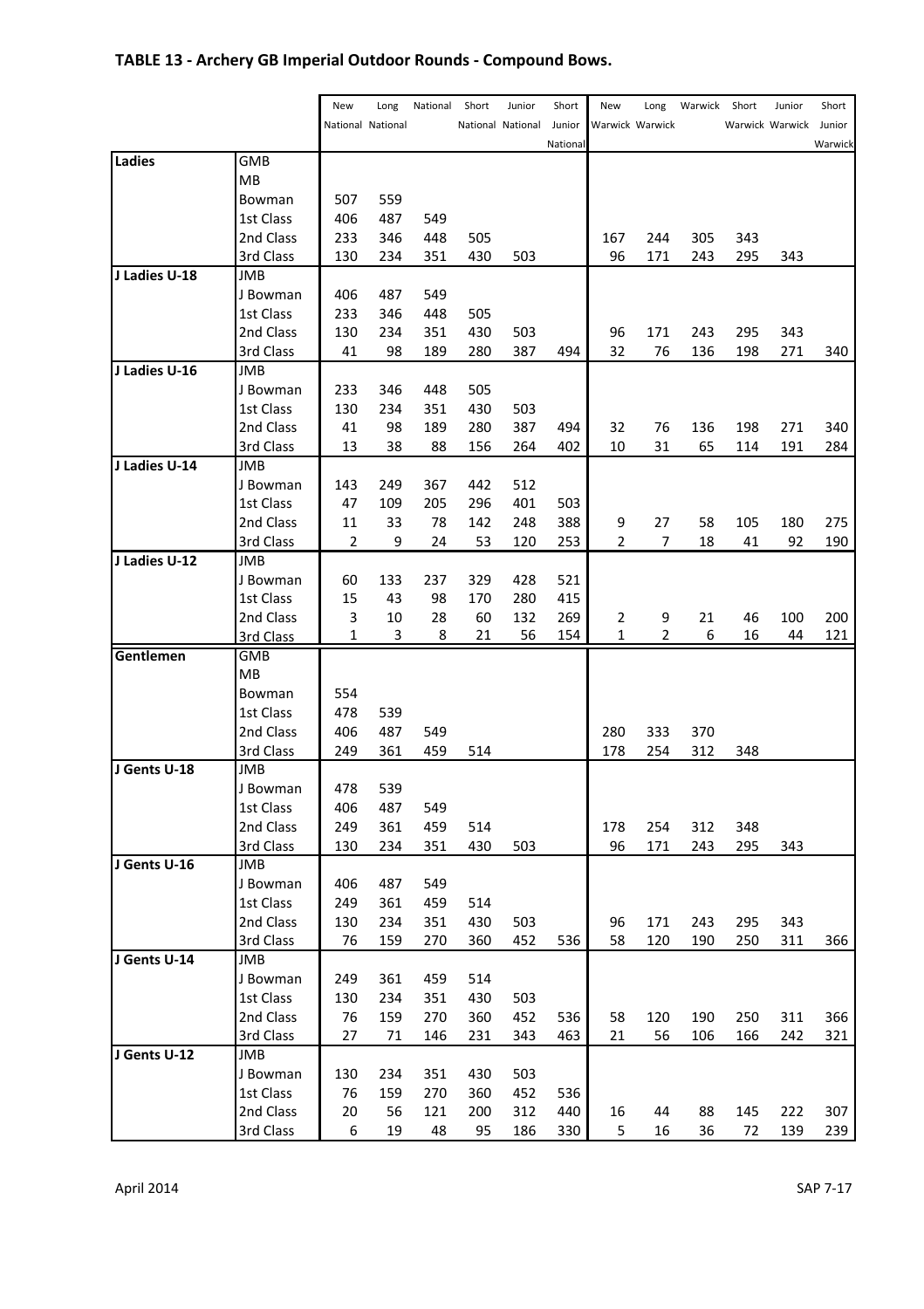## TABLE 13 - Archery GB Imperial Outdoor Rounds - Compound Bows.

| | | New National | Long National | National | Short National | Junior National | Short Junior National | New Warwick | Long Warwick | Warwick | Short Warwick | Junior Warwick | Short Junior Warwick |
|---|---|---|---|---|---|---|---|---|---|---|---|---|---|
| **Ladies** | GMB | | | | | | | | | | | | |
| | MB | | | | | | | | | | | | |
| | Bowman | 507 | 559 | | | | | | | | | | |
| | 1st Class | 406 | 487 | 549 | | | | | | | | | |
| | 2nd Class | 233 | 346 | 448 | 505 | | | 167 | 244 | 305 | 343 | | |
| | 3rd Class | 130 | 234 | 351 | 430 | 503 | | 96 | 171 | 243 | 295 | 343 | |
| **J Ladies U-18** | JMB | | | | | | | | | | | | |
| | J Bowman | 406 | 487 | 549 | | | | | | | | | |
| | 1st Class | 233 | 346 | 448 | 505 | | | | | | | | |
| | 2nd Class | 130 | 234 | 351 | 430 | 503 | | 96 | 171 | 243 | 295 | 343 | |
| | 3rd Class | 41 | 98 | 189 | 280 | 387 | 494 | 32 | 76 | 136 | 198 | 271 | 340 |
| **J Ladies U-16** | JMB | | | | | | | | | | | | |
| | J Bowman | 233 | 346 | 448 | 505 | | | | | | | | |
| | 1st Class | 130 | 234 | 351 | 430 | 503 | | | | | | | |
| | 2nd Class | 41 | 98 | 189 | 280 | 387 | 494 | 32 | 76 | 136 | 198 | 271 | 340 |
| | 3rd Class | 13 | 38 | 88 | 156 | 264 | 402 | 10 | 31 | 65 | 114 | 191 | 284 |
| **J Ladies U-14** | JMB | | | | | | | | | | | | |
| | J Bowman | 143 | 249 | 367 | 442 | 512 | | | | | | | |
| | 1st Class | 47 | 109 | 205 | 296 | 401 | 503 | | | | | | |
| | 2nd Class | 11 | 33 | 78 | 142 | 248 | 388 | 9 | 27 | 58 | 105 | 180 | 275 |
| | 3rd Class | 2 | 9 | 24 | 53 | 120 | 253 | 2 | 7 | 18 | 41 | 92 | 190 |
| **J Ladies U-12** | JMB | | | | | | | | | | | | |
| | J Bowman | 60 | 133 | 237 | 329 | 428 | 521 | | | | | | |
| | 1st Class | 15 | 43 | 98 | 170 | 280 | 415 | | | | | | |
| | 2nd Class | 3 | 10 | 28 | 60 | 132 | 269 | 2 | 9 | 21 | 46 | 100 | 200 |
| | 3rd Class | 1 | 3 | 8 | 21 | 56 | 154 | 1 | 2 | 6 | 16 | 44 | 121 |
| **Gentlemen** | GMB | | | | | | | | | | | | |
| | MB | | | | | | | | | | | | |
| | Bowman | 554 | | | | | | | | | | | |
| | 1st Class | 478 | 539 | | | | | | | | | | |
| | 2nd Class | 406 | 487 | 549 | | | | 280 | 333 | 370 | | | |
| | 3rd Class | 249 | 361 | 459 | 514 | | | 178 | 254 | 312 | 348 | | |
| **J Gents U-18** | JMB | | | | | | | | | | | | |
| | J Bowman | 478 | 539 | | | | | | | | | | |
| | 1st Class | 406 | 487 | 549 | | | | | | | | | |
| | 2nd Class | 249 | 361 | 459 | 514 | | | 178 | 254 | 312 | 348 | | |
| | 3rd Class | 130 | 234 | 351 | 430 | 503 | | 96 | 171 | 243 | 295 | 343 | |
| **J Gents U-16** | JMB | | | | | | | | | | | | |
| | J Bowman | 406 | 487 | 549 | | | | | | | | | |
| | 1st Class | 249 | 361 | 459 | 514 | | | | | | | | |
| | 2nd Class | 130 | 234 | 351 | 430 | 503 | | 96 | 171 | 243 | 295 | 343 | |
| | 3rd Class | 76 | 159 | 270 | 360 | 452 | 536 | 58 | 120 | 190 | 250 | 311 | 366 |
| **J Gents U-14** | JMB | | | | | | | | | | | | |
| | J Bowman | 249 | 361 | 459 | 514 | | | | | | | | |
| | 1st Class | 130 | 234 | 351 | 430 | 503 | | | | | | | |
| | 2nd Class | 76 | 159 | 270 | 360 | 452 | 536 | 58 | 120 | 190 | 250 | 311 | 366 |
| | 3rd Class | 27 | 71 | 146 | 231 | 343 | 463 | 21 | 56 | 106 | 166 | 242 | 321 |
| **J Gents U-12** | JMB | | | | | | | | | | | | |
| | J Bowman | 130 | 234 | 351 | 430 | 503 | | | | | | | |
| | 1st Class | 76 | 159 | 270 | 360 | 452 | 536 | | | | | | |
| | 2nd Class | 20 | 56 | 121 | 200 | 312 | 440 | 16 | 44 | 88 | 145 | 222 | 307 |
| | 3rd Class | 6 | 19 | 48 | 95 | 186 | 330 | 5 | 16 | 36 | 72 | 139 | 239 |

April 2014 SAP 7-17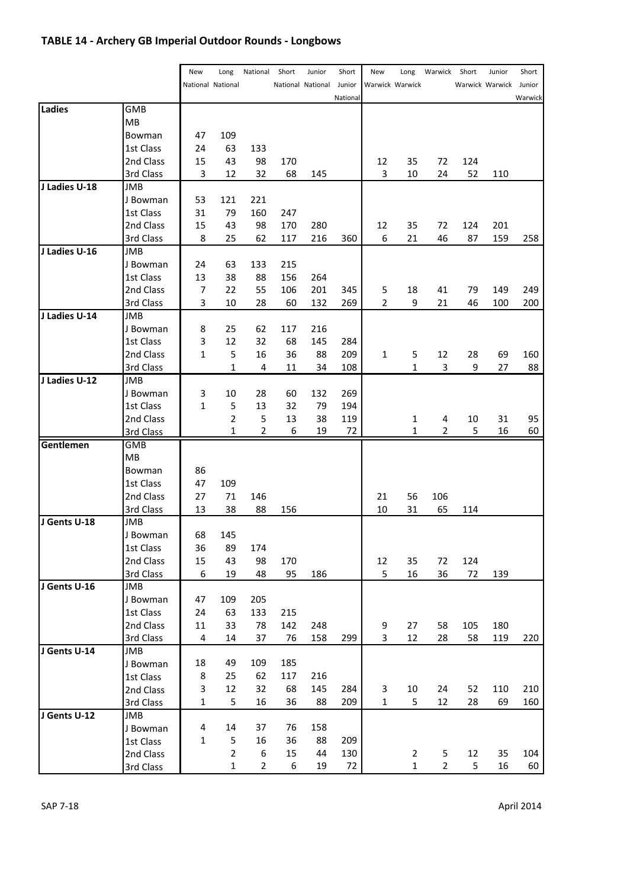## TABLE 14 - Archery GB Imperial Outdoor Rounds - Longbows

| | | New National | Long National | National | Short National | Junior National | Short Junior National | New Warwick | Long Warwick | Warwick | Short Warwick | Junior Warwick | Short Junior Warwick |
|---|---|---|---|---|---|---|---|---|---|---|---|---|---|
| **Ladies** | GMB | | | | | | | | | | | | |
| | MB | | | | | | | | | | | | |
| | Bowman | 47 | 109 | | | | | | | | | | |
| | 1st Class | 24 | 63 | 133 | | | | | | | | | |
| | 2nd Class | 15 | 43 | 98 | 170 | | | 12 | 35 | 72 | 124 | | |
| | 3rd Class | 3 | 12 | 32 | 68 | 145 | | 3 | 10 | 24 | 52 | 110 | |
| **J Ladies U-18** | JMB | | | | | | | | | | | | |
| | J Bowman | 53 | 121 | 221 | | | | | | | | | |
| | 1st Class | 31 | 79 | 160 | 247 | | | | | | | | |
| | 2nd Class | 15 | 43 | 98 | 170 | 280 | | 12 | 35 | 72 | 124 | 201 | |
| | 3rd Class | 8 | 25 | 62 | 117 | 216 | 360 | 6 | 21 | 46 | 87 | 159 | 258 |
| **J Ladies U-16** | JMB | | | | | | | | | | | | |
| | J Bowman | 24 | 63 | 133 | 215 | | | | | | | | |
| | 1st Class | 13 | 38 | 88 | 156 | 264 | | | | | | | |
| | 2nd Class | 7 | 22 | 55 | 106 | 201 | 345 | 5 | 18 | 41 | 79 | 149 | 249 |
| | 3rd Class | 3 | 10 | 28 | 60 | 132 | 269 | 2 | 9 | 21 | 46 | 100 | 200 |
| **J Ladies U-14** | JMB | | | | | | | | | | | | |
| | J Bowman | 8 | 25 | 62 | 117 | 216 | | | | | | | |
| | 1st Class | 3 | 12 | 32 | 68 | 145 | 284 | | | | | | |
| | 2nd Class | 1 | 5 | 16 | 36 | 88 | 209 | 1 | 5 | 12 | 28 | 69 | 160 |
| | 3rd Class | | 1 | 4 | 11 | 34 | 108 | | 1 | 3 | 9 | 27 | 88 |
| **J Ladies U-12** | JMB | | | | | | | | | | | | |
| | J Bowman | 3 | 10 | 28 | 60 | 132 | 269 | | | | | | |
| | 1st Class | 1 | 5 | 13 | 32 | 79 | 194 | | | | | | |
| | 2nd Class | | 2 | 5 | 13 | 38 | 119 | | 1 | 4 | 10 | 31 | 95 |
| | 3rd Class | | 1 | 2 | 6 | 19 | 72 | | 1 | 2 | 5 | 16 | 60 |
| **Gentlemen** | GMB | | | | | | | | | | | | |
| | MB | | | | | | | | | | | | |
| | Bowman | 86 | | | | | | | | | | | |
| | 1st Class | 47 | 109 | | | | | | | | | | |
| | 2nd Class | 27 | 71 | 146 | | | | 21 | 56 | 106 | | | |
| | 3rd Class | 13 | 38 | 88 | 156 | | | 10 | 31 | 65 | 114 | | |
| **J Gents U-18** | JMB | | | | | | | | | | | | |
| | J Bowman | 68 | 145 | | | | | | | | | | |
| | 1st Class | 36 | 89 | 174 | | | | | | | | | |
| | 2nd Class | 15 | 43 | 98 | 170 | | | 12 | 35 | 72 | 124 | | |
| | 3rd Class | 6 | 19 | 48 | 95 | 186 | | 5 | 16 | 36 | 72 | 139 | |
| **J Gents U-16** | JMB | | | | | | | | | | | | |
| | J Bowman | 47 | 109 | 205 | | | | | | | | | |
| | 1st Class | 24 | 63 | 133 | 215 | | | | | | | | |
| | 2nd Class | 11 | 33 | 78 | 142 | 248 | | 9 | 27 | 58 | 105 | 180 | |
| | 3rd Class | 4 | 14 | 37 | 76 | 158 | 299 | 3 | 12 | 28 | 58 | 119 | 220 |
| **J Gents U-14** | JMB | | | | | | | | | | | | |
| | J Bowman | 18 | 49 | 109 | 185 | | | | | | | | |
| | 1st Class | 8 | 25 | 62 | 117 | 216 | | | | | | | |
| | 2nd Class | 3 | 12 | 32 | 68 | 145 | 284 | 3 | 10 | 24 | 52 | 110 | 210 |
| | 3rd Class | 1 | 5 | 16 | 36 | 88 | 209 | 1 | 5 | 12 | 28 | 69 | 160 |
| **J Gents U-12** | JMB | | | | | | | | | | | | |
| | J Bowman | 4 | 14 | 37 | 76 | 158 | | | | | | | |
| | 1st Class | 1 | 5 | 16 | 36 | 88 | 209 | | | | | | |
| | 2nd Class | | 2 | 6 | 15 | 44 | 130 | | 2 | 5 | 12 | 35 | 104 |
| | 3rd Class | | 1 | 2 | 6 | 19 | 72 | | 1 | 2 | 5 | 16 | 60 |

SAP 7-18 April 2014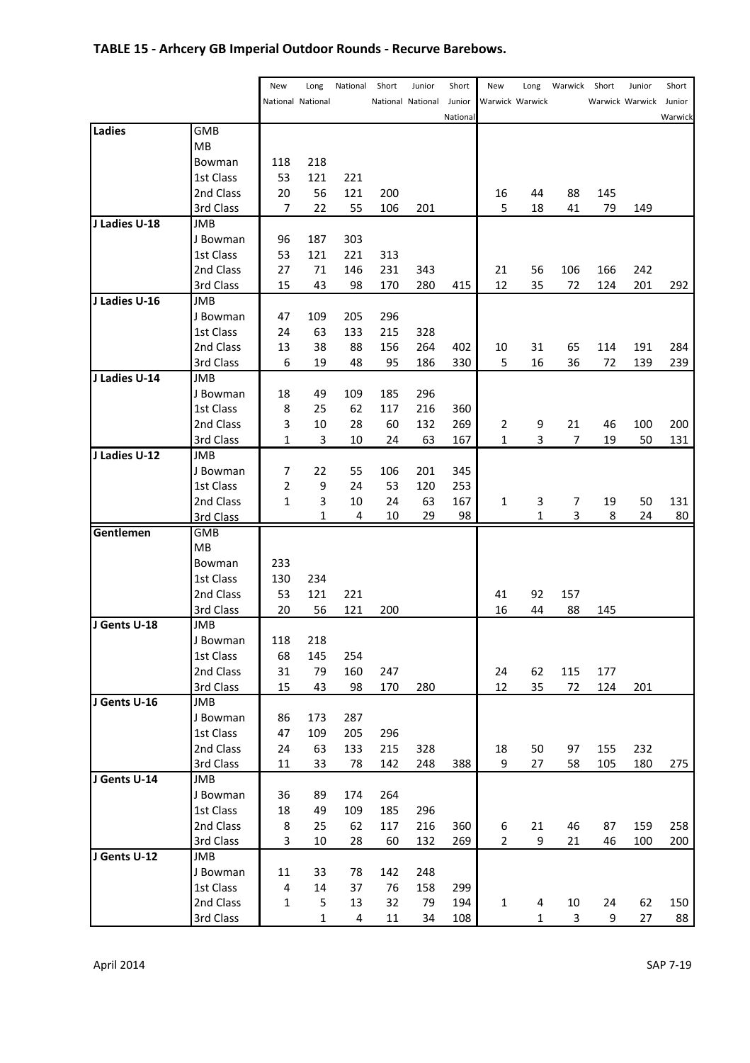## TABLE 15 - Arhcery GB Imperial Outdoor Rounds - Recurve Barebows.

| | | New National | Long National | National | Short National | Junior National | Short Junior National | New Warwick | Long Warwick | Warwick | Short Warwick | Junior Warwick | Short Junior Warwick |
|---|---|---|---|---|---|---|---|---|---|---|---|---|---|
| **Ladies** | GMB | | | | | | | | | | | | |
| | MB | | | | | | | | | | | | |
| | Bowman | 118 | 218 | | | | | | | | | | |
| | 1st Class | 53 | 121 | 221 | | | | | | | | | |
| | 2nd Class | 20 | 56 | 121 | 200 | | | 16 | 44 | 88 | 145 | | |
| | 3rd Class | 7 | 22 | 55 | 106 | 201 | | 5 | 18 | 41 | 79 | 149 | |
| **J Ladies U-18** | JMB | | | | | | | | | | | | |
| | J Bowman | 96 | 187 | 303 | | | | | | | | | |
| | 1st Class | 53 | 121 | 221 | 313 | | | | | | | | |
| | 2nd Class | 27 | 71 | 146 | 231 | 343 | | 21 | 56 | 106 | 166 | 242 | |
| | 3rd Class | 15 | 43 | 98 | 170 | 280 | 415 | 12 | 35 | 72 | 124 | 201 | 292 |
| **J Ladies U-16** | JMB | | | | | | | | | | | | |
| | J Bowman | 47 | 109 | 205 | 296 | | | | | | | | |
| | 1st Class | 24 | 63 | 133 | 215 | 328 | | | | | | | |
| | 2nd Class | 13 | 38 | 88 | 156 | 264 | 402 | 10 | 31 | 65 | 114 | 191 | 284 |
| | 3rd Class | 6 | 19 | 48 | 95 | 186 | 330 | 5 | 16 | 36 | 72 | 139 | 239 |
| **J Ladies U-14** | JMB | | | | | | | | | | | | |
| | J Bowman | 18 | 49 | 109 | 185 | 296 | | | | | | | |
| | 1st Class | 8 | 25 | 62 | 117 | 216 | 360 | | | | | | |
| | 2nd Class | 3 | 10 | 28 | 60 | 132 | 269 | 2 | 9 | 21 | 46 | 100 | 200 |
| | 3rd Class | 1 | 3 | 10 | 24 | 63 | 167 | 1 | 3 | 7 | 19 | 50 | 131 |
| **J Ladies U-12** | JMB | | | | | | | | | | | | |
| | J Bowman | 7 | 22 | 55 | 106 | 201 | 345 | | | | | | |
| | 1st Class | 2 | 9 | 24 | 53 | 120 | 253 | | | | | | |
| | 2nd Class | 1 | 3 | 10 | 24 | 63 | 167 | 1 | 3 | 7 | 19 | 50 | 131 |
| | 3rd Class | | 1 | 4 | 10 | 29 | 98 | | 1 | 3 | 8 | 24 | 80 |
| **Gentlemen** | GMB | | | | | | | | | | | | |
| | MB | | | | | | | | | | | | |
| | Bowman | 233 | | | | | | | | | | | |
| | 1st Class | 130 | 234 | | | | | | | | | | |
| | 2nd Class | 53 | 121 | 221 | | | | 41 | 92 | 157 | | | |
| | 3rd Class | 20 | 56 | 121 | 200 | | | 16 | 44 | 88 | 145 | | |
| **J Gents U-18** | JMB | | | | | | | | | | | | |
| | J Bowman | 118 | 218 | | | | | | | | | | |
| | 1st Class | 68 | 145 | 254 | | | | | | | | | |
| | 2nd Class | 31 | 79 | 160 | 247 | | | 24 | 62 | 115 | 177 | | |
| | 3rd Class | 15 | 43 | 98 | 170 | 280 | | 12 | 35 | 72 | 124 | 201 | |
| **J Gents U-16** | JMB | | | | | | | | | | | | |
| | J Bowman | 86 | 173 | 287 | | | | | | | | | |
| | 1st Class | 47 | 109 | 205 | 296 | | | | | | | | |
| | 2nd Class | 24 | 63 | 133 | 215 | 328 | | 18 | 50 | 97 | 155 | 232 | |
| | 3rd Class | 11 | 33 | 78 | 142 | 248 | 388 | 9 | 27 | 58 | 105 | 180 | 275 |
| **J Gents U-14** | JMB | | | | | | | | | | | | |
| | J Bowman | 36 | 89 | 174 | 264 | | | | | | | | |
| | 1st Class | 18 | 49 | 109 | 185 | 296 | | | | | | | |
| | 2nd Class | 8 | 25 | 62 | 117 | 216 | 360 | 6 | 21 | 46 | 87 | 159 | 258 |
| | 3rd Class | 3 | 10 | 28 | 60 | 132 | 269 | 2 | 9 | 21 | 46 | 100 | 200 |
| **J Gents U-12** | JMB | | | | | | | | | | | | |
| | J Bowman | 11 | 33 | 78 | 142 | 248 | | | | | | | |
| | 1st Class | 4 | 14 | 37 | 76 | 158 | 299 | | | | | | |
| | 2nd Class | 1 | 5 | 13 | 32 | 79 | 194 | 1 | 4 | 10 | 24 | 62 | 150 |
| | 3rd Class | | 1 | 4 | 11 | 34 | 108 | | 1 | 3 | 9 | 27 | 88 |

April 2014 SAP 7-19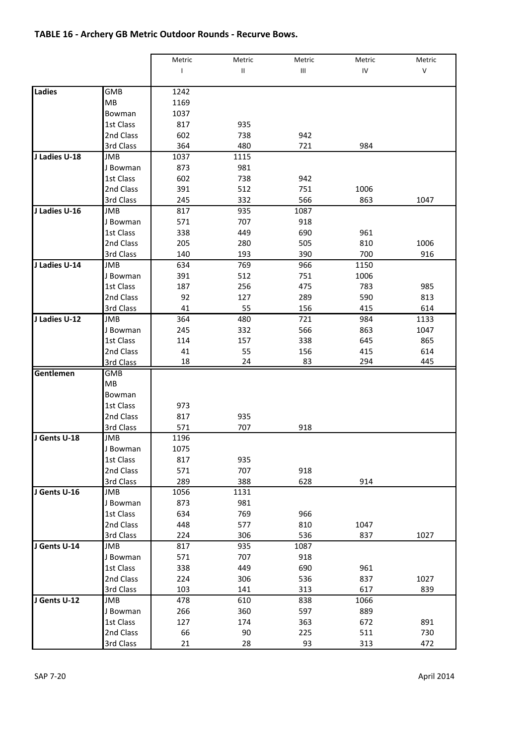## TABLE 16 - Archery GB Metric Outdoor Rounds - Recurve Bows.

| | | Metric I | Metric II | Metric III | Metric IV | Metric V |
|---|---|---|---|---|---|---|
| **Ladies** | GMB | 1242 | | | | |
| | MB | 1169 | | | | |
| | Bowman | 1037 | | | | |
| | 1st Class | 817 | 935 | | | |
| | 2nd Class | 602 | 738 | 942 | | |
| | 3rd Class | 364 | 480 | 721 | 984 | |
| **J Ladies U-18** | JMB | 1037 | 1115 | | | |
| | J Bowman | 873 | 981 | | | |
| | 1st Class | 602 | 738 | 942 | | |
| | 2nd Class | 391 | 512 | 751 | 1006 | |
| | 3rd Class | 245 | 332 | 566 | 863 | 1047 |
| **J Ladies U-16** | JMB | 817 | 935 | 1087 | | |
| | J Bowman | 571 | 707 | 918 | | |
| | 1st Class | 338 | 449 | 690 | 961 | |
| | 2nd Class | 205 | 280 | 505 | 810 | 1006 |
| | 3rd Class | 140 | 193 | 390 | 700 | 916 |
| **J Ladies U-14** | JMB | 634 | 769 | 966 | 1150 | |
| | J Bowman | 391 | 512 | 751 | 1006 | |
| | 1st Class | 187 | 256 | 475 | 783 | 985 |
| | 2nd Class | 92 | 127 | 289 | 590 | 813 |
| | 3rd Class | 41 | 55 | 156 | 415 | 614 |
| **J Ladies U-12** | JMB | 364 | 480 | 721 | 984 | 1133 |
| | J Bowman | 245 | 332 | 566 | 863 | 1047 |
| | 1st Class | 114 | 157 | 338 | 645 | 865 |
| | 2nd Class | 41 | 55 | 156 | 415 | 614 |
| | 3rd Class | 18 | 24 | 83 | 294 | 445 |
| **Gentlemen** | GMB | | | | | |
| | MB | | | | | |
| | Bowman | | | | | |
| | 1st Class | 973 | | | | |
| | 2nd Class | 817 | 935 | | | |
| | 3rd Class | 571 | 707 | 918 | | |
| **J Gents U-18** | JMB | 1196 | | | | |
| | J Bowman | 1075 | | | | |
| | 1st Class | 817 | 935 | | | |
| | 2nd Class | 571 | 707 | 918 | | |
| | 3rd Class | 289 | 388 | 628 | 914 | |
| **J Gents U-16** | JMB | 1056 | 1131 | | | |
| | J Bowman | 873 | 981 | | | |
| | 1st Class | 634 | 769 | 966 | | |
| | 2nd Class | 448 | 577 | 810 | 1047 | |
| | 3rd Class | 224 | 306 | 536 | 837 | 1027 |
| **J Gents U-14** | JMB | 817 | 935 | 1087 | | |
| | J Bowman | 571 | 707 | 918 | | |
| | 1st Class | 338 | 449 | 690 | 961 | |
| | 2nd Class | 224 | 306 | 536 | 837 | 1027 |
| | 3rd Class | 103 | 141 | 313 | 617 | 839 |
| **J Gents U-12** | JMB | 478 | 610 | 838 | 1066 | |
| | J Bowman | 266 | 360 | 597 | 889 | |
| | 1st Class | 127 | 174 | 363 | 672 | 891 |
| | 2nd Class | 66 | 90 | 225 | 511 | 730 |
| | 3rd Class | 21 | 28 | 93 | 313 | 472 |

SAP 7-20 April 2014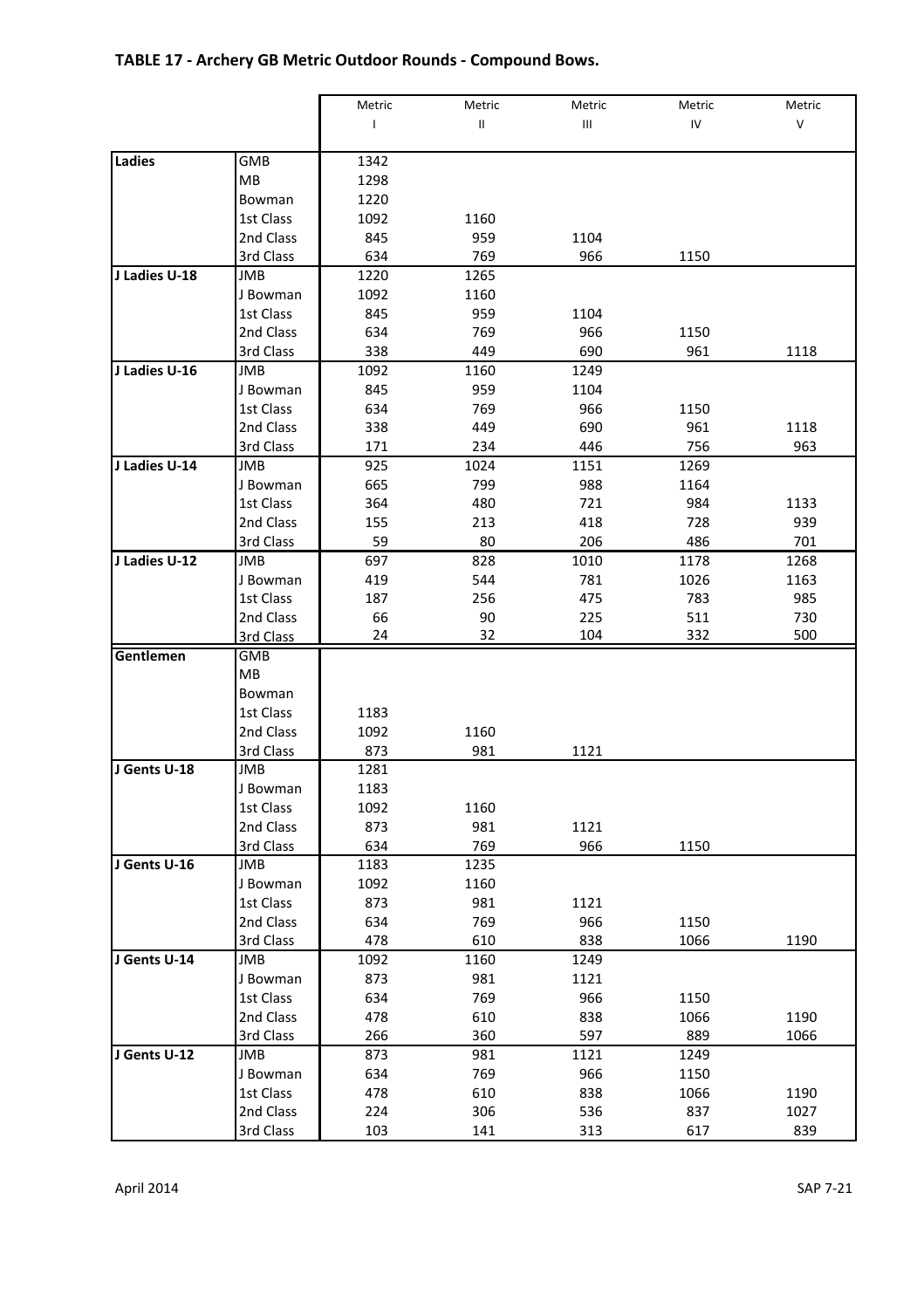## TABLE 17 - Archery GB Metric Outdoor Rounds - Compound Bows.

| | | Metric I | Metric II | Metric III | Metric IV | Metric V |
|---|---|---|---|---|---|---|
| **Ladies** | GMB | 1342 | | | | |
| | MB | 1298 | | | | |
| | Bowman | 1220 | | | | |
| | 1st Class | 1092 | 1160 | | | |
| | 2nd Class | 845 | 959 | 1104 | | |
| | 3rd Class | 634 | 769 | 966 | 1150 | |
| **J Ladies U-18** | JMB | 1220 | 1265 | | | |
| | J Bowman | 1092 | 1160 | | | |
| | 1st Class | 845 | 959 | 1104 | | |
| | 2nd Class | 634 | 769 | 966 | 1150 | |
| | 3rd Class | 338 | 449 | 690 | 961 | 1118 |
| **J Ladies U-16** | JMB | 1092 | 1160 | 1249 | | |
| | J Bowman | 845 | 959 | 1104 | | |
| | 1st Class | 634 | 769 | 966 | 1150 | |
| | 2nd Class | 338 | 449 | 690 | 961 | 1118 |
| | 3rd Class | 171 | 234 | 446 | 756 | 963 |
| **J Ladies U-14** | JMB | 925 | 1024 | 1151 | 1269 | |
| | J Bowman | 665 | 799 | 988 | 1164 | |
| | 1st Class | 364 | 480 | 721 | 984 | 1133 |
| | 2nd Class | 155 | 213 | 418 | 728 | 939 |
| | 3rd Class | 59 | 80 | 206 | 486 | 701 |
| **J Ladies U-12** | JMB | 697 | 828 | 1010 | 1178 | 1268 |
| | J Bowman | 419 | 544 | 781 | 1026 | 1163 |
| | 1st Class | 187 | 256 | 475 | 783 | 985 |
| | 2nd Class | 66 | 90 | 225 | 511 | 730 |
| | 3rd Class | 24 | 32 | 104 | 332 | 500 |
| **Gentlemen** | GMB | | | | | |
| | MB | | | | | |
| | Bowman | | | | | |
| | 1st Class | 1183 | | | | |
| | 2nd Class | 1092 | 1160 | | | |
| | 3rd Class | 873 | 981 | 1121 | | |
| **J Gents U-18** | JMB | 1281 | | | | |
| | J Bowman | 1183 | | | | |
| | 1st Class | 1092 | 1160 | | | |
| | 2nd Class | 873 | 981 | 1121 | | |
| | 3rd Class | 634 | 769 | 966 | 1150 | |
| **J Gents U-16** | JMB | 1183 | 1235 | | | |
| | J Bowman | 1092 | 1160 | | | |
| | 1st Class | 873 | 981 | 1121 | | |
| | 2nd Class | 634 | 769 | 966 | 1150 | |
| | 3rd Class | 478 | 610 | 838 | 1066 | 1190 |
| **J Gents U-14** | JMB | 1092 | 1160 | 1249 | | |
| | J Bowman | 873 | 981 | 1121 | | |
| | 1st Class | 634 | 769 | 966 | 1150 | |
| | 2nd Class | 478 | 610 | 838 | 1066 | 1190 |
| | 3rd Class | 266 | 360 | 597 | 889 | 1066 |
| **J Gents U-12** | JMB | 873 | 981 | 1121 | 1249 | |
| | J Bowman | 634 | 769 | 966 | 1150 | |
| | 1st Class | 478 | 610 | 838 | 1066 | 1190 |
| | 2nd Class | 224 | 306 | 536 | 837 | 1027 |
| | 3rd Class | 103 | 141 | 313 | 617 | 839 |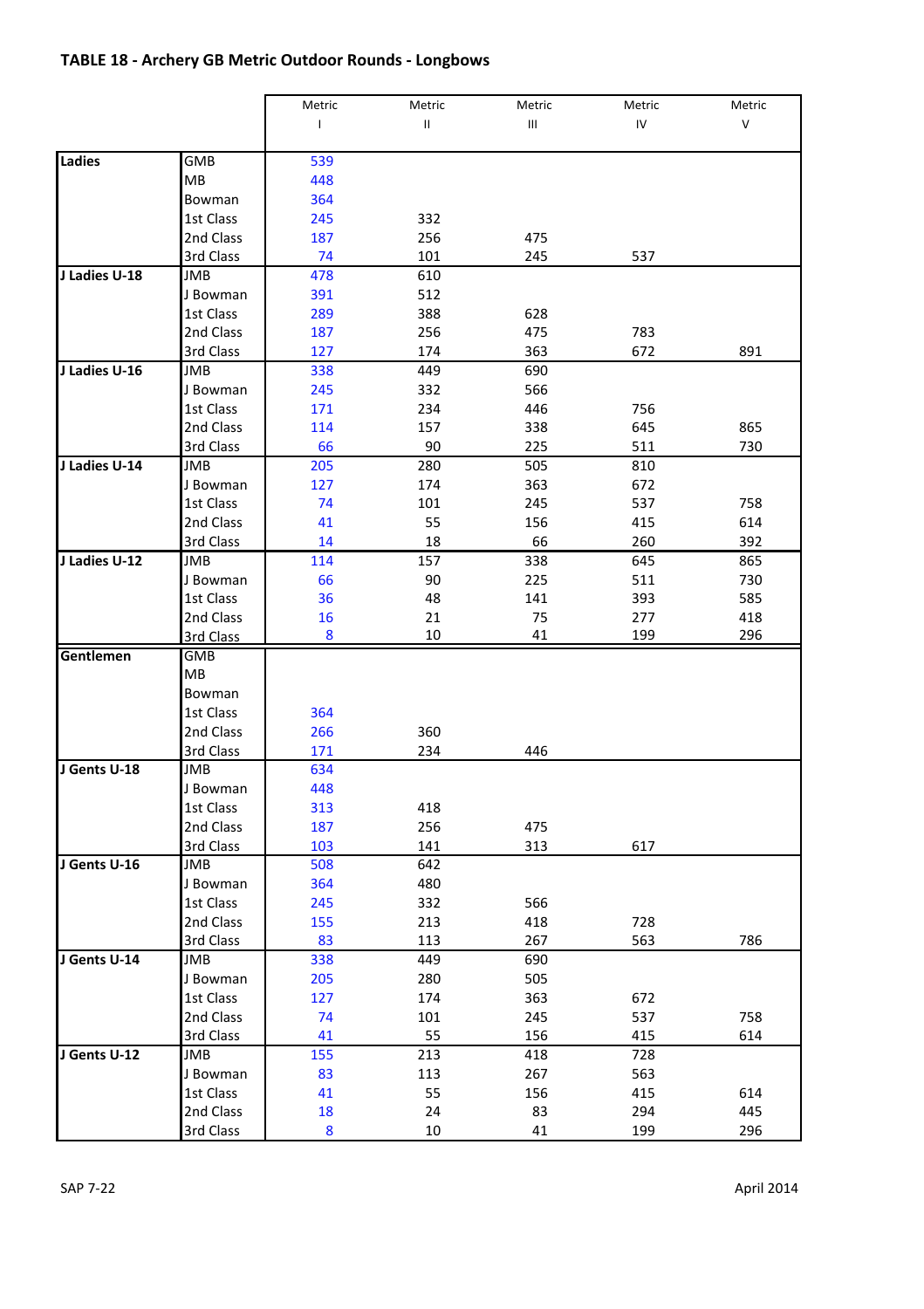## TABLE 18 - Archery GB Metric Outdoor Rounds - Longbows

| | | Metric I | Metric II | Metric III | Metric IV | Metric V |
|---|---|---|---|---|---|---|
| **Ladies** | GMB | 539 | | | | |
| | MB | 448 | | | | |
| | Bowman | 364 | | | | |
| | 1st Class | 245 | 332 | | | |
| | 2nd Class | 187 | 256 | 475 | | |
| | 3rd Class | 74 | 101 | 245 | 537 | |
| **J Ladies U-18** | JMB | 478 | 610 | | | |
| | J Bowman | 391 | 512 | | | |
| | 1st Class | 289 | 388 | 628 | | |
| | 2nd Class | 187 | 256 | 475 | 783 | |
| | 3rd Class | 127 | 174 | 363 | 672 | 891 |
| **J Ladies U-16** | JMB | 338 | 449 | 690 | | |
| | J Bowman | 245 | 332 | 566 | | |
| | 1st Class | 171 | 234 | 446 | 756 | |
| | 2nd Class | 114 | 157 | 338 | 645 | 865 |
| | 3rd Class | 66 | 90 | 225 | 511 | 730 |
| **J Ladies U-14** | JMB | 205 | 280 | 505 | 810 | |
| | J Bowman | 127 | 174 | 363 | 672 | |
| | 1st Class | 74 | 101 | 245 | 537 | 758 |
| | 2nd Class | 41 | 55 | 156 | 415 | 614 |
| | 3rd Class | 14 | 18 | 66 | 260 | 392 |
| **J Ladies U-12** | JMB | 114 | 157 | 338 | 645 | 865 |
| | J Bowman | 66 | 90 | 225 | 511 | 730 |
| | 1st Class | 36 | 48 | 141 | 393 | 585 |
| | 2nd Class | 16 | 21 | 75 | 277 | 418 |
| | 3rd Class | 8 | 10 | 41 | 199 | 296 |
| **Gentlemen** | GMB | | | | | |
| | MB | | | | | |
| | Bowman | | | | | |
| | 1st Class | 364 | | | | |
| | 2nd Class | 266 | 360 | | | |
| | 3rd Class | 171 | 234 | 446 | | |
| **J Gents U-18** | JMB | 634 | | | | |
| | J Bowman | 448 | | | | |
| | 1st Class | 313 | 418 | | | |
| | 2nd Class | 187 | 256 | 475 | | |
| | 3rd Class | 103 | 141 | 313 | 617 | |
| **J Gents U-16** | JMB | 508 | 642 | | | |
| | J Bowman | 364 | 480 | | | |
| | 1st Class | 245 | 332 | 566 | | |
| | 2nd Class | 155 | 213 | 418 | 728 | |
| | 3rd Class | 83 | 113 | 267 | 563 | 786 |
| **J Gents U-14** | JMB | 338 | 449 | 690 | | |
| | J Bowman | 205 | 280 | 505 | | |
| | 1st Class | 127 | 174 | 363 | 672 | |
| | 2nd Class | 74 | 101 | 245 | 537 | 758 |
| | 3rd Class | 41 | 55 | 156 | 415 | 614 |
| **J Gents U-12** | JMB | 155 | 213 | 418 | 728 | |
| | J Bowman | 83 | 113 | 267 | 563 | |
| | 1st Class | 41 | 55 | 156 | 415 | 614 |
| | 2nd Class | 18 | 24 | 83 | 294 | 445 |
| | 3rd Class | 8 | 10 | 41 | 199 | 296 |

SAP 7-22 April 2014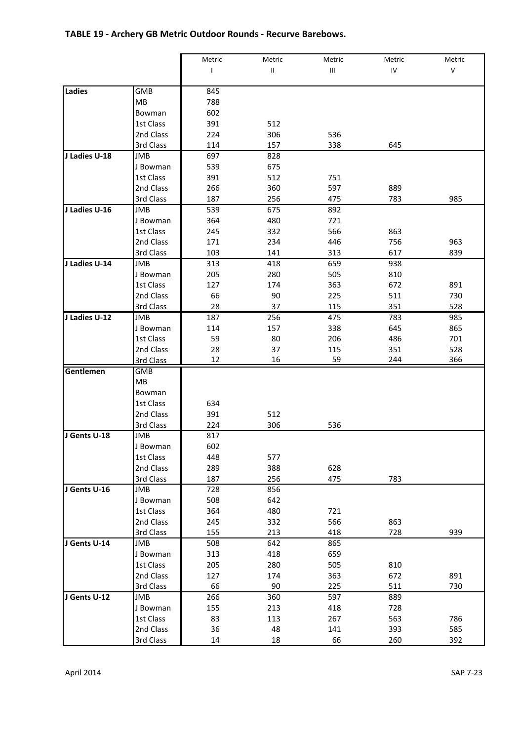## TABLE 19 - Archery GB Metric Outdoor Rounds - Recurve Barebows.

| | | Metric I | Metric II | Metric III | Metric IV | Metric V |
|---|---|---|---|---|---|---|
| Ladies | GMB | 845 | | | | |
| | MB | 788 | | | | |
| | Bowman | 602 | | | | |
| | 1st Class | 391 | 512 | | | |
| | 2nd Class | 224 | 306 | 536 | | |
| | 3rd Class | 114 | 157 | 338 | 645 | |
| J Ladies U-18 | JMB | 697 | 828 | | | |
| | J Bowman | 539 | 675 | | | |
| | 1st Class | 391 | 512 | 751 | | |
| | 2nd Class | 266 | 360 | 597 | 889 | |
| | 3rd Class | 187 | 256 | 475 | 783 | 985 |
| J Ladies U-16 | JMB | 539 | 675 | 892 | | |
| | J Bowman | 364 | 480 | 721 | | |
| | 1st Class | 245 | 332 | 566 | 863 | |
| | 2nd Class | 171 | 234 | 446 | 756 | 963 |
| | 3rd Class | 103 | 141 | 313 | 617 | 839 |
| J Ladies U-14 | JMB | 313 | 418 | 659 | 938 | |
| | J Bowman | 205 | 280 | 505 | 810 | |
| | 1st Class | 127 | 174 | 363 | 672 | 891 |
| | 2nd Class | 66 | 90 | 225 | 511 | 730 |
| | 3rd Class | 28 | 37 | 115 | 351 | 528 |
| J Ladies U-12 | JMB | 187 | 256 | 475 | 783 | 985 |
| | J Bowman | 114 | 157 | 338 | 645 | 865 |
| | 1st Class | 59 | 80 | 206 | 486 | 701 |
| | 2nd Class | 28 | 37 | 115 | 351 | 528 |
| | 3rd Class | 12 | 16 | 59 | 244 | 366 |
| Gentlemen | GMB | | | | | |
| | MB | | | | | |
| | Bowman | | | | | |
| | 1st Class | 634 | | | | |
| | 2nd Class | 391 | 512 | | | |
| | 3rd Class | 224 | 306 | 536 | | |
| J Gents U-18 | JMB | 817 | | | | |
| | J Bowman | 602 | | | | |
| | 1st Class | 448 | 577 | | | |
| | 2nd Class | 289 | 388 | 628 | | |
| | 3rd Class | 187 | 256 | 475 | 783 | |
| J Gents U-16 | JMB | 728 | 856 | | | |
| | J Bowman | 508 | 642 | | | |
| | 1st Class | 364 | 480 | 721 | | |
| | 2nd Class | 245 | 332 | 566 | 863 | |
| | 3rd Class | 155 | 213 | 418 | 728 | 939 |
| J Gents U-14 | JMB | 508 | 642 | 865 | | |
| | J Bowman | 313 | 418 | 659 | | |
| | 1st Class | 205 | 280 | 505 | 810 | |
| | 2nd Class | 127 | 174 | 363 | 672 | 891 |
| | 3rd Class | 66 | 90 | 225 | 511 | 730 |
| J Gents U-12 | JMB | 266 | 360 | 597 | 889 | |
| | J Bowman | 155 | 213 | 418 | 728 | |
| | 1st Class | 83 | 113 | 267 | 563 | 786 |
| | 2nd Class | 36 | 48 | 141 | 393 | 585 |
| | 3rd Class | 14 | 18 | 66 | 260 | 392 |

April 2014 SAP 7-23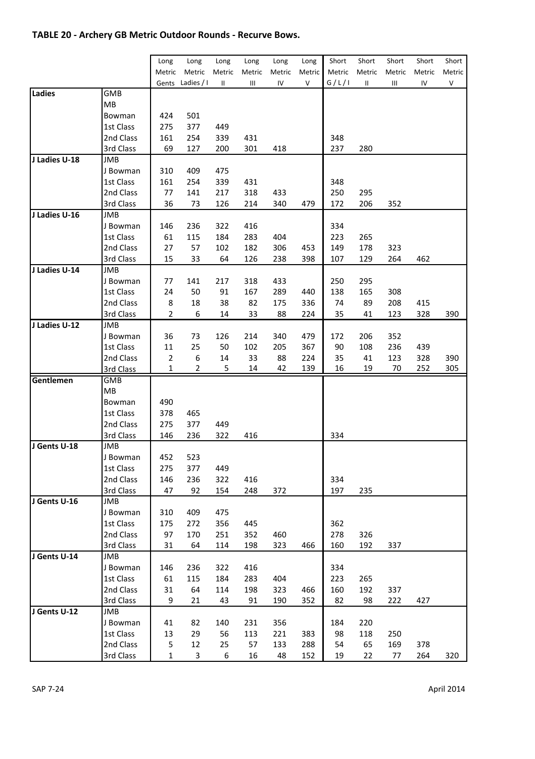## TABLE 20 - Archery GB Metric Outdoor Rounds - Recurve Bows.

| | | Long Metric Gents | Long Metric Ladies / I | Long Metric II | Long Metric III | Long Metric IV | Long Metric V | Short Metric G / L / I | Short Metric II | Short Metric III | Short Metric IV | Short Metric V |
|---|---|---|---|---|---|---|---|---|---|---|---|---|
| **Ladies** | GMB | | | | | | | | | | | |
| | MB | | | | | | | | | | | |
| | Bowman | 424 | 501 | | | | | | | | | |
| | 1st Class | 275 | 377 | 449 | | | | | | | | |
| | 2nd Class | 161 | 254 | 339 | 431 | | | 348 | | | | |
| | 3rd Class | 69 | 127 | 200 | 301 | 418 | | 237 | 280 | | | |
| **J Ladies U-18** | JMB | | | | | | | | | | | |
| | J Bowman | 310 | 409 | 475 | | | | | | | | |
| | 1st Class | 161 | 254 | 339 | 431 | | | 348 | | | | |
| | 2nd Class | 77 | 141 | 217 | 318 | 433 | | 250 | 295 | | | |
| | 3rd Class | 36 | 73 | 126 | 214 | 340 | 479 | 172 | 206 | 352 | | |
| **J Ladies U-16** | JMB | | | | | | | | | | | |
| | J Bowman | 146 | 236 | 322 | 416 | | | 334 | | | | |
| | 1st Class | 61 | 115 | 184 | 283 | 404 | | 223 | 265 | | | |
| | 2nd Class | 27 | 57 | 102 | 182 | 306 | 453 | 149 | 178 | 323 | | |
| | 3rd Class | 15 | 33 | 64 | 126 | 238 | 398 | 107 | 129 | 264 | 462 | |
| **J Ladies U-14** | JMB | | | | | | | | | | | |
| | J Bowman | 77 | 141 | 217 | 318 | 433 | | 250 | 295 | | | |
| | 1st Class | 24 | 50 | 91 | 167 | 289 | 440 | 138 | 165 | 308 | | |
| | 2nd Class | 8 | 18 | 38 | 82 | 175 | 336 | 74 | 89 | 208 | 415 | |
| | 3rd Class | 2 | 6 | 14 | 33 | 88 | 224 | 35 | 41 | 123 | 328 | 390 |
| **J Ladies U-12** | JMB | | | | | | | | | | | |
| | J Bowman | 36 | 73 | 126 | 214 | 340 | 479 | 172 | 206 | 352 | | |
| | 1st Class | 11 | 25 | 50 | 102 | 205 | 367 | 90 | 108 | 236 | 439 | |
| | 2nd Class | 2 | 6 | 14 | 33 | 88 | 224 | 35 | 41 | 123 | 328 | 390 |
| | 3rd Class | 1 | 2 | 5 | 14 | 42 | 139 | 16 | 19 | 70 | 252 | 305 |
| **Gentlemen** | GMB | | | | | | | | | | | |
| | MB | | | | | | | | | | | |
| | Bowman | 490 | | | | | | | | | | |
| | 1st Class | 378 | 465 | | | | | | | | | |
| | 2nd Class | 275 | 377 | 449 | | | | | | | | |
| | 3rd Class | 146 | 236 | 322 | 416 | | | 334 | | | | |
| **J Gents U-18** | JMB | | | | | | | | | | | |
| | J Bowman | 452 | 523 | | | | | | | | | |
| | 1st Class | 275 | 377 | 449 | | | | | | | | |
| | 2nd Class | 146 | 236 | 322 | 416 | | | 334 | | | | |
| | 3rd Class | 47 | 92 | 154 | 248 | 372 | | 197 | 235 | | | |
| **J Gents U-16** | JMB | | | | | | | | | | | |
| | J Bowman | 310 | 409 | 475 | | | | | | | | |
| | 1st Class | 175 | 272 | 356 | 445 | | | 362 | | | | |
| | 2nd Class | 97 | 170 | 251 | 352 | 460 | | 278 | 326 | | | |
| | 3rd Class | 31 | 64 | 114 | 198 | 323 | 466 | 160 | 192 | 337 | | |
| **J Gents U-14** | JMB | | | | | | | | | | | |
| | J Bowman | 146 | 236 | 322 | 416 | | | 334 | | | | |
| | 1st Class | 61 | 115 | 184 | 283 | 404 | | 223 | 265 | | | |
| | 2nd Class | 31 | 64 | 114 | 198 | 323 | 466 | 160 | 192 | 337 | | |
| | 3rd Class | 9 | 21 | 43 | 91 | 190 | 352 | 82 | 98 | 222 | 427 | |
| **J Gents U-12** | JMB | | | | | | | | | | | |
| | J Bowman | 41 | 82 | 140 | 231 | 356 | | 184 | 220 | | | |
| | 1st Class | 13 | 29 | 56 | 113 | 221 | 383 | 98 | 118 | 250 | | |
| | 2nd Class | 5 | 12 | 25 | 57 | 133 | 288 | 54 | 65 | 169 | 378 | |
| | 3rd Class | 1 | 3 | 6 | 16 | 48 | 152 | 19 | 22 | 77 | 264 | 320 |

SAP 7-24 April 2014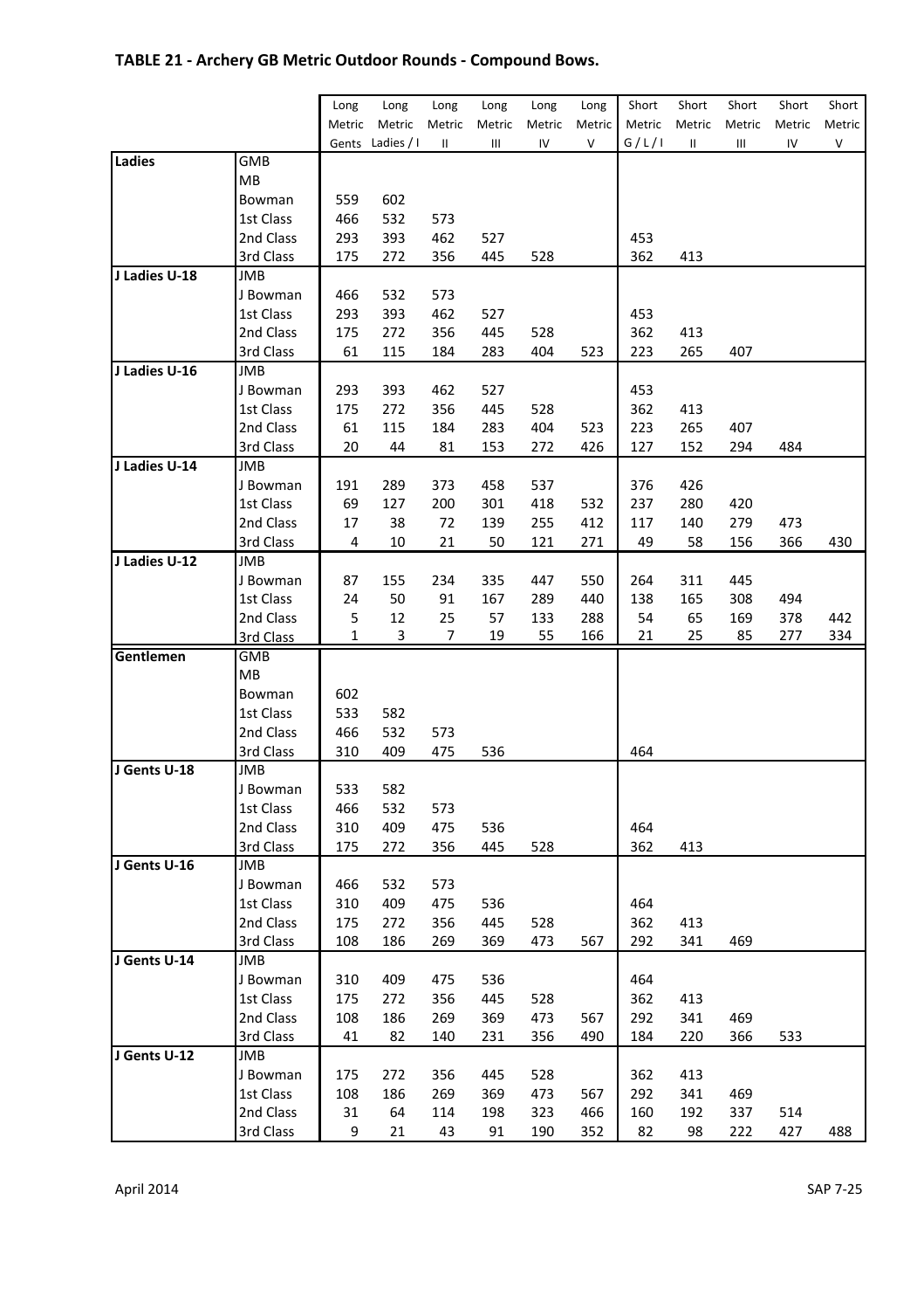## TABLE 21 - Archery GB Metric Outdoor Rounds - Compound Bows.

| | | Long Metric Gents | Long Metric Ladies / I | Long Metric II | Long Metric III | Long Metric IV | Long Metric V | Short Metric G / L / I | Short Metric II | Short Metric III | Short Metric IV | Short Metric V |
|---|---|---|---|---|---|---|---|---|---|---|---|---|
| **Ladies** | GMB | | | | | | | | | | | |
| | MB | | | | | | | | | | | |
| | Bowman | 559 | 602 | | | | | | | | | |
| | 1st Class | 466 | 532 | 573 | | | | | | | | |
| | 2nd Class | 293 | 393 | 462 | 527 | | | 453 | | | | |
| | 3rd Class | 175 | 272 | 356 | 445 | 528 | | 362 | 413 | | | |
| **J Ladies U-18** | JMB | | | | | | | | | | | |
| | J Bowman | 466 | 532 | 573 | | | | | | | | |
| | 1st Class | 293 | 393 | 462 | 527 | | | 453 | | | | |
| | 2nd Class | 175 | 272 | 356 | 445 | 528 | | 362 | 413 | | | |
| | 3rd Class | 61 | 115 | 184 | 283 | 404 | 523 | 223 | 265 | 407 | | |
| **J Ladies U-16** | JMB | | | | | | | | | | | |
| | J Bowman | 293 | 393 | 462 | 527 | | | 453 | | | | |
| | 1st Class | 175 | 272 | 356 | 445 | 528 | | 362 | 413 | | | |
| | 2nd Class | 61 | 115 | 184 | 283 | 404 | 523 | 223 | 265 | 407 | | |
| | 3rd Class | 20 | 44 | 81 | 153 | 272 | 426 | 127 | 152 | 294 | 484 | |
| **J Ladies U-14** | JMB | | | | | | | | | | | |
| | J Bowman | 191 | 289 | 373 | 458 | 537 | | 376 | 426 | | | |
| | 1st Class | 69 | 127 | 200 | 301 | 418 | 532 | 237 | 280 | 420 | | |
| | 2nd Class | 17 | 38 | 72 | 139 | 255 | 412 | 117 | 140 | 279 | 473 | |
| | 3rd Class | 4 | 10 | 21 | 50 | 121 | 271 | 49 | 58 | 156 | 366 | 430 |
| **J Ladies U-12** | JMB | | | | | | | | | | | |
| | J Bowman | 87 | 155 | 234 | 335 | 447 | 550 | 264 | 311 | 445 | | |
| | 1st Class | 24 | 50 | 91 | 167 | 289 | 440 | 138 | 165 | 308 | 494 | |
| | 2nd Class | 5 | 12 | 25 | 57 | 133 | 288 | 54 | 65 | 169 | 378 | 442 |
| | 3rd Class | 1 | 3 | 7 | 19 | 55 | 166 | 21 | 25 | 85 | 277 | 334 |
| **Gentlemen** | GMB | | | | | | | | | | | |
| | MB | | | | | | | | | | | |
| | Bowman | 602 | | | | | | | | | | |
| | 1st Class | 533 | 582 | | | | | | | | | |
| | 2nd Class | 466 | 532 | 573 | | | | | | | | |
| | 3rd Class | 310 | 409 | 475 | 536 | | | 464 | | | | |
| **J Gents U-18** | JMB | | | | | | | | | | | |
| | J Bowman | 533 | 582 | | | | | | | | | |
| | 1st Class | 466 | 532 | 573 | | | | | | | | |
| | 2nd Class | 310 | 409 | 475 | 536 | | | 464 | | | | |
| | 3rd Class | 175 | 272 | 356 | 445 | 528 | | 362 | 413 | | | |
| **J Gents U-16** | JMB | | | | | | | | | | | |
| | J Bowman | 466 | 532 | 573 | | | | | | | | |
| | 1st Class | 310 | 409 | 475 | 536 | | | 464 | | | | |
| | 2nd Class | 175 | 272 | 356 | 445 | 528 | | 362 | 413 | | | |
| | 3rd Class | 108 | 186 | 269 | 369 | 473 | 567 | 292 | 341 | 469 | | |
| **J Gents U-14** | JMB | | | | | | | | | | | |
| | J Bowman | 310 | 409 | 475 | 536 | | | 464 | | | | |
| | 1st Class | 175 | 272 | 356 | 445 | 528 | | 362 | 413 | | | |
| | 2nd Class | 108 | 186 | 269 | 369 | 473 | 567 | 292 | 341 | 469 | | |
| | 3rd Class | 41 | 82 | 140 | 231 | 356 | 490 | 184 | 220 | 366 | 533 | |
| **J Gents U-12** | JMB | | | | | | | | | | | |
| | J Bowman | 175 | 272 | 356 | 445 | 528 | | 362 | 413 | | | |
| | 1st Class | 108 | 186 | 269 | 369 | 473 | 567 | 292 | 341 | 469 | | |
| | 2nd Class | 31 | 64 | 114 | 198 | 323 | 466 | 160 | 192 | 337 | 514 | |
| | 3rd Class | 9 | 21 | 43 | 91 | 190 | 352 | 82 | 98 | 222 | 427 | 488 |

April 2014 SAP 7-25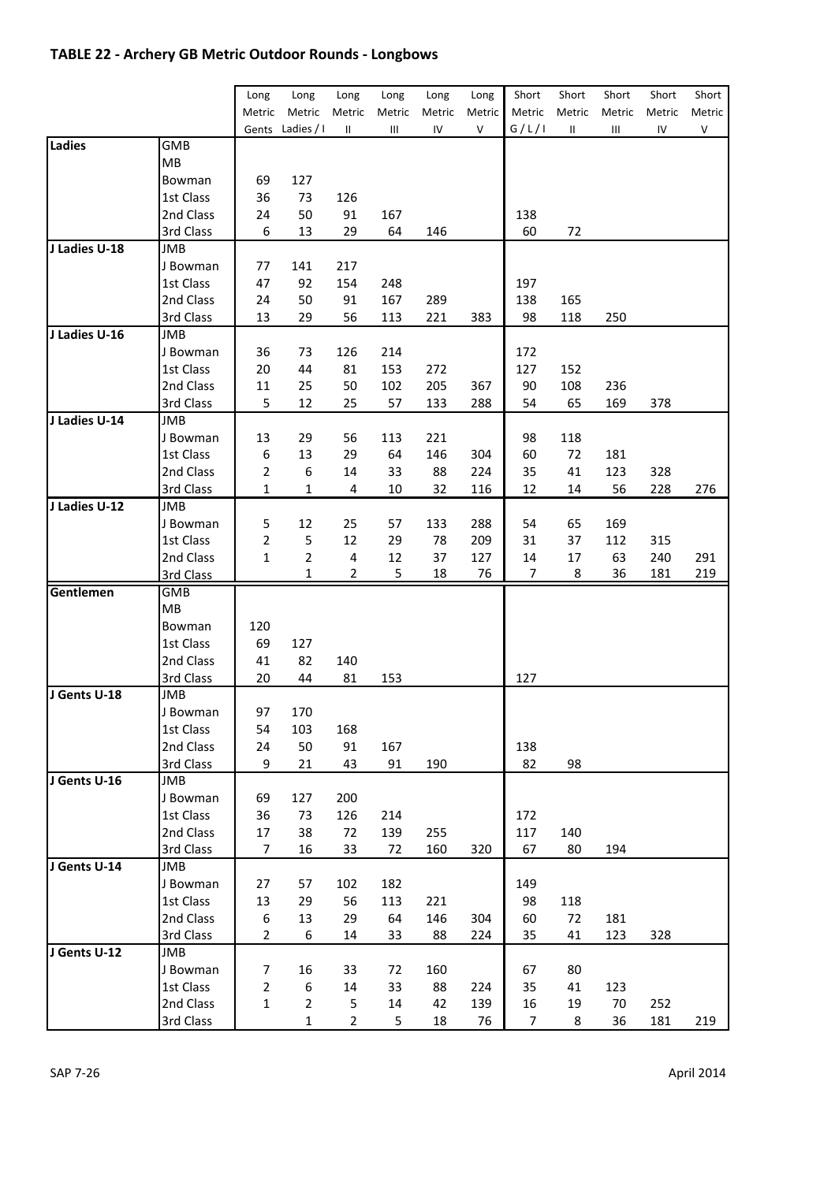## TABLE 22 - Archery GB Metric Outdoor Rounds - Longbows

| | | Long Metric Gents | Long Metric Ladies / I | Long Metric II | Long Metric III | Long Metric IV | Long Metric V | Short Metric G / L / I | Short Metric II | Short Metric III | Short Metric IV | Short Metric V |
|---|---|---|---|---|---|---|---|---|---|---|---|---|
| **Ladies** | GMB | | | | | | | | | | | |
| | MB | | | | | | | | | | | |
| | Bowman | 69 | 127 | | | | | | | | | |
| | 1st Class | 36 | 73 | 126 | | | | | | | | |
| | 2nd Class | 24 | 50 | 91 | 167 | | | 138 | | | | |
| | 3rd Class | 6 | 13 | 29 | 64 | 146 | | 60 | 72 | | | |
| **J Ladies U-18** | JMB | | | | | | | | | | | |
| | J Bowman | 77 | 141 | 217 | | | | | | | | |
| | 1st Class | 47 | 92 | 154 | 248 | | | 197 | | | | |
| | 2nd Class | 24 | 50 | 91 | 167 | 289 | | 138 | 165 | | | |
| | 3rd Class | 13 | 29 | 56 | 113 | 221 | 383 | 98 | 118 | 250 | | |
| **J Ladies U-16** | JMB | | | | | | | | | | | |
| | J Bowman | 36 | 73 | 126 | 214 | | | 172 | | | | |
| | 1st Class | 20 | 44 | 81 | 153 | 272 | | 127 | 152 | | | |
| | 2nd Class | 11 | 25 | 50 | 102 | 205 | 367 | 90 | 108 | 236 | | |
| | 3rd Class | 5 | 12 | 25 | 57 | 133 | 288 | 54 | 65 | 169 | 378 | |
| **J Ladies U-14** | JMB | | | | | | | | | | | |
| | J Bowman | 13 | 29 | 56 | 113 | 221 | | 98 | 118 | | | |
| | 1st Class | 6 | 13 | 29 | 64 | 146 | 304 | 60 | 72 | 181 | | |
| | 2nd Class | 2 | 6 | 14 | 33 | 88 | 224 | 35 | 41 | 123 | 328 | |
| | 3rd Class | 1 | 1 | 4 | 10 | 32 | 116 | 12 | 14 | 56 | 228 | 276 |
| **J Ladies U-12** | JMB | | | | | | | | | | | |
| | J Bowman | 5 | 12 | 25 | 57 | 133 | 288 | 54 | 65 | 169 | | |
| | 1st Class | 2 | 5 | 12 | 29 | 78 | 209 | 31 | 37 | 112 | 315 | |
| | 2nd Class | 1 | 2 | 4 | 12 | 37 | 127 | 14 | 17 | 63 | 240 | 291 |
| | 3rd Class | | 1 | 2 | 5 | 18 | 76 | 7 | 8 | 36 | 181 | 219 |
| **Gentlemen** | GMB | | | | | | | | | | | |
| | MB | | | | | | | | | | | |
| | Bowman | 120 | | | | | | | | | | |
| | 1st Class | 69 | 127 | | | | | | | | | |
| | 2nd Class | 41 | 82 | 140 | | | | | | | | |
| | 3rd Class | 20 | 44 | 81 | 153 | | | 127 | | | | |
| **J Gents U-18** | JMB | | | | | | | | | | | |
| | J Bowman | 97 | 170 | | | | | | | | | |
| | 1st Class | 54 | 103 | 168 | | | | | | | | |
| | 2nd Class | 24 | 50 | 91 | 167 | | | 138 | | | | |
| | 3rd Class | 9 | 21 | 43 | 91 | 190 | | 82 | 98 | | | |
| **J Gents U-16** | JMB | | | | | | | | | | | |
| | J Bowman | 69 | 127 | 200 | | | | | | | | |
| | 1st Class | 36 | 73 | 126 | 214 | | | 172 | | | | |
| | 2nd Class | 17 | 38 | 72 | 139 | 255 | | 117 | 140 | | | |
| | 3rd Class | 7 | 16 | 33 | 72 | 160 | 320 | 67 | 80 | 194 | | |
| **J Gents U-14** | JMB | | | | | | | | | | | |
| | J Bowman | 27 | 57 | 102 | 182 | | | 149 | | | | |
| | 1st Class | 13 | 29 | 56 | 113 | 221 | | 98 | 118 | | | |
| | 2nd Class | 6 | 13 | 29 | 64 | 146 | 304 | 60 | 72 | 181 | | |
| | 3rd Class | 2 | 6 | 14 | 33 | 88 | 224 | 35 | 41 | 123 | 328 | |
| **J Gents U-12** | JMB | | | | | | | | | | | |
| | J Bowman | 7 | 16 | 33 | 72 | 160 | | 67 | 80 | | | |
| | 1st Class | 2 | 6 | 14 | 33 | 88 | 224 | 35 | 41 | 123 | | |
| | 2nd Class | 1 | 2 | 5 | 14 | 42 | 139 | 16 | 19 | 70 | 252 | |
| | 3rd Class | | 1 | 2 | 5 | 18 | 76 | 7 | 8 | 36 | 181 | 219 |

SAP 7-26 April 2014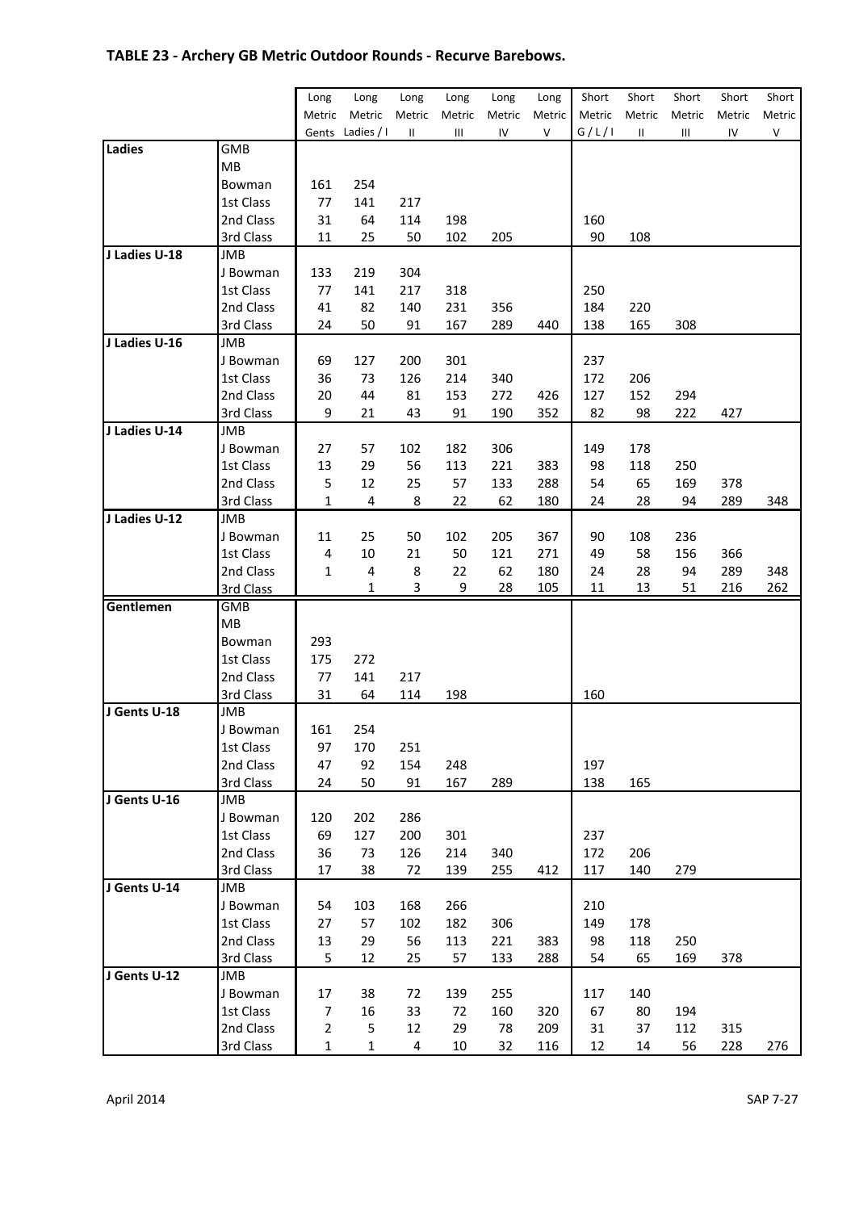## TABLE 23 - Archery GB Metric Outdoor Rounds - Recurve Barebows.

| | | Long Metric Gents | Long Metric Ladies / I | Long Metric II | Long Metric III | Long Metric IV | Long Metric V | Short Metric G / L / I | Short Metric II | Short Metric III | Short Metric IV | Short Metric V |
|---|---|---|---|---|---|---|---|---|---|---|---|---|
| **Ladies** | GMB | | | | | | | | | | | |
| | MB | | | | | | | | | | | |
| | Bowman | 161 | 254 | | | | | | | | | |
| | 1st Class | 77 | 141 | 217 | | | | | | | | |
| | 2nd Class | 31 | 64 | 114 | 198 | | | 160 | | | | |
| | 3rd Class | 11 | 25 | 50 | 102 | 205 | | 90 | 108 | | | |
| **J Ladies U-18** | JMB | | | | | | | | | | | |
| | J Bowman | 133 | 219 | 304 | | | | | | | | |
| | 1st Class | 77 | 141 | 217 | 318 | | | 250 | | | | |
| | 2nd Class | 41 | 82 | 140 | 231 | 356 | | 184 | 220 | | | |
| | 3rd Class | 24 | 50 | 91 | 167 | 289 | 440 | 138 | 165 | 308 | | |
| **J Ladies U-16** | JMB | | | | | | | | | | | |
| | J Bowman | 69 | 127 | 200 | 301 | | | 237 | | | | |
| | 1st Class | 36 | 73 | 126 | 214 | 340 | | 172 | 206 | | | |
| | 2nd Class | 20 | 44 | 81 | 153 | 272 | 426 | 127 | 152 | 294 | | |
| | 3rd Class | 9 | 21 | 43 | 91 | 190 | 352 | 82 | 98 | 222 | 427 | |
| **J Ladies U-14** | JMB | | | | | | | | | | | |
| | J Bowman | 27 | 57 | 102 | 182 | 306 | | 149 | 178 | | | |
| | 1st Class | 13 | 29 | 56 | 113 | 221 | 383 | 98 | 118 | 250 | | |
| | 2nd Class | 5 | 12 | 25 | 57 | 133 | 288 | 54 | 65 | 169 | 378 | |
| | 3rd Class | 1 | 4 | 8 | 22 | 62 | 180 | 24 | 28 | 94 | 289 | 348 |
| **J Ladies U-12** | JMB | | | | | | | | | | | |
| | J Bowman | 11 | 25 | 50 | 102 | 205 | 367 | 90 | 108 | 236 | | |
| | 1st Class | 4 | 10 | 21 | 50 | 121 | 271 | 49 | 58 | 156 | 366 | |
| | 2nd Class | 1 | 4 | 8 | 22 | 62 | 180 | 24 | 28 | 94 | 289 | 348 |
| | 3rd Class | | 1 | 3 | 9 | 28 | 105 | 11 | 13 | 51 | 216 | 262 |
| **Gentlemen** | GMB | | | | | | | | | | | |
| | MB | | | | | | | | | | | |
| | Bowman | 293 | | | | | | | | | | |
| | 1st Class | 175 | 272 | | | | | | | | | |
| | 2nd Class | 77 | 141 | 217 | | | | | | | | |
| | 3rd Class | 31 | 64 | 114 | 198 | | | 160 | | | | |
| **J Gents U-18** | JMB | | | | | | | | | | | |
| | J Bowman | 161 | 254 | | | | | | | | | |
| | 1st Class | 97 | 170 | 251 | | | | | | | | |
| | 2nd Class | 47 | 92 | 154 | 248 | | | 197 | | | | |
| | 3rd Class | 24 | 50 | 91 | 167 | 289 | | 138 | 165 | | | |
| **J Gents U-16** | JMB | | | | | | | | | | | |
| | J Bowman | 120 | 202 | 286 | | | | | | | | |
| | 1st Class | 69 | 127 | 200 | 301 | | | 237 | | | | |
| | 2nd Class | 36 | 73 | 126 | 214 | 340 | | 172 | 206 | | | |
| | 3rd Class | 17 | 38 | 72 | 139 | 255 | 412 | 117 | 140 | 279 | | |
| **J Gents U-14** | JMB | | | | | | | | | | | |
| | J Bowman | 54 | 103 | 168 | 266 | | | 210 | | | | |
| | 1st Class | 27 | 57 | 102 | 182 | 306 | | 149 | 178 | | | |
| | 2nd Class | 13 | 29 | 56 | 113 | 221 | 383 | 98 | 118 | 250 | | |
| | 3rd Class | 5 | 12 | 25 | 57 | 133 | 288 | 54 | 65 | 169 | 378 | |
| **J Gents U-12** | JMB | | | | | | | | | | | |
| | J Bowman | 17 | 38 | 72 | 139 | 255 | | 117 | 140 | | | |
| | 1st Class | 7 | 16 | 33 | 72 | 160 | 320 | 67 | 80 | 194 | | |
| | 2nd Class | 2 | 5 | 12 | 29 | 78 | 209 | 31 | 37 | 112 | 315 | |
| | 3rd Class | 1 | 1 | 4 | 10 | 32 | 116 | 12 | 14 | 56 | 228 | 276 |

April 2014 SAP 7-27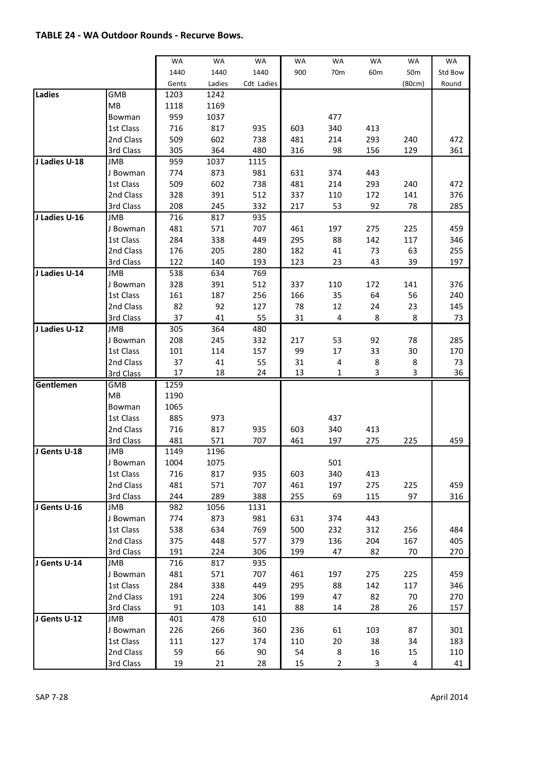## TABLE 24 - WA Outdoor Rounds - Recurve Bows.

| | | WA 1440 Gents | WA 1440 Ladies | WA 1440 Cdt Ladies | WA 900 | WA 70m | WA 60m | WA 50m (80cm) | WA Std Bow Round |
|---|---|---|---|---|---|---|---|---|---|
| **Ladies** | GMB | 1203 | 1242 | | | | | | |
| | MB | 1118 | 1169 | | | | | | |
| | Bowman | 959 | 1037 | | | 477 | | | |
| | 1st Class | 716 | 817 | 935 | 603 | 340 | 413 | | |
| | 2nd Class | 509 | 602 | 738 | 481 | 214 | 293 | 240 | 472 |
| | 3rd Class | 305 | 364 | 480 | 316 | 98 | 156 | 129 | 361 |
| **J Ladies U-18** | JMB | 959 | 1037 | 1115 | | | | | |
| | J Bowman | 774 | 873 | 981 | 631 | 374 | 443 | | |
| | 1st Class | 509 | 602 | 738 | 481 | 214 | 293 | 240 | 472 |
| | 2nd Class | 328 | 391 | 512 | 337 | 110 | 172 | 141 | 376 |
| | 3rd Class | 208 | 245 | 332 | 217 | 53 | 92 | 78 | 285 |
| **J Ladies U-16** | JMB | 716 | 817 | 935 | | | | | |
| | J Bowman | 481 | 571 | 707 | 461 | 197 | 275 | 225 | 459 |
| | 1st Class | 284 | 338 | 449 | 295 | 88 | 142 | 117 | 346 |
| | 2nd Class | 176 | 205 | 280 | 182 | 41 | 73 | 63 | 255 |
| | 3rd Class | 122 | 140 | 193 | 123 | 23 | 43 | 39 | 197 |
| **J Ladies U-14** | JMB | 538 | 634 | 769 | | | | | |
| | J Bowman | 328 | 391 | 512 | 337 | 110 | 172 | 141 | 376 |
| | 1st Class | 161 | 187 | 256 | 166 | 35 | 64 | 56 | 240 |
| | 2nd Class | 82 | 92 | 127 | 78 | 12 | 24 | 23 | 145 |
| | 3rd Class | 37 | 41 | 55 | 31 | 4 | 8 | 8 | 73 |
| **J Ladies U-12** | JMB | 305 | 364 | 480 | | | | | |
| | J Bowman | 208 | 245 | 332 | 217 | 53 | 92 | 78 | 285 |
| | 1st Class | 101 | 114 | 157 | 99 | 17 | 33 | 30 | 170 |
| | 2nd Class | 37 | 41 | 55 | 31 | 4 | 8 | 8 | 73 |
| | 3rd Class | 17 | 18 | 24 | 13 | 1 | 3 | 3 | 36 |
| **Gentlemen** | GMB | 1259 | | | | | | | |
| | MB | 1190 | | | | | | | |
| | Bowman | 1065 | | | | | | | |
| | 1st Class | 885 | 973 | | | 437 | | | |
| | 2nd Class | 716 | 817 | 935 | 603 | 340 | 413 | | |
| | 3rd Class | 481 | 571 | 707 | 461 | 197 | 275 | 225 | 459 |
| **J Gents U-18** | JMB | 1149 | 1196 | | | | | | |
| | J Bowman | 1004 | 1075 | | | 501 | | | |
| | 1st Class | 716 | 817 | 935 | 603 | 340 | 413 | | |
| | 2nd Class | 481 | 571 | 707 | 461 | 197 | 275 | 225 | 459 |
| | 3rd Class | 244 | 289 | 388 | 255 | 69 | 115 | 97 | 316 |
| **J Gents U-16** | JMB | 982 | 1056 | 1131 | | | | | |
| | J Bowman | 774 | 873 | 981 | 631 | 374 | 443 | | |
| | 1st Class | 538 | 634 | 769 | 500 | 232 | 312 | 256 | 484 |
| | 2nd Class | 375 | 448 | 577 | 379 | 136 | 204 | 167 | 405 |
| | 3rd Class | 191 | 224 | 306 | 199 | 47 | 82 | 70 | 270 |
| **J Gents U-14** | JMB | 716 | 817 | 935 | | | | | |
| | J Bowman | 481 | 571 | 707 | 461 | 197 | 275 | 225 | 459 |
| | 1st Class | 284 | 338 | 449 | 295 | 88 | 142 | 117 | 346 |
| | 2nd Class | 191 | 224 | 306 | 199 | 47 | 82 | 70 | 270 |
| | 3rd Class | 91 | 103 | 141 | 88 | 14 | 28 | 26 | 157 |
| **J Gents U-12** | JMB | 401 | 478 | 610 | | | | | |
| | J Bowman | 226 | 266 | 360 | 236 | 61 | 103 | 87 | 301 |
| | 1st Class | 111 | 127 | 174 | 110 | 20 | 38 | 34 | 183 |
| | 2nd Class | 59 | 66 | 90 | 54 | 8 | 16 | 15 | 110 |
| | 3rd Class | 19 | 21 | 28 | 15 | 2 | 3 | 4 | 41 |

SAP 7-28 April 2014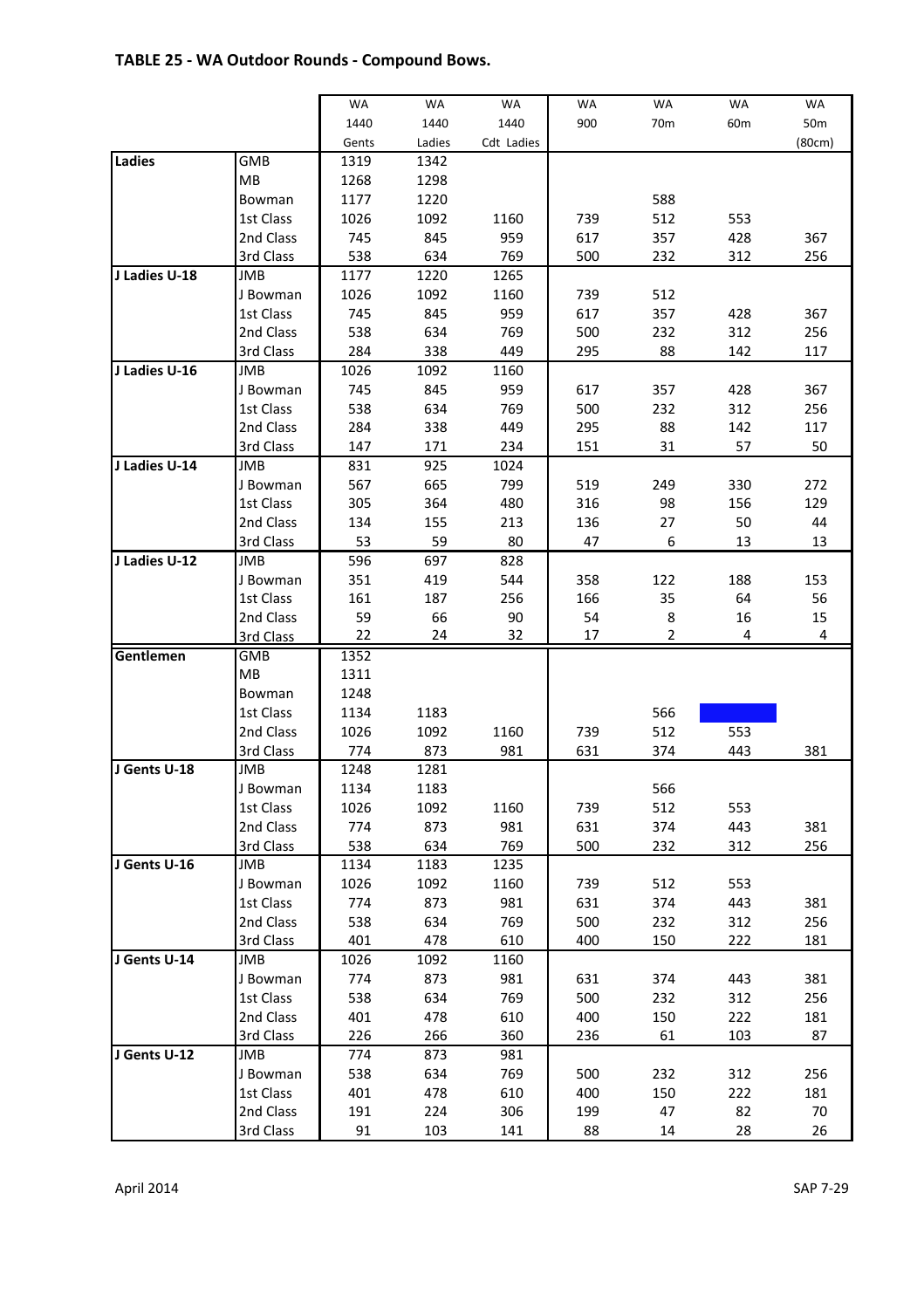## TABLE 25 - WA Outdoor Rounds - Compound Bows.

| | | WA 1440 Gents | WA 1440 Ladies | WA 1440 Cdt Ladies | WA 900 | WA 70m | WA 60m | WA 50m (80cm) |
|---|---|---|---|---|---|---|---|---|
| **Ladies** | GMB | 1319 | 1342 | | | | | |
| | MB | 1268 | 1298 | | | | | |
| | Bowman | 1177 | 1220 | | | 588 | | |
| | 1st Class | 1026 | 1092 | 1160 | 739 | 512 | 553 | |
| | 2nd Class | 745 | 845 | 959 | 617 | 357 | 428 | 367 |
| | 3rd Class | 538 | 634 | 769 | 500 | 232 | 312 | 256 |
| **J Ladies U-18** | JMB | 1177 | 1220 | 1265 | | | | |
| | J Bowman | 1026 | 1092 | 1160 | 739 | 512 | | |
| | 1st Class | 745 | 845 | 959 | 617 | 357 | 428 | 367 |
| | 2nd Class | 538 | 634 | 769 | 500 | 232 | 312 | 256 |
| | 3rd Class | 284 | 338 | 449 | 295 | 88 | 142 | 117 |
| **J Ladies U-16** | JMB | 1026 | 1092 | 1160 | | | | |
| | J Bowman | 745 | 845 | 959 | 617 | 357 | 428 | 367 |
| | 1st Class | 538 | 634 | 769 | 500 | 232 | 312 | 256 |
| | 2nd Class | 284 | 338 | 449 | 295 | 88 | 142 | 117 |
| | 3rd Class | 147 | 171 | 234 | 151 | 31 | 57 | 50 |
| **J Ladies U-14** | JMB | 831 | 925 | 1024 | | | | |
| | J Bowman | 567 | 665 | 799 | 519 | 249 | 330 | 272 |
| | 1st Class | 305 | 364 | 480 | 316 | 98 | 156 | 129 |
| | 2nd Class | 134 | 155 | 213 | 136 | 27 | 50 | 44 |
| | 3rd Class | 53 | 59 | 80 | 47 | 6 | 13 | 13 |
| **J Ladies U-12** | JMB | 596 | 697 | 828 | | | | |
| | J Bowman | 351 | 419 | 544 | 358 | 122 | 188 | 153 |
| | 1st Class | 161 | 187 | 256 | 166 | 35 | 64 | 56 |
| | 2nd Class | 59 | 66 | 90 | 54 | 8 | 16 | 15 |
| | 3rd Class | 22 | 24 | 32 | 17 | 2 | 4 | 4 |
| **Gentlemen** | GMB | 1352 | | | | | | |
| | MB | 1311 | | | | | | |
| | Bowman | 1248 | | | | | | |
| | 1st Class | 1134 | 1183 | | | 566 | | |
| | 2nd Class | 1026 | 1092 | 1160 | 739 | 512 | 553 | |
| | 3rd Class | 774 | 873 | 981 | 631 | 374 | 443 | 381 |
| **J Gents U-18** | JMB | 1248 | 1281 | | | | | |
| | J Bowman | 1134 | 1183 | | | 566 | | |
| | 1st Class | 1026 | 1092 | 1160 | 739 | 512 | 553 | |
| | 2nd Class | 774 | 873 | 981 | 631 | 374 | 443 | 381 |
| | 3rd Class | 538 | 634 | 769 | 500 | 232 | 312 | 256 |
| **J Gents U-16** | JMB | 1134 | 1183 | 1235 | | | | |
| | J Bowman | 1026 | 1092 | 1160 | 739 | 512 | 553 | |
| | 1st Class | 774 | 873 | 981 | 631 | 374 | 443 | 381 |
| | 2nd Class | 538 | 634 | 769 | 500 | 232 | 312 | 256 |
| | 3rd Class | 401 | 478 | 610 | 400 | 150 | 222 | 181 |
| **J Gents U-14** | JMB | 1026 | 1092 | 1160 | | | | |
| | J Bowman | 774 | 873 | 981 | 631 | 374 | 443 | 381 |
| | 1st Class | 538 | 634 | 769 | 500 | 232 | 312 | 256 |
| | 2nd Class | 401 | 478 | 610 | 400 | 150 | 222 | 181 |
| | 3rd Class | 226 | 266 | 360 | 236 | 61 | 103 | 87 |
| **J Gents U-12** | JMB | 774 | 873 | 981 | | | | |
| | J Bowman | 538 | 634 | 769 | 500 | 232 | 312 | 256 |
| | 1st Class | 401 | 478 | 610 | 400 | 150 | 222 | 181 |
| | 2nd Class | 191 | 224 | 306 | 199 | 47 | 82 | 70 |
| | 3rd Class | 91 | 103 | 141 | 88 | 14 | 28 | 26 |

April 2014 SAP 7-29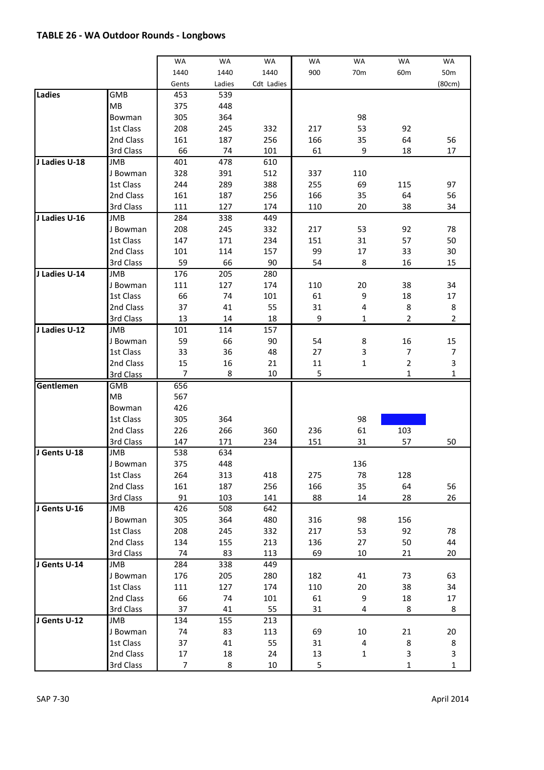## TABLE 26 - WA Outdoor Rounds - Longbows

| | | WA 1440 Gents | WA 1440 Ladies | WA 1440 Cdt Ladies | WA 900 | WA 70m | WA 60m | WA 50m (80cm) |
|---|---|---|---|---|---|---|---|---|
| **Ladies** | GMB | 453 | 539 | | | | | |
| | MB | 375 | 448 | | | | | |
| | Bowman | 305 | 364 | | | 98 | | |
| | 1st Class | 208 | 245 | 332 | 217 | 53 | 92 | |
| | 2nd Class | 161 | 187 | 256 | 166 | 35 | 64 | 56 |
| | 3rd Class | 66 | 74 | 101 | 61 | 9 | 18 | 17 |
| **J Ladies U-18** | JMB | 401 | 478 | 610 | | | | |
| | J Bowman | 328 | 391 | 512 | 337 | 110 | | |
| | 1st Class | 244 | 289 | 388 | 255 | 69 | 115 | 97 |
| | 2nd Class | 161 | 187 | 256 | 166 | 35 | 64 | 56 |
| | 3rd Class | 111 | 127 | 174 | 110 | 20 | 38 | 34 |
| **J Ladies U-16** | JMB | 284 | 338 | 449 | | | | |
| | J Bowman | 208 | 245 | 332 | 217 | 53 | 92 | 78 |
| | 1st Class | 147 | 171 | 234 | 151 | 31 | 57 | 50 |
| | 2nd Class | 101 | 114 | 157 | 99 | 17 | 33 | 30 |
| | 3rd Class | 59 | 66 | 90 | 54 | 8 | 16 | 15 |
| **J Ladies U-14** | JMB | 176 | 205 | 280 | | | | |
| | J Bowman | 111 | 127 | 174 | 110 | 20 | 38 | 34 |
| | 1st Class | 66 | 74 | 101 | 61 | 9 | 18 | 17 |
| | 2nd Class | 37 | 41 | 55 | 31 | 4 | 8 | 8 |
| | 3rd Class | 13 | 14 | 18 | 9 | 1 | 2 | 2 |
| **J Ladies U-12** | JMB | 101 | 114 | 157 | | | | |
| | J Bowman | 59 | 66 | 90 | 54 | 8 | 16 | 15 |
| | 1st Class | 33 | 36 | 48 | 27 | 3 | 7 | 7 |
| | 2nd Class | 15 | 16 | 21 | 11 | 1 | 2 | 3 |
| | 3rd Class | 7 | 8 | 10 | 5 | | 1 | 1 |
| **Gentlemen** | GMB | 656 | | | | | | |
| | MB | 567 | | | | | | |
| | Bowman | 426 | | | | | | |
| | 1st Class | 305 | 364 | | | 98 | | |
| | 2nd Class | 226 | 266 | 360 | 236 | 61 | 103 | |
| | 3rd Class | 147 | 171 | 234 | 151 | 31 | 57 | 50 |
| **J Gents U-18** | JMB | 538 | 634 | | | | | |
| | J Bowman | 375 | 448 | | | 136 | | |
| | 1st Class | 264 | 313 | 418 | 275 | 78 | 128 | |
| | 2nd Class | 161 | 187 | 256 | 166 | 35 | 64 | 56 |
| | 3rd Class | 91 | 103 | 141 | 88 | 14 | 28 | 26 |
| **J Gents U-16** | JMB | 426 | 508 | 642 | | | | |
| | J Bowman | 305 | 364 | 480 | 316 | 98 | 156 | |
| | 1st Class | 208 | 245 | 332 | 217 | 53 | 92 | 78 |
| | 2nd Class | 134 | 155 | 213 | 136 | 27 | 50 | 44 |
| | 3rd Class | 74 | 83 | 113 | 69 | 10 | 21 | 20 |
| **J Gents U-14** | JMB | 284 | 338 | 449 | | | | |
| | J Bowman | 176 | 205 | 280 | 182 | 41 | 73 | 63 |
| | 1st Class | 111 | 127 | 174 | 110 | 20 | 38 | 34 |
| | 2nd Class | 66 | 74 | 101 | 61 | 9 | 18 | 17 |
| | 3rd Class | 37 | 41 | 55 | 31 | 4 | 8 | 8 |
| **J Gents U-12** | JMB | 134 | 155 | 213 | | | | |
| | J Bowman | 74 | 83 | 113 | 69 | 10 | 21 | 20 |
| | 1st Class | 37 | 41 | 55 | 31 | 4 | 8 | 8 |
| | 2nd Class | 17 | 18 | 24 | 13 | 1 | 3 | 3 |
| | 3rd Class | 7 | 8 | 10 | 5 | | 1 | 1 |

SAP 7-30 April 2014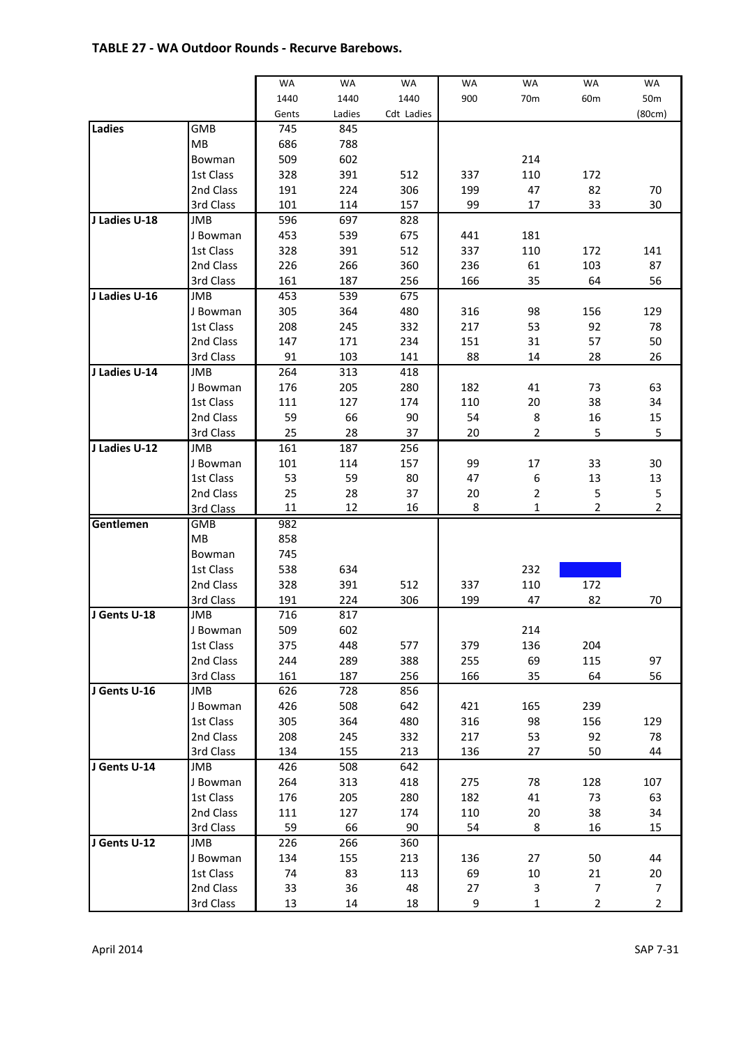## TABLE 27 - WA Outdoor Rounds - Recurve Barebows.

| | | WA 1440 Gents | WA 1440 Ladies | WA 1440 Cdt Ladies | WA 900 | WA 70m | WA 60m | WA 50m (80cm) |
|---|---|---|---|---|---|---|---|---|
| **Ladies** | GMB | 745 | 845 | | | | | |
| | MB | 686 | 788 | | | | | |
| | Bowman | 509 | 602 | | | 214 | | |
| | 1st Class | 328 | 391 | 512 | 337 | 110 | 172 | |
| | 2nd Class | 191 | 224 | 306 | 199 | 47 | 82 | 70 |
| | 3rd Class | 101 | 114 | 157 | 99 | 17 | 33 | 30 |
| **J Ladies U-18** | JMB | 596 | 697 | 828 | | | | |
| | J Bowman | 453 | 539 | 675 | 441 | 181 | | |
| | 1st Class | 328 | 391 | 512 | 337 | 110 | 172 | 141 |
| | 2nd Class | 226 | 266 | 360 | 236 | 61 | 103 | 87 |
| | 3rd Class | 161 | 187 | 256 | 166 | 35 | 64 | 56 |
| **J Ladies U-16** | JMB | 453 | 539 | 675 | | | | |
| | J Bowman | 305 | 364 | 480 | 316 | 98 | 156 | 129 |
| | 1st Class | 208 | 245 | 332 | 217 | 53 | 92 | 78 |
| | 2nd Class | 147 | 171 | 234 | 151 | 31 | 57 | 50 |
| | 3rd Class | 91 | 103 | 141 | 88 | 14 | 28 | 26 |
| **J Ladies U-14** | JMB | 264 | 313 | 418 | | | | |
| | J Bowman | 176 | 205 | 280 | 182 | 41 | 73 | 63 |
| | 1st Class | 111 | 127 | 174 | 110 | 20 | 38 | 34 |
| | 2nd Class | 59 | 66 | 90 | 54 | 8 | 16 | 15 |
| | 3rd Class | 25 | 28 | 37 | 20 | 2 | 5 | 5 |
| **J Ladies U-12** | JMB | 161 | 187 | 256 | | | | |
| | J Bowman | 101 | 114 | 157 | 99 | 17 | 33 | 30 |
| | 1st Class | 53 | 59 | 80 | 47 | 6 | 13 | 13 |
| | 2nd Class | 25 | 28 | 37 | 20 | 2 | 5 | 5 |
| | 3rd Class | 11 | 12 | 16 | 8 | 1 | 2 | 2 |
| **Gentlemen** | GMB | 982 | | | | | | |
| | MB | 858 | | | | | | |
| | Bowman | 745 | | | | | | |
| | 1st Class | 538 | 634 | | | 232 | | |
| | 2nd Class | 328 | 391 | 512 | 337 | 110 | 172 | |
| | 3rd Class | 191 | 224 | 306 | 199 | 47 | 82 | 70 |
| **J Gents U-18** | JMB | 716 | 817 | | | | | |
| | J Bowman | 509 | 602 | | | 214 | | |
| | 1st Class | 375 | 448 | 577 | 379 | 136 | 204 | |
| | 2nd Class | 244 | 289 | 388 | 255 | 69 | 115 | 97 |
| | 3rd Class | 161 | 187 | 256 | 166 | 35 | 64 | 56 |
| **J Gents U-16** | JMB | 626 | 728 | 856 | | | | |
| | J Bowman | 426 | 508 | 642 | 421 | 165 | 239 | |
| | 1st Class | 305 | 364 | 480 | 316 | 98 | 156 | 129 |
| | 2nd Class | 208 | 245 | 332 | 217 | 53 | 92 | 78 |
| | 3rd Class | 134 | 155 | 213 | 136 | 27 | 50 | 44 |
| **J Gents U-14** | JMB | 426 | 508 | 642 | | | | |
| | J Bowman | 264 | 313 | 418 | 275 | 78 | 128 | 107 |
| | 1st Class | 176 | 205 | 280 | 182 | 41 | 73 | 63 |
| | 2nd Class | 111 | 127 | 174 | 110 | 20 | 38 | 34 |
| | 3rd Class | 59 | 66 | 90 | 54 | 8 | 16 | 15 |
| **J Gents U-12** | JMB | 226 | 266 | 360 | | | | |
| | J Bowman | 134 | 155 | 213 | 136 | 27 | 50 | 44 |
| | 1st Class | 74 | 83 | 113 | 69 | 10 | 21 | 20 |
| | 2nd Class | 33 | 36 | 48 | 27 | 3 | 7 | 7 |
| | 3rd Class | 13 | 14 | 18 | 9 | 1 | 2 | 2 |

April 2014 SAP 7-31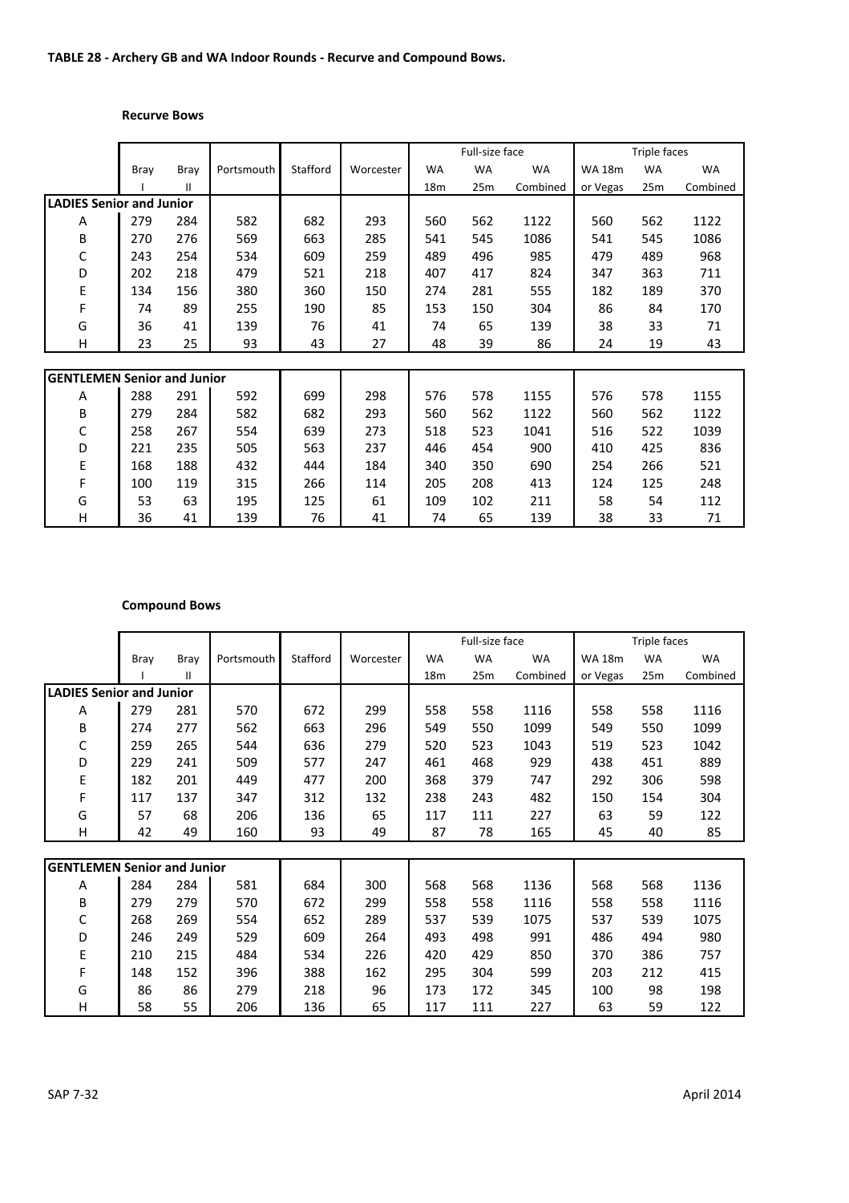**TABLE 28 - Archery GB and WA Indoor Rounds - Recurve and Compound Bows.**

**Recurve Bows**

| | Bray I | Bray II | Portsmouth | Stafford | Worcester | Full-size face WA 18m | WA 25m | WA Combined | Triple faces WA 18m or Vegas | WA 25m | WA Combined |
|---|---|---|---|---|---|---|---|---|---|---|---|
| **LADIES Senior and Junior** | | | | | | | | | | | |
| A | 279 | 284 | 582 | 682 | 293 | 560 | 562 | 1122 | 560 | 562 | 1122 |
| B | 270 | 276 | 569 | 663 | 285 | 541 | 545 | 1086 | 541 | 545 | 1086 |
| C | 243 | 254 | 534 | 609 | 259 | 489 | 496 | 985 | 479 | 489 | 968 |
| D | 202 | 218 | 479 | 521 | 218 | 407 | 417 | 824 | 347 | 363 | 711 |
| E | 134 | 156 | 380 | 360 | 150 | 274 | 281 | 555 | 182 | 189 | 370 |
| F | 74 | 89 | 255 | 190 | 85 | 153 | 150 | 304 | 86 | 84 | 170 |
| G | 36 | 41 | 139 | 76 | 41 | 74 | 65 | 139 | 38 | 33 | 71 |
| H | 23 | 25 | 93 | 43 | 27 | 48 | 39 | 86 | 24 | 19 | 43 |
| **GENTLEMEN Senior and Junior** | | | | | | | | | | | |
| A | 288 | 291 | 592 | 699 | 298 | 576 | 578 | 1155 | 576 | 578 | 1155 |
| B | 279 | 284 | 582 | 682 | 293 | 560 | 562 | 1122 | 560 | 562 | 1122 |
| C | 258 | 267 | 554 | 639 | 273 | 518 | 523 | 1041 | 516 | 522 | 1039 |
| D | 221 | 235 | 505 | 563 | 237 | 446 | 454 | 900 | 410 | 425 | 836 |
| E | 168 | 188 | 432 | 444 | 184 | 340 | 350 | 690 | 254 | 266 | 521 |
| F | 100 | 119 | 315 | 266 | 114 | 205 | 208 | 413 | 124 | 125 | 248 |
| G | 53 | 63 | 195 | 125 | 61 | 109 | 102 | 211 | 58 | 54 | 112 |
| H | 36 | 41 | 139 | 76 | 41 | 74 | 65 | 139 | 38 | 33 | 71 |

**Compound Bows**

| | Bray I | Bray II | Portsmouth | Stafford | Worcester | Full-size face WA 18m | WA 25m | WA Combined | Triple faces WA 18m or Vegas | WA 25m | WA Combined |
|---|---|---|---|---|---|---|---|---|---|---|---|
| **LADIES Senior and Junior** | | | | | | | | | | | |
| A | 279 | 281 | 570 | 672 | 299 | 558 | 558 | 1116 | 558 | 558 | 1116 |
| B | 274 | 277 | 562 | 663 | 296 | 549 | 550 | 1099 | 549 | 550 | 1099 |
| C | 259 | 265 | 544 | 636 | 279 | 520 | 523 | 1043 | 519 | 523 | 1042 |
| D | 229 | 241 | 509 | 577 | 247 | 461 | 468 | 929 | 438 | 451 | 889 |
| E | 182 | 201 | 449 | 477 | 200 | 368 | 379 | 747 | 292 | 306 | 598 |
| F | 117 | 137 | 347 | 312 | 132 | 238 | 243 | 482 | 150 | 154 | 304 |
| G | 57 | 68 | 206 | 136 | 65 | 117 | 111 | 227 | 63 | 59 | 122 |
| H | 42 | 49 | 160 | 93 | 49 | 87 | 78 | 165 | 45 | 40 | 85 |
| **GENTLEMEN Senior and Junior** | | | | | | | | | | | |
| A | 284 | 284 | 581 | 684 | 300 | 568 | 568 | 1136 | 568 | 568 | 1136 |
| B | 279 | 279 | 570 | 672 | 299 | 558 | 558 | 1116 | 558 | 558 | 1116 |
| C | 268 | 269 | 554 | 652 | 289 | 537 | 539 | 1075 | 537 | 539 | 1075 |
| D | 246 | 249 | 529 | 609 | 264 | 493 | 498 | 991 | 486 | 494 | 980 |
| E | 210 | 215 | 484 | 534 | 226 | 420 | 429 | 850 | 370 | 386 | 757 |
| F | 148 | 152 | 396 | 388 | 162 | 295 | 304 | 599 | 203 | 212 | 415 |
| G | 86 | 86 | 279 | 218 | 96 | 173 | 172 | 345 | 100 | 98 | 198 |
| H | 58 | 55 | 206 | 136 | 65 | 117 | 111 | 227 | 63 | 59 | 122 |

SAP 7-32 April 2014